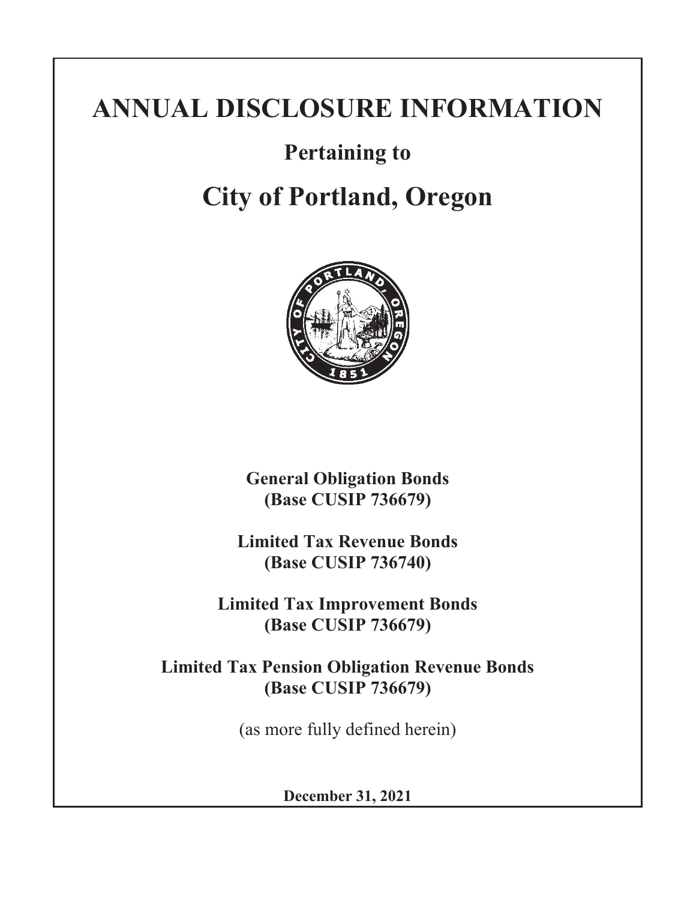# ANNUAL DISCLOSURE INFORMATION

## Pertaining to

# City of Portland, Oregon

**General Obligation Bonds**
**(Base CUSIP 736679)**

**Limited Tax Revenue Bonds**
**(Base CUSIP 736740)**

**Limited Tax Improvement Bonds**
**(Base CUSIP 736679)**

**Limited Tax Pension Obligation Revenue Bonds**
**(Base CUSIP 736679)**

(as more fully defined herein)

**December 31, 2021**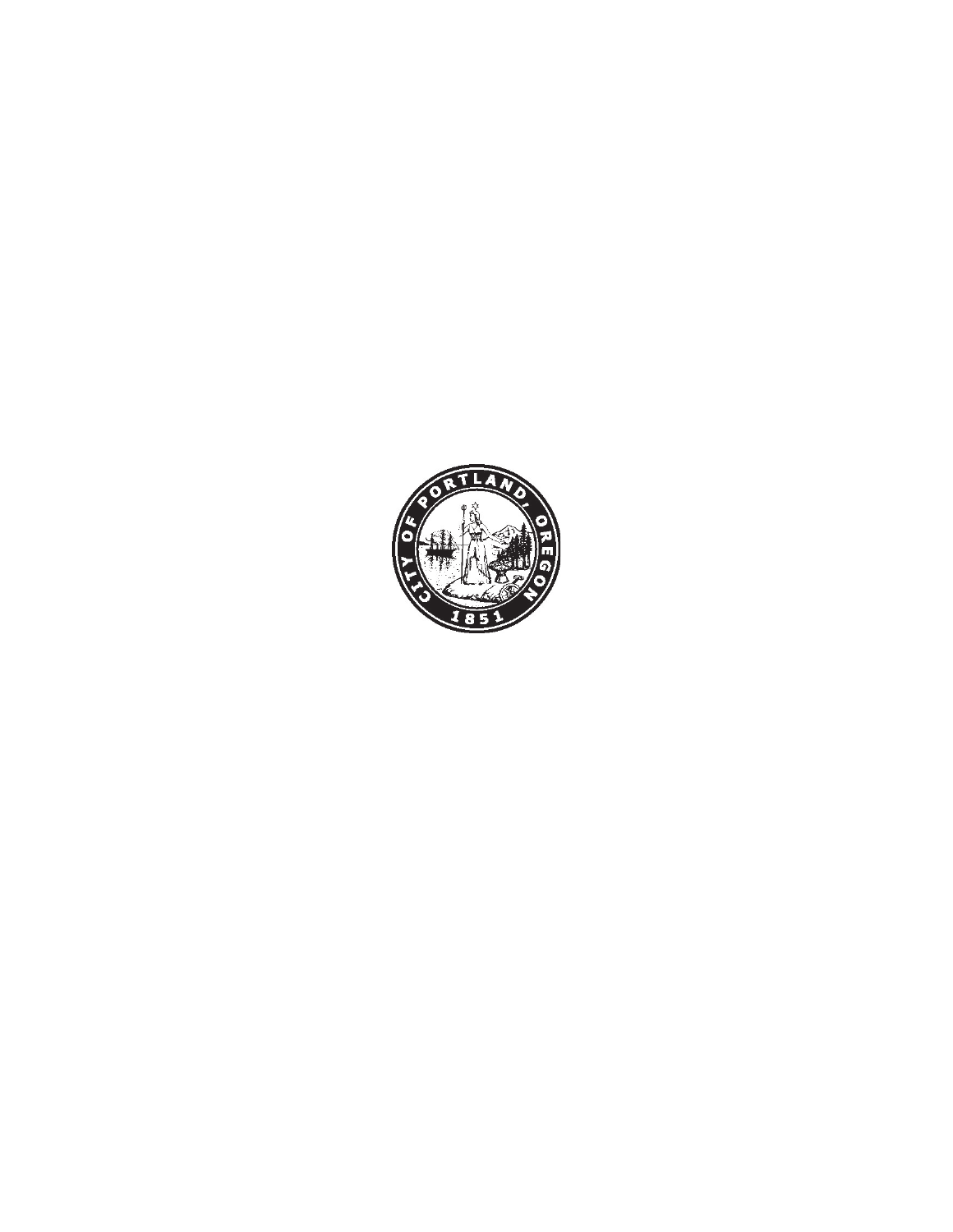CITY OF PORTLAND, OREGON

1851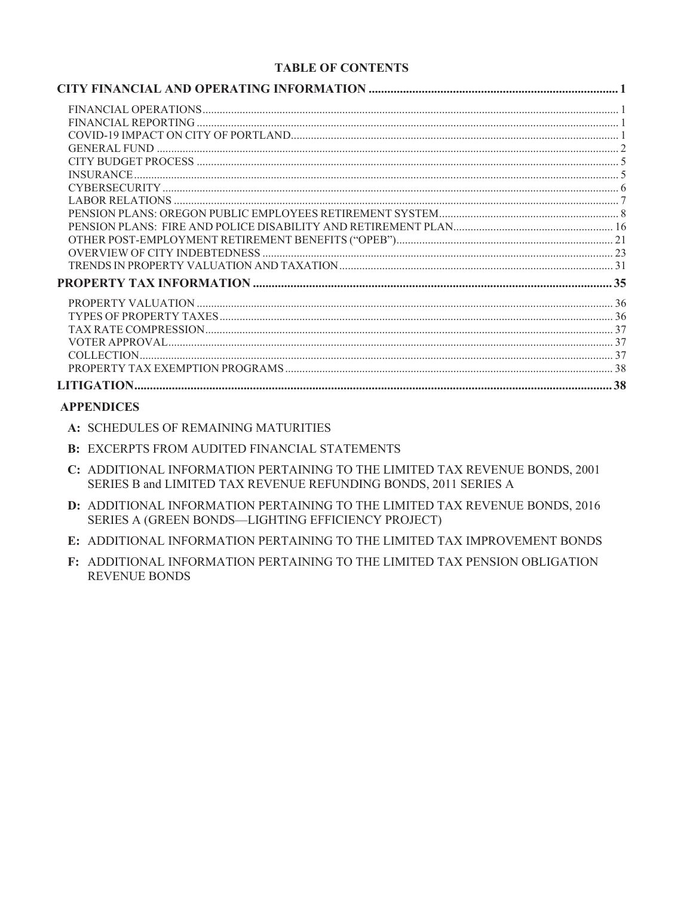# TABLE OF CONTENTS

| | |
|---|---|
| **CITY FINANCIAL AND OPERATING INFORMATION** | **1** |
| FINANCIAL OPERATIONS | 1 |
| FINANCIAL REPORTING | 1 |
| COVID-19 IMPACT ON CITY OF PORTLAND | 1 |
| GENERAL FUND | 2 |
| CITY BUDGET PROCESS | 5 |
| INSURANCE | 5 |
| CYBERSECURITY | 6 |
| LABOR RELATIONS | 7 |
| PENSION PLANS: OREGON PUBLIC EMPLOYEES RETIREMENT SYSTEM | 8 |
| PENSION PLANS: FIRE AND POLICE DISABILITY AND RETIREMENT PLAN | 16 |
| OTHER POST-EMPLOYMENT RETIREMENT BENEFITS ("OPEB") | 21 |
| OVERVIEW OF CITY INDEBTEDNESS | 23 |
| TRENDS IN PROPERTY VALUATION AND TAXATION | 31 |
| **PROPERTY TAX INFORMATION** | **35** |
| PROPERTY VALUATION | 36 |
| TYPES OF PROPERTY TAXES | 36 |
| TAX RATE COMPRESSION | 37 |
| VOTER APPROVAL | 37 |
| COLLECTION | 37 |
| PROPERTY TAX EXEMPTION PROGRAMS | 38 |
| **LITIGATION** | **38** |

## APPENDICES

- **A:** SCHEDULES OF REMAINING MATURITIES
- **B:** EXCERPTS FROM AUDITED FINANCIAL STATEMENTS
- **C:** ADDITIONAL INFORMATION PERTAINING TO THE LIMITED TAX REVENUE BONDS, 2001 SERIES B and LIMITED TAX REVENUE REFUNDING BONDS, 2011 SERIES A
- **D:** ADDITIONAL INFORMATION PERTAINING TO THE LIMITED TAX REVENUE BONDS, 2016 SERIES A (GREEN BONDS—LIGHTING EFFICIENCY PROJECT)
- **E:** ADDITIONAL INFORMATION PERTAINING TO THE LIMITED TAX IMPROVEMENT BONDS
- **F:** ADDITIONAL INFORMATION PERTAINING TO THE LIMITED TAX PENSION OBLIGATION REVENUE BONDS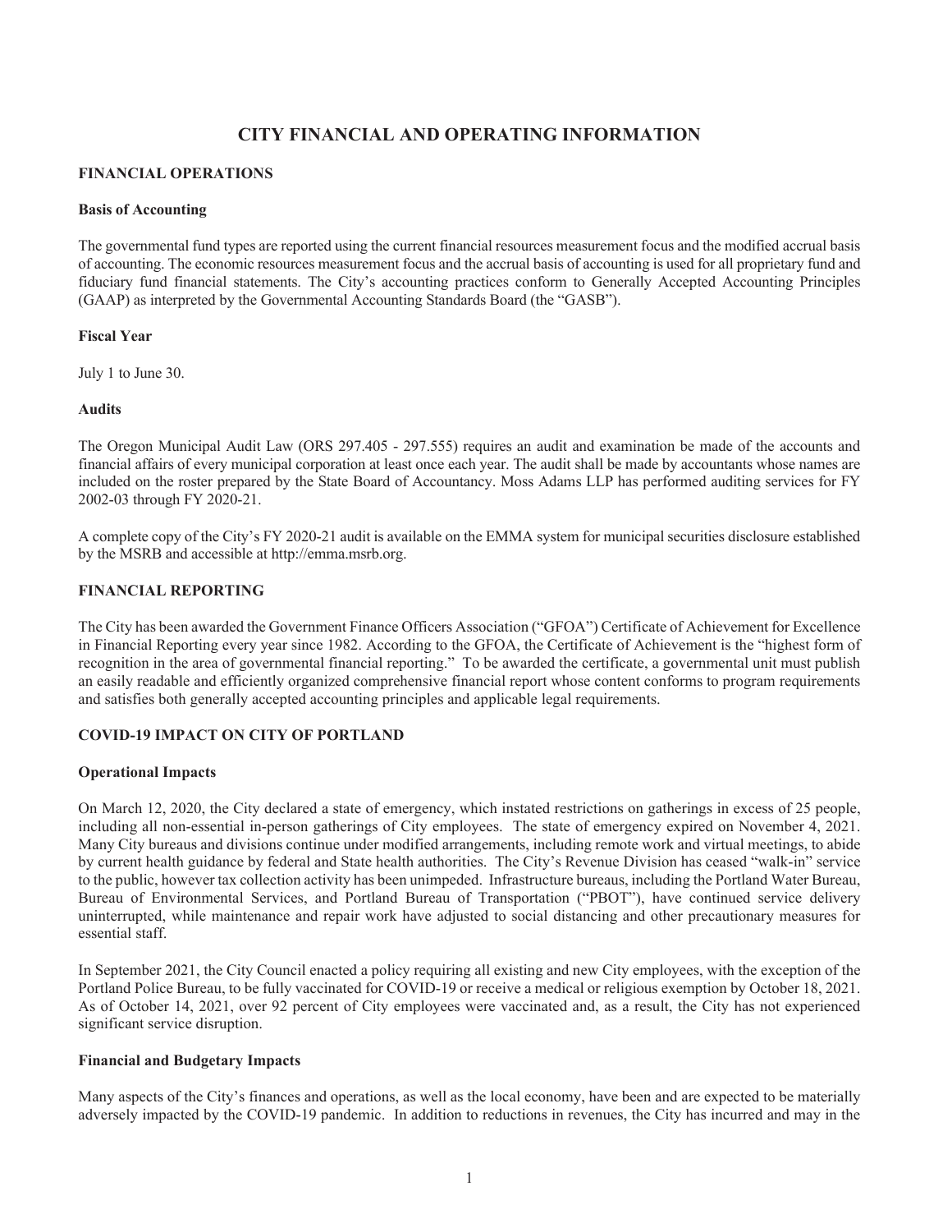# CITY FINANCIAL AND OPERATING INFORMATION

## FINANCIAL OPERATIONS

### Basis of Accounting

The governmental fund types are reported using the current financial resources measurement focus and the modified accrual basis of accounting. The economic resources measurement focus and the accrual basis of accounting is used for all proprietary fund and fiduciary fund financial statements. The City's accounting practices conform to Generally Accepted Accounting Principles (GAAP) as interpreted by the Governmental Accounting Standards Board (the "GASB").

### Fiscal Year

July 1 to June 30.

### Audits

The Oregon Municipal Audit Law (ORS 297.405 - 297.555) requires an audit and examination be made of the accounts and financial affairs of every municipal corporation at least once each year. The audit shall be made by accountants whose names are included on the roster prepared by the State Board of Accountancy. Moss Adams LLP has performed auditing services for FY 2002-03 through FY 2020-21.

A complete copy of the City's FY 2020-21 audit is available on the EMMA system for municipal securities disclosure established by the MSRB and accessible at http://emma.msrb.org.

## FINANCIAL REPORTING

The City has been awarded the Government Finance Officers Association ("GFOA") Certificate of Achievement for Excellence in Financial Reporting every year since 1982. According to the GFOA, the Certificate of Achievement is the "highest form of recognition in the area of governmental financial reporting." To be awarded the certificate, a governmental unit must publish an easily readable and efficiently organized comprehensive financial report whose content conforms to program requirements and satisfies both generally accepted accounting principles and applicable legal requirements.

## COVID-19 IMPACT ON CITY OF PORTLAND

### Operational Impacts

On March 12, 2020, the City declared a state of emergency, which instated restrictions on gatherings in excess of 25 people, including all non-essential in-person gatherings of City employees. The state of emergency expired on November 4, 2021. Many City bureaus and divisions continue under modified arrangements, including remote work and virtual meetings, to abide by current health guidance by federal and State health authorities. The City's Revenue Division has ceased "walk-in" service to the public, however tax collection activity has been unimpeded. Infrastructure bureaus, including the Portland Water Bureau, Bureau of Environmental Services, and Portland Bureau of Transportation ("PBOT"), have continued service delivery uninterrupted, while maintenance and repair work have adjusted to social distancing and other precautionary measures for essential staff.

In September 2021, the City Council enacted a policy requiring all existing and new City employees, with the exception of the Portland Police Bureau, to be fully vaccinated for COVID-19 or receive a medical or religious exemption by October 18, 2021. As of October 14, 2021, over 92 percent of City employees were vaccinated and, as a result, the City has not experienced significant service disruption.

### Financial and Budgetary Impacts

Many aspects of the City's finances and operations, as well as the local economy, have been and are expected to be materially adversely impacted by the COVID-19 pandemic. In addition to reductions in revenues, the City has incurred and may in the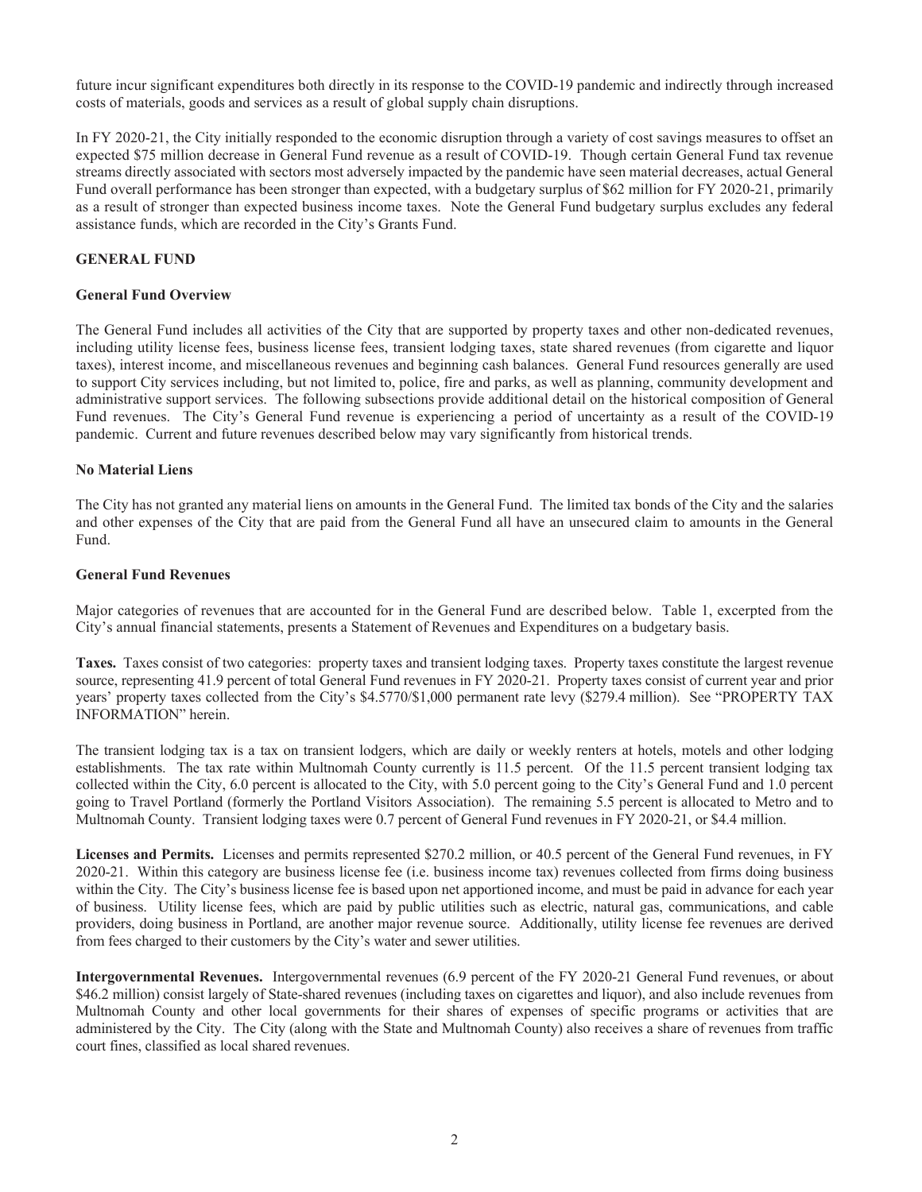future incur significant expenditures both directly in its response to the COVID-19 pandemic and indirectly through increased costs of materials, goods and services as a result of global supply chain disruptions.

In FY 2020-21, the City initially responded to the economic disruption through a variety of cost savings measures to offset an expected $75 million decrease in General Fund revenue as a result of COVID-19. Though certain General Fund tax revenue streams directly associated with sectors most adversely impacted by the pandemic have seen material decreases, actual General Fund overall performance has been stronger than expected, with a budgetary surplus of $62 million for FY 2020-21, primarily as a result of stronger than expected business income taxes. Note the General Fund budgetary surplus excludes any federal assistance funds, which are recorded in the City's Grants Fund.

## GENERAL FUND

### General Fund Overview

The General Fund includes all activities of the City that are supported by property taxes and other non-dedicated revenues, including utility license fees, business license fees, transient lodging taxes, state shared revenues (from cigarette and liquor taxes), interest income, and miscellaneous revenues and beginning cash balances. General Fund resources generally are used to support City services including, but not limited to, police, fire and parks, as well as planning, community development and administrative support services. The following subsections provide additional detail on the historical composition of General Fund revenues. The City's General Fund revenue is experiencing a period of uncertainty as a result of the COVID-19 pandemic. Current and future revenues described below may vary significantly from historical trends.

### No Material Liens

The City has not granted any material liens on amounts in the General Fund. The limited tax bonds of the City and the salaries and other expenses of the City that are paid from the General Fund all have an unsecured claim to amounts in the General Fund.

### General Fund Revenues

Major categories of revenues that are accounted for in the General Fund are described below. Table 1, excerpted from the City's annual financial statements, presents a Statement of Revenues and Expenditures on a budgetary basis.

**Taxes.** Taxes consist of two categories: property taxes and transient lodging taxes. Property taxes constitute the largest revenue source, representing 41.9 percent of total General Fund revenues in FY 2020-21. Property taxes consist of current year and prior years' property taxes collected from the City's $4.5770/$1,000 permanent rate levy ($279.4 million). See "PROPERTY TAX INFORMATION" herein.

The transient lodging tax is a tax on transient lodgers, which are daily or weekly renters at hotels, motels and other lodging establishments. The tax rate within Multnomah County currently is 11.5 percent. Of the 11.5 percent transient lodging tax collected within the City, 6.0 percent is allocated to the City, with 5.0 percent going to the City's General Fund and 1.0 percent going to Travel Portland (formerly the Portland Visitors Association). The remaining 5.5 percent is allocated to Metro and to Multnomah County. Transient lodging taxes were 0.7 percent of General Fund revenues in FY 2020-21, or $4.4 million.

**Licenses and Permits.** Licenses and permits represented $270.2 million, or 40.5 percent of the General Fund revenues, in FY 2020-21. Within this category are business license fee (i.e. business income tax) revenues collected from firms doing business within the City. The City's business license fee is based upon net apportioned income, and must be paid in advance for each year of business. Utility license fees, which are paid by public utilities such as electric, natural gas, communications, and cable providers, doing business in Portland, are another major revenue source. Additionally, utility license fee revenues are derived from fees charged to their customers by the City's water and sewer utilities.

**Intergovernmental Revenues.** Intergovernmental revenues (6.9 percent of the FY 2020-21 General Fund revenues, or about $46.2 million) consist largely of State-shared revenues (including taxes on cigarettes and liquor), and also include revenues from Multnomah County and other local governments for their shares of expenses of specific programs or activities that are administered by the City. The City (along with the State and Multnomah County) also receives a share of revenues from traffic court fines, classified as local shared revenues.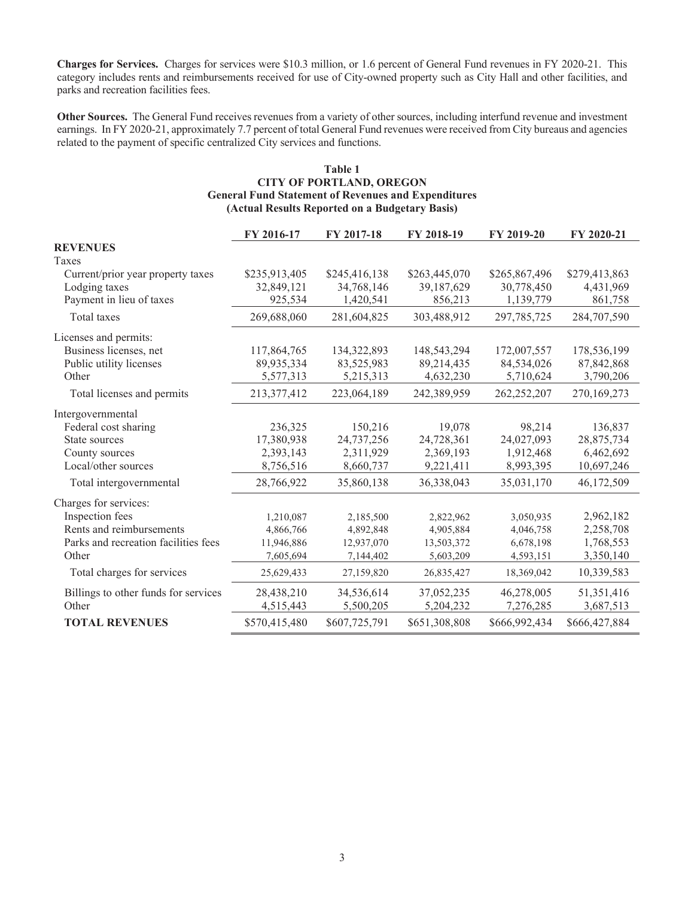**Charges for Services.** Charges for services were $10.3 million, or 1.6 percent of General Fund revenues in FY 2020-21. This category includes rents and reimbursements received for use of City-owned property such as City Hall and other facilities, and parks and recreation facilities fees.

**Other Sources.** The General Fund receives revenues from a variety of other sources, including interfund revenue and investment earnings. In FY 2020-21, approximately 7.7 percent of total General Fund revenues were received from City bureaus and agencies related to the payment of specific centralized City services and functions.

**Table 1**
**CITY OF PORTLAND, OREGON**
**General Fund Statement of Revenues and Expenditures**
**(Actual Results Reported on a Budgetary Basis)**

| | FY 2016-17 | FY 2017-18 | FY 2018-19 | FY 2019-20 | FY 2020-21 |
|---|---|---|---|---|---|
| **REVENUES** | | | | | |
| Taxes | | | | | |
| Current/prior year property taxes | $235,913,405 | $245,416,138 | $263,445,070 | $265,867,496 | $279,413,863 |
| Lodging taxes | 32,849,121 | 34,768,146 | 39,187,629 | 30,778,450 | 4,431,969 |
| Payment in lieu of taxes | 925,534 | 1,420,541 | 856,213 | 1,139,779 | 861,758 |
| Total taxes | 269,688,060 | 281,604,825 | 303,488,912 | 297,785,725 | 284,707,590 |
| Licenses and permits: | | | | | |
| Business licenses, net | 117,864,765 | 134,322,893 | 148,543,294 | 172,007,557 | 178,536,199 |
| Public utility licenses | 89,935,334 | 83,525,983 | 89,214,435 | 84,534,026 | 87,842,868 |
| Other | 5,577,313 | 5,215,313 | 4,632,230 | 5,710,624 | 3,790,206 |
| Total licenses and permits | 213,377,412 | 223,064,189 | 242,389,959 | 262,252,207 | 270,169,273 |
| Intergovernmental | | | | | |
| Federal cost sharing | 236,325 | 150,216 | 19,078 | 98,214 | 136,837 |
| State sources | 17,380,938 | 24,737,256 | 24,728,361 | 24,027,093 | 28,875,734 |
| County sources | 2,393,143 | 2,311,929 | 2,369,193 | 1,912,468 | 6,462,692 |
| Local/other sources | 8,756,516 | 8,660,737 | 9,221,411 | 8,993,395 | 10,697,246 |
| Total intergovernmental | 28,766,922 | 35,860,138 | 36,338,043 | 35,031,170 | 46,172,509 |
| Charges for services: | | | | | |
| Inspection fees | 1,210,087 | 2,185,500 | 2,822,962 | 3,050,935 | 2,962,182 |
| Rents and reimbursements | 4,866,766 | 4,892,848 | 4,905,884 | 4,046,758 | 2,258,708 |
| Parks and recreation facilities fees | 11,946,886 | 12,937,070 | 13,503,372 | 6,678,198 | 1,768,553 |
| Other | 7,605,694 | 7,144,402 | 5,603,209 | 4,593,151 | 3,350,140 |
| Total charges for services | 25,629,433 | 27,159,820 | 26,835,427 | 18,369,042 | 10,339,583 |
| Billings to other funds for services | 28,438,210 | 34,536,614 | 37,052,235 | 46,278,005 | 51,351,416 |
| Other | 4,515,443 | 5,500,205 | 5,204,232 | 7,276,285 | 3,687,513 |
| **TOTAL REVENUES** | $570,415,480 | $607,725,791 | $651,308,808 | $666,992,434 | $666,427,884 |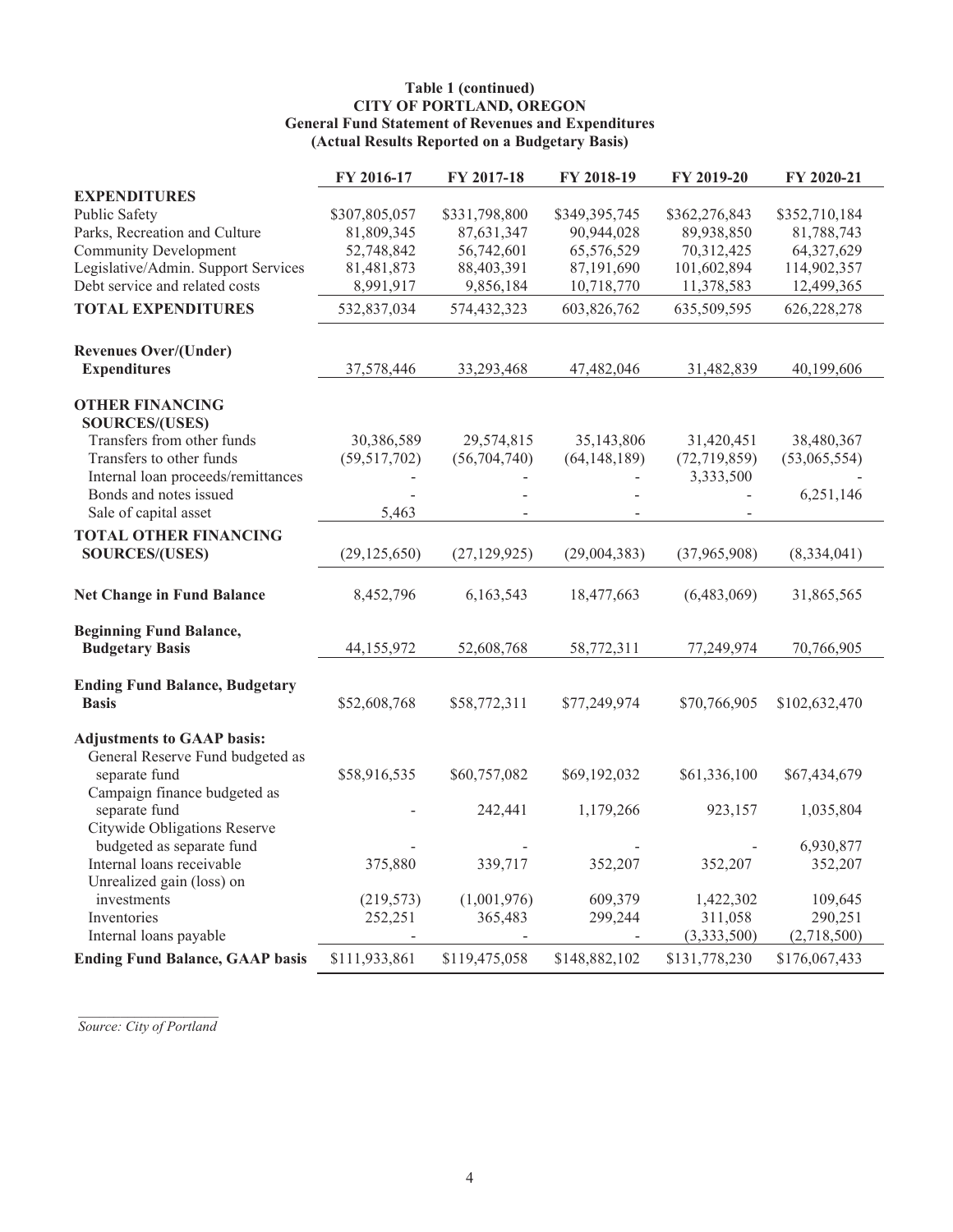**Table 1 (continued)**
**CITY OF PORTLAND, OREGON**
**General Fund Statement of Revenues and Expenditures**
**(Actual Results Reported on a Budgetary Basis)**

| | FY 2016-17 | FY 2017-18 | FY 2018-19 | FY 2019-20 | FY 2020-21 |
|---|---|---|---|---|---|
| **EXPENDITURES** | | | | | |
| Public Safety | $307,805,057 | $331,798,800 | $349,395,745 | $362,276,843 | $352,710,184 |
| Parks, Recreation and Culture | 81,809,345 | 87,631,347 | 90,944,028 | 89,938,850 | 81,788,743 |
| Community Development | 52,748,842 | 56,742,601 | 65,576,529 | 70,312,425 | 64,327,629 |
| Legislative/Admin. Support Services | 81,481,873 | 88,403,391 | 87,191,690 | 101,602,894 | 114,902,357 |
| Debt service and related costs | 8,991,917 | 9,856,184 | 10,718,770 | 11,378,583 | 12,499,365 |
| **TOTAL EXPENDITURES** | 532,837,034 | 574,432,323 | 603,826,762 | 635,509,595 | 626,228,278 |
| **Revenues Over/(Under) Expenditures** | 37,578,446 | 33,293,468 | 47,482,046 | 31,482,839 | 40,199,606 |
| **OTHER FINANCING SOURCES/(USES)** | | | | | |
| Transfers from other funds | 30,386,589 | 29,574,815 | 35,143,806 | 31,420,451 | 38,480,367 |
| Transfers to other funds | (59,517,702) | (56,704,740) | (64,148,189) | (72,719,859) | (53,065,554) |
| Internal loan proceeds/remittances | - | - | - | 3,333,500 | - |
| Bonds and notes issued | - | - | - | - | 6,251,146 |
| Sale of capital asset | 5,463 | - | - | - | |
| **TOTAL OTHER FINANCING SOURCES/(USES)** | (29,125,650) | (27,129,925) | (29,004,383) | (37,965,908) | (8,334,041) |
| **Net Change in Fund Balance** | 8,452,796 | 6,163,543 | 18,477,663 | (6,483,069) | 31,865,565 |
| **Beginning Fund Balance, Budgetary Basis** | 44,155,972 | 52,608,768 | 58,772,311 | 77,249,974 | 70,766,905 |
| **Ending Fund Balance, Budgetary Basis** | $52,608,768 | $58,772,311 | $77,249,974 | $70,766,905 | $102,632,470 |
| **Adjustments to GAAP basis:** | | | | | |
| General Reserve Fund budgeted as separate fund | $58,916,535 | $60,757,082 | $69,192,032 | $61,336,100 | $67,434,679 |
| Campaign finance budgeted as separate fund | - | 242,441 | 1,179,266 | 923,157 | 1,035,804 |
| Citywide Obligations Reserve budgeted as separate fund | - | - | - | - | 6,930,877 |
| Internal loans receivable | 375,880 | 339,717 | 352,207 | 352,207 | 352,207 |
| Unrealized gain (loss) on investments | (219,573) | (1,001,976) | 609,379 | 1,422,302 | 109,645 |
| Inventories | 252,251 | 365,483 | 299,244 | 311,058 | 290,251 |
| Internal loans payable | - | - | - | (3,333,500) | (2,718,500) |
| **Ending Fund Balance, GAAP basis** | $111,933,861 | $119,475,058 | $148,882,102 | $131,778,230 | $176,067,433 |

*Source: City of Portland*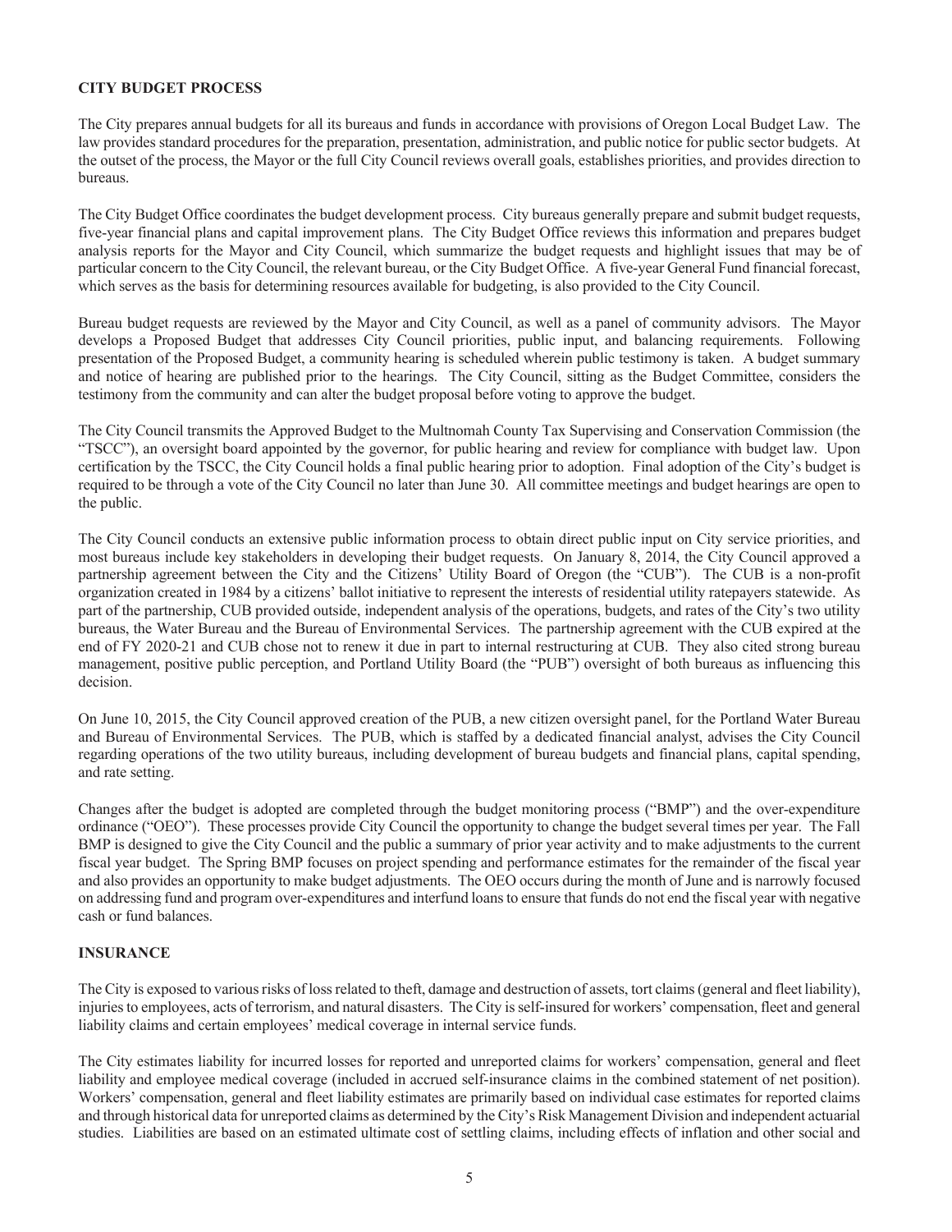**CITY BUDGET PROCESS**

The City prepares annual budgets for all its bureaus and funds in accordance with provisions of Oregon Local Budget Law. The law provides standard procedures for the preparation, presentation, administration, and public notice for public sector budgets. At the outset of the process, the Mayor or the full City Council reviews overall goals, establishes priorities, and provides direction to bureaus.

The City Budget Office coordinates the budget development process. City bureaus generally prepare and submit budget requests, five-year financial plans and capital improvement plans. The City Budget Office reviews this information and prepares budget analysis reports for the Mayor and City Council, which summarize the budget requests and highlight issues that may be of particular concern to the City Council, the relevant bureau, or the City Budget Office. A five-year General Fund financial forecast, which serves as the basis for determining resources available for budgeting, is also provided to the City Council.

Bureau budget requests are reviewed by the Mayor and City Council, as well as a panel of community advisors. The Mayor develops a Proposed Budget that addresses City Council priorities, public input, and balancing requirements. Following presentation of the Proposed Budget, a community hearing is scheduled wherein public testimony is taken. A budget summary and notice of hearing are published prior to the hearings. The City Council, sitting as the Budget Committee, considers the testimony from the community and can alter the budget proposal before voting to approve the budget.

The City Council transmits the Approved Budget to the Multnomah County Tax Supervising and Conservation Commission (the "TSCC"), an oversight board appointed by the governor, for public hearing and review for compliance with budget law. Upon certification by the TSCC, the City Council holds a final public hearing prior to adoption. Final adoption of the City's budget is required to be through a vote of the City Council no later than June 30. All committee meetings and budget hearings are open to the public.

The City Council conducts an extensive public information process to obtain direct public input on City service priorities, and most bureaus include key stakeholders in developing their budget requests. On January 8, 2014, the City Council approved a partnership agreement between the City and the Citizens' Utility Board of Oregon (the "CUB"). The CUB is a non-profit organization created in 1984 by a citizens' ballot initiative to represent the interests of residential utility ratepayers statewide. As part of the partnership, CUB provided outside, independent analysis of the operations, budgets, and rates of the City's two utility bureaus, the Water Bureau and the Bureau of Environmental Services. The partnership agreement with the CUB expired at the end of FY 2020-21 and CUB chose not to renew it due in part to internal restructuring at CUB. They also cited strong bureau management, positive public perception, and Portland Utility Board (the "PUB") oversight of both bureaus as influencing this decision.

On June 10, 2015, the City Council approved creation of the PUB, a new citizen oversight panel, for the Portland Water Bureau and Bureau of Environmental Services. The PUB, which is staffed by a dedicated financial analyst, advises the City Council regarding operations of the two utility bureaus, including development of bureau budgets and financial plans, capital spending, and rate setting.

Changes after the budget is adopted are completed through the budget monitoring process ("BMP") and the over-expenditure ordinance ("OEO"). These processes provide City Council the opportunity to change the budget several times per year. The Fall BMP is designed to give the City Council and the public a summary of prior year activity and to make adjustments to the current fiscal year budget. The Spring BMP focuses on project spending and performance estimates for the remainder of the fiscal year and also provides an opportunity to make budget adjustments. The OEO occurs during the month of June and is narrowly focused on addressing fund and program over-expenditures and interfund loans to ensure that funds do not end the fiscal year with negative cash or fund balances.

**INSURANCE**

The City is exposed to various risks of loss related to theft, damage and destruction of assets, tort claims (general and fleet liability), injuries to employees, acts of terrorism, and natural disasters. The City is self-insured for workers' compensation, fleet and general liability claims and certain employees' medical coverage in internal service funds.

The City estimates liability for incurred losses for reported and unreported claims for workers' compensation, general and fleet liability and employee medical coverage (included in accrued self-insurance claims in the combined statement of net position). Workers' compensation, general and fleet liability estimates are primarily based on individual case estimates for reported claims and through historical data for unreported claims as determined by the City's Risk Management Division and independent actuarial studies. Liabilities are based on an estimated ultimate cost of settling claims, including effects of inflation and other social and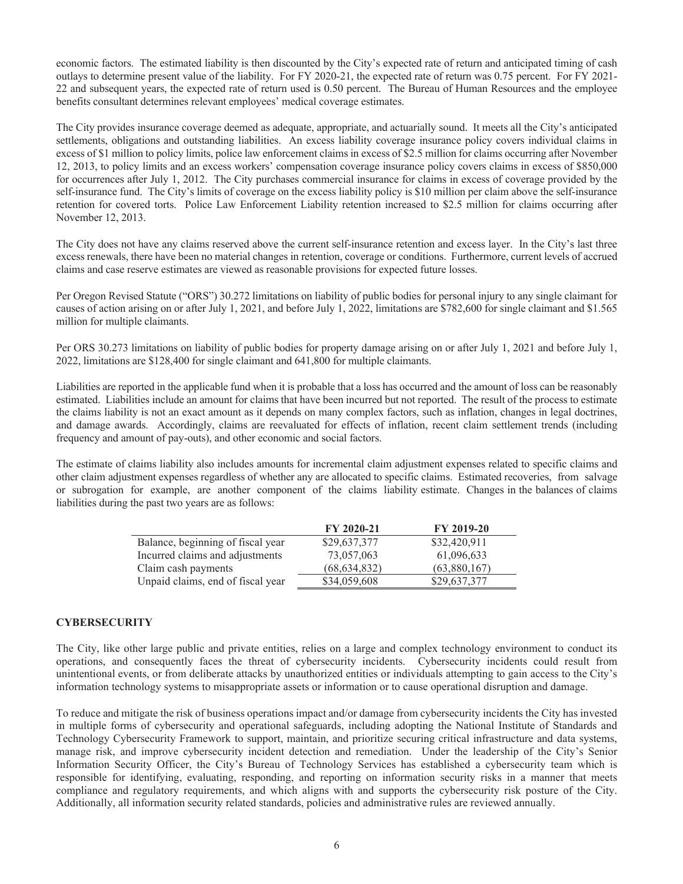economic factors. The estimated liability is then discounted by the City's expected rate of return and anticipated timing of cash outlays to determine present value of the liability. For FY 2020-21, the expected rate of return was 0.75 percent. For FY 2021-22 and subsequent years, the expected rate of return used is 0.50 percent. The Bureau of Human Resources and the employee benefits consultant determines relevant employees' medical coverage estimates.

The City provides insurance coverage deemed as adequate, appropriate, and actuarially sound. It meets all the City's anticipated settlements, obligations and outstanding liabilities. An excess liability coverage insurance policy covers individual claims in excess of $1 million to policy limits, police law enforcement claims in excess of $2.5 million for claims occurring after November 12, 2013, to policy limits and an excess workers' compensation coverage insurance policy covers claims in excess of $850,000 for occurrences after July 1, 2012. The City purchases commercial insurance for claims in excess of coverage provided by the self-insurance fund. The City's limits of coverage on the excess liability policy is $10 million per claim above the self-insurance retention for covered torts. Police Law Enforcement Liability retention increased to $2.5 million for claims occurring after November 12, 2013.

The City does not have any claims reserved above the current self-insurance retention and excess layer. In the City's last three excess renewals, there have been no material changes in retention, coverage or conditions. Furthermore, current levels of accrued claims and case reserve estimates are viewed as reasonable provisions for expected future losses.

Per Oregon Revised Statute ("ORS") 30.272 limitations on liability of public bodies for personal injury to any single claimant for causes of action arising on or after July 1, 2021, and before July 1, 2022, limitations are $782,600 for single claimant and $1.565 million for multiple claimants.

Per ORS 30.273 limitations on liability of public bodies for property damage arising on or after July 1, 2021 and before July 1, 2022, limitations are $128,400 for single claimant and 641,800 for multiple claimants.

Liabilities are reported in the applicable fund when it is probable that a loss has occurred and the amount of loss can be reasonably estimated. Liabilities include an amount for claims that have been incurred but not reported. The result of the process to estimate the claims liability is not an exact amount as it depends on many complex factors, such as inflation, changes in legal doctrines, and damage awards. Accordingly, claims are reevaluated for effects of inflation, recent claim settlement trends (including frequency and amount of pay-outs), and other economic and social factors.

The estimate of claims liability also includes amounts for incremental claim adjustment expenses related to specific claims and other claim adjustment expenses regardless of whether any are allocated to specific claims. Estimated recoveries, from salvage or subrogation for example, are another component of the claims liability estimate. Changes in the balances of claims liabilities during the past two years are as follows:

| | FY 2020-21 | FY 2019-20 |
|---|---|---|
| Balance, beginning of fiscal year | $29,637,377 | $32,420,911 |
| Incurred claims and adjustments | 73,057,063 | 61,096,633 |
| Claim cash payments | (68,634,832) | (63,880,167) |
| Unpaid claims, end of fiscal year | $34,059,608 | $29,637,377 |

## CYBERSECURITY

The City, like other large public and private entities, relies on a large and complex technology environment to conduct its operations, and consequently faces the threat of cybersecurity incidents. Cybersecurity incidents could result from unintentional events, or from deliberate attacks by unauthorized entities or individuals attempting to gain access to the City's information technology systems to misappropriate assets or information or to cause operational disruption and damage.

To reduce and mitigate the risk of business operations impact and/or damage from cybersecurity incidents the City has invested in multiple forms of cybersecurity and operational safeguards, including adopting the National Institute of Standards and Technology Cybersecurity Framework to support, maintain, and prioritize securing critical infrastructure and data systems, manage risk, and improve cybersecurity incident detection and remediation. Under the leadership of the City's Senior Information Security Officer, the City's Bureau of Technology Services has established a cybersecurity team which is responsible for identifying, evaluating, responding, and reporting on information security risks in a manner that meets compliance and regulatory requirements, and which aligns with and supports the cybersecurity risk posture of the City. Additionally, all information security related standards, policies and administrative rules are reviewed annually.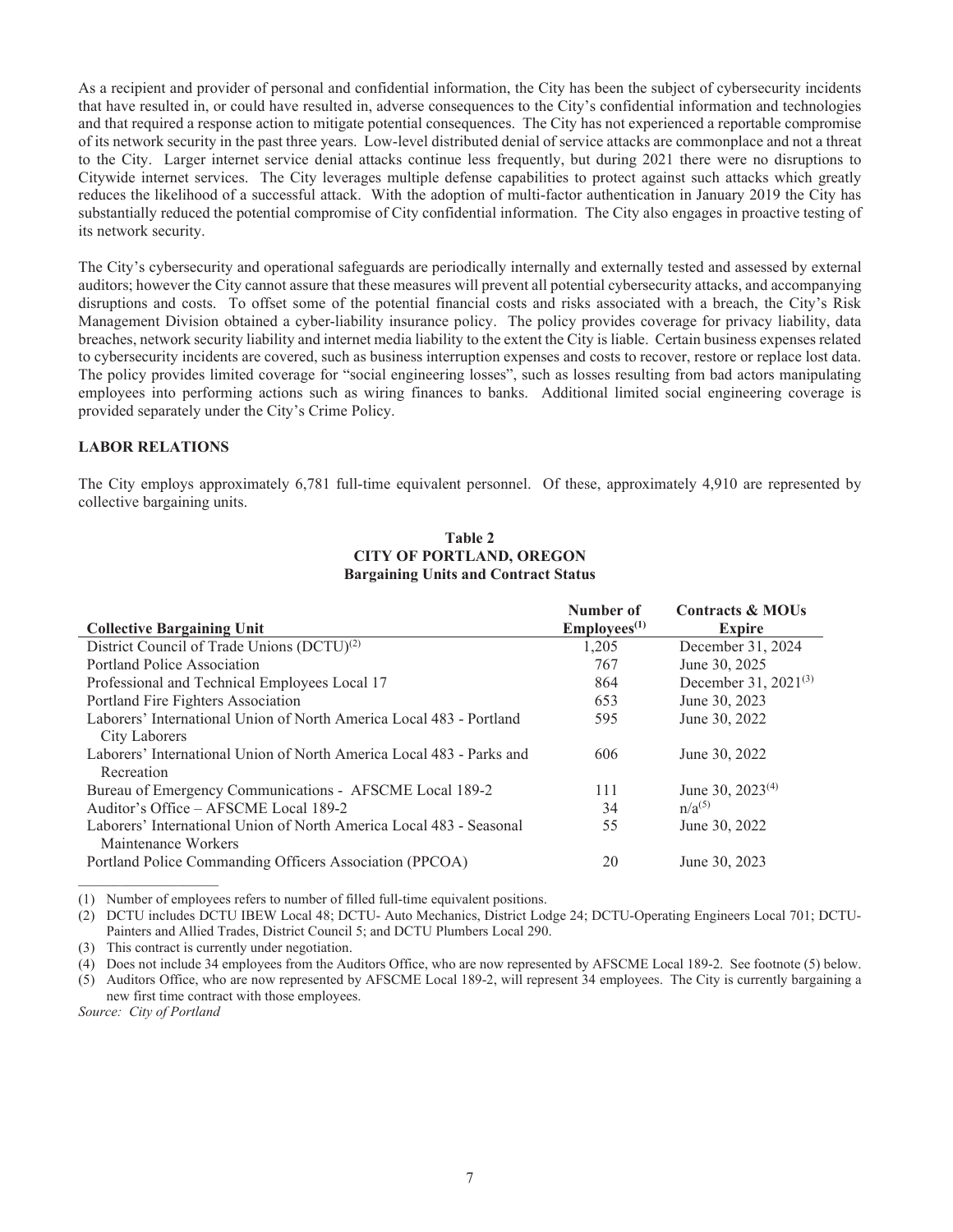As a recipient and provider of personal and confidential information, the City has been the subject of cybersecurity incidents that have resulted in, or could have resulted in, adverse consequences to the City's confidential information and technologies and that required a response action to mitigate potential consequences. The City has not experienced a reportable compromise of its network security in the past three years. Low-level distributed denial of service attacks are commonplace and not a threat to the City. Larger internet service denial attacks continue less frequently, but during 2021 there were no disruptions to Citywide internet services. The City leverages multiple defense capabilities to protect against such attacks which greatly reduces the likelihood of a successful attack. With the adoption of multi-factor authentication in January 2019 the City has substantially reduced the potential compromise of City confidential information. The City also engages in proactive testing of its network security.

The City's cybersecurity and operational safeguards are periodically internally and externally tested and assessed by external auditors; however the City cannot assure that these measures will prevent all potential cybersecurity attacks, and accompanying disruptions and costs. To offset some of the potential financial costs and risks associated with a breach, the City's Risk Management Division obtained a cyber-liability insurance policy. The policy provides coverage for privacy liability, data breaches, network security liability and internet media liability to the extent the City is liable. Certain business expenses related to cybersecurity incidents are covered, such as business interruption expenses and costs to recover, restore or replace lost data. The policy provides limited coverage for "social engineering losses", such as losses resulting from bad actors manipulating employees into performing actions such as wiring finances to banks. Additional limited social engineering coverage is provided separately under the City's Crime Policy.

## LABOR RELATIONS

The City employs approximately 6,781 full-time equivalent personnel. Of these, approximately 4,910 are represented by collective bargaining units.

**Table 2**
**CITY OF PORTLAND, OREGON**
**Bargaining Units and Contract Status**

| Collective Bargaining Unit | Number of Employees[1] | Contracts & MOUs Expire |
|---|---|---|
| District Council of Trade Unions (DCTU)[2] | 1,205 | December 31, 2024 |
| Portland Police Association | 767 | June 30, 2025 |
| Professional and Technical Employees Local 17 | 864 | December 31, 2021[3] |
| Portland Fire Fighters Association | 653 | June 30, 2023 |
| Laborers' International Union of North America Local 483 - Portland City Laborers | 595 | June 30, 2022 |
| Laborers' International Union of North America Local 483 - Parks and Recreation | 606 | June 30, 2022 |
| Bureau of Emergency Communications - AFSCME Local 189-2 | 111 | June 30, 2023[4] |
| Auditor's Office – AFSCME Local 189-2 | 34 | n/a[5] |
| Laborers' International Union of North America Local 483 - Seasonal Maintenance Workers | 55 | June 30, 2022 |
| Portland Police Commanding Officers Association (PPCOA) | 20 | June 30, 2023 |

(1) Number of employees refers to number of filled full-time equivalent positions.
(2) DCTU includes DCTU IBEW Local 48; DCTU- Auto Mechanics, District Lodge 24; DCTU-Operating Engineers Local 701; DCTU-Painters and Allied Trades, District Council 5; and DCTU Plumbers Local 290.
(3) This contract is currently under negotiation.
(4) Does not include 34 employees from the Auditors Office, who are now represented by AFSCME Local 189-2. See footnote (5) below.
(5) Auditors Office, who are now represented by AFSCME Local 189-2, will represent 34 employees. The City is currently bargaining a new first time contract with those employees.

*Source: City of Portland*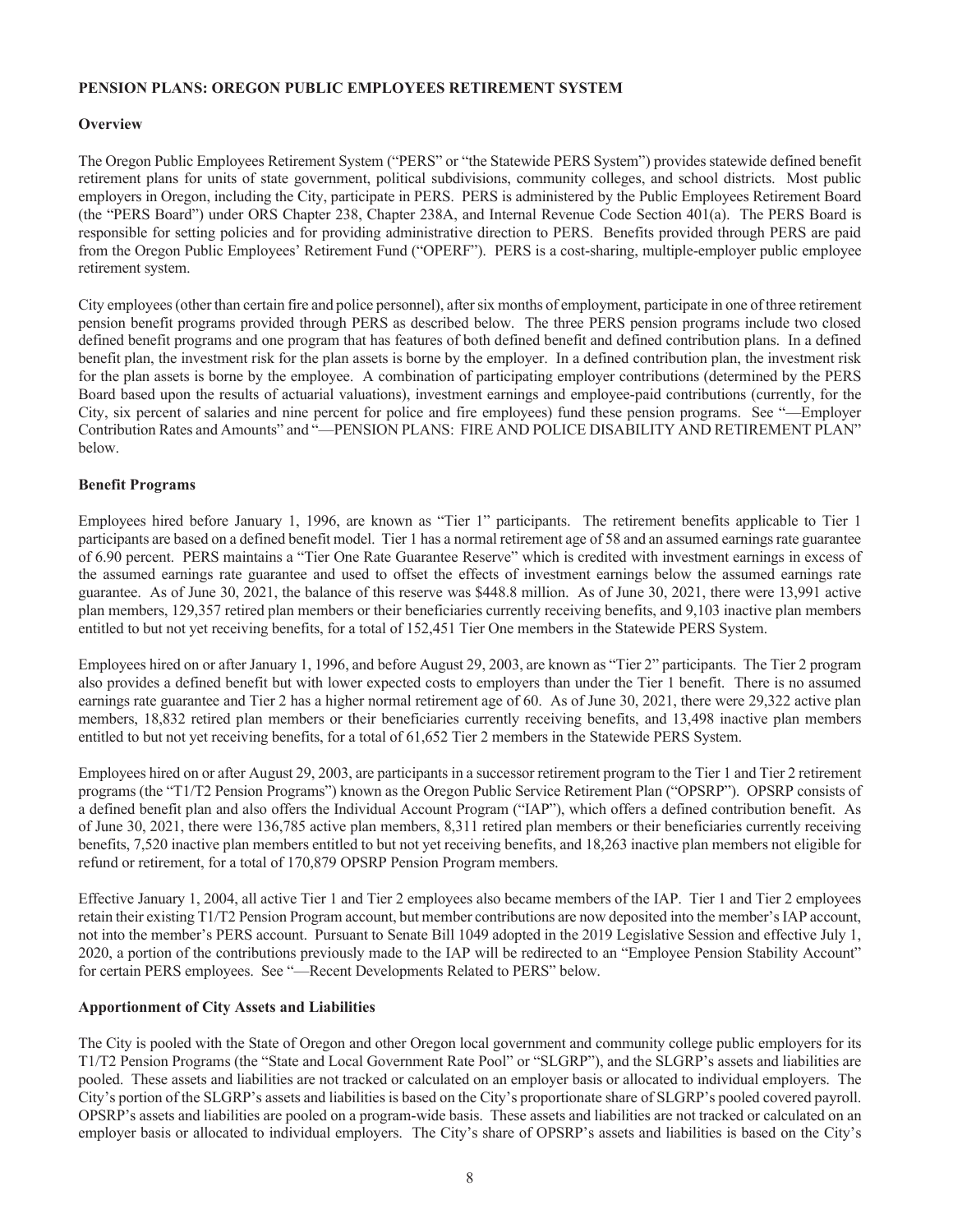## PENSION PLANS: OREGON PUBLIC EMPLOYEES RETIREMENT SYSTEM

### Overview

The Oregon Public Employees Retirement System ("PERS" or "the Statewide PERS System") provides statewide defined benefit retirement plans for units of state government, political subdivisions, community colleges, and school districts. Most public employers in Oregon, including the City, participate in PERS. PERS is administered by the Public Employees Retirement Board (the "PERS Board") under ORS Chapter 238, Chapter 238A, and Internal Revenue Code Section 401(a). The PERS Board is responsible for setting policies and for providing administrative direction to PERS. Benefits provided through PERS are paid from the Oregon Public Employees' Retirement Fund ("OPERF"). PERS is a cost-sharing, multiple-employer public employee retirement system.

City employees (other than certain fire and police personnel), after six months of employment, participate in one of three retirement pension benefit programs provided through PERS as described below. The three PERS pension programs include two closed defined benefit programs and one program that has features of both defined benefit and defined contribution plans. In a defined benefit plan, the investment risk for the plan assets is borne by the employer. In a defined contribution plan, the investment risk for the plan assets is borne by the employee. A combination of participating employer contributions (determined by the PERS Board based upon the results of actuarial valuations), investment earnings and employee-paid contributions (currently, for the City, six percent of salaries and nine percent for police and fire employees) fund these pension programs. See "—Employer Contribution Rates and Amounts" and "—PENSION PLANS: FIRE AND POLICE DISABILITY AND RETIREMENT PLAN" below.

### Benefit Programs

Employees hired before January 1, 1996, are known as "Tier 1" participants. The retirement benefits applicable to Tier 1 participants are based on a defined benefit model. Tier 1 has a normal retirement age of 58 and an assumed earnings rate guarantee of 6.90 percent. PERS maintains a "Tier One Rate Guarantee Reserve" which is credited with investment earnings in excess of the assumed earnings rate guarantee and used to offset the effects of investment earnings below the assumed earnings rate guarantee. As of June 30, 2021, the balance of this reserve was $448.8 million. As of June 30, 2021, there were 13,991 active plan members, 129,357 retired plan members or their beneficiaries currently receiving benefits, and 9,103 inactive plan members entitled to but not yet receiving benefits, for a total of 152,451 Tier One members in the Statewide PERS System.

Employees hired on or after January 1, 1996, and before August 29, 2003, are known as "Tier 2" participants. The Tier 2 program also provides a defined benefit but with lower expected costs to employers than under the Tier 1 benefit. There is no assumed earnings rate guarantee and Tier 2 has a higher normal retirement age of 60. As of June 30, 2021, there were 29,322 active plan members, 18,832 retired plan members or their beneficiaries currently receiving benefits, and 13,498 inactive plan members entitled to but not yet receiving benefits, for a total of 61,652 Tier 2 members in the Statewide PERS System.

Employees hired on or after August 29, 2003, are participants in a successor retirement program to the Tier 1 and Tier 2 retirement programs (the "T1/T2 Pension Programs") known as the Oregon Public Service Retirement Plan ("OPSRP"). OPSRP consists of a defined benefit plan and also offers the Individual Account Program ("IAP"), which offers a defined contribution benefit. As of June 30, 2021, there were 136,785 active plan members, 8,311 retired plan members or their beneficiaries currently receiving benefits, 7,520 inactive plan members entitled to but not yet receiving benefits, and 18,263 inactive plan members not eligible for refund or retirement, for a total of 170,879 OPSRP Pension Program members.

Effective January 1, 2004, all active Tier 1 and Tier 2 employees also became members of the IAP. Tier 1 and Tier 2 employees retain their existing T1/T2 Pension Program account, but member contributions are now deposited into the member's IAP account, not into the member's PERS account. Pursuant to Senate Bill 1049 adopted in the 2019 Legislative Session and effective July 1, 2020, a portion of the contributions previously made to the IAP will be redirected to an "Employee Pension Stability Account" for certain PERS employees. See "—Recent Developments Related to PERS" below.

### Apportionment of City Assets and Liabilities

The City is pooled with the State of Oregon and other Oregon local government and community college public employers for its T1/T2 Pension Programs (the "State and Local Government Rate Pool" or "SLGRP"), and the SLGRP's assets and liabilities are pooled. These assets and liabilities are not tracked or calculated on an employer basis or allocated to individual employers. The City's portion of the SLGRP's assets and liabilities is based on the City's proportionate share of SLGRP's pooled covered payroll. OPSRP's assets and liabilities are pooled on a program-wide basis. These assets and liabilities are not tracked or calculated on an employer basis or allocated to individual employers. The City's share of OPSRP's assets and liabilities is based on the City's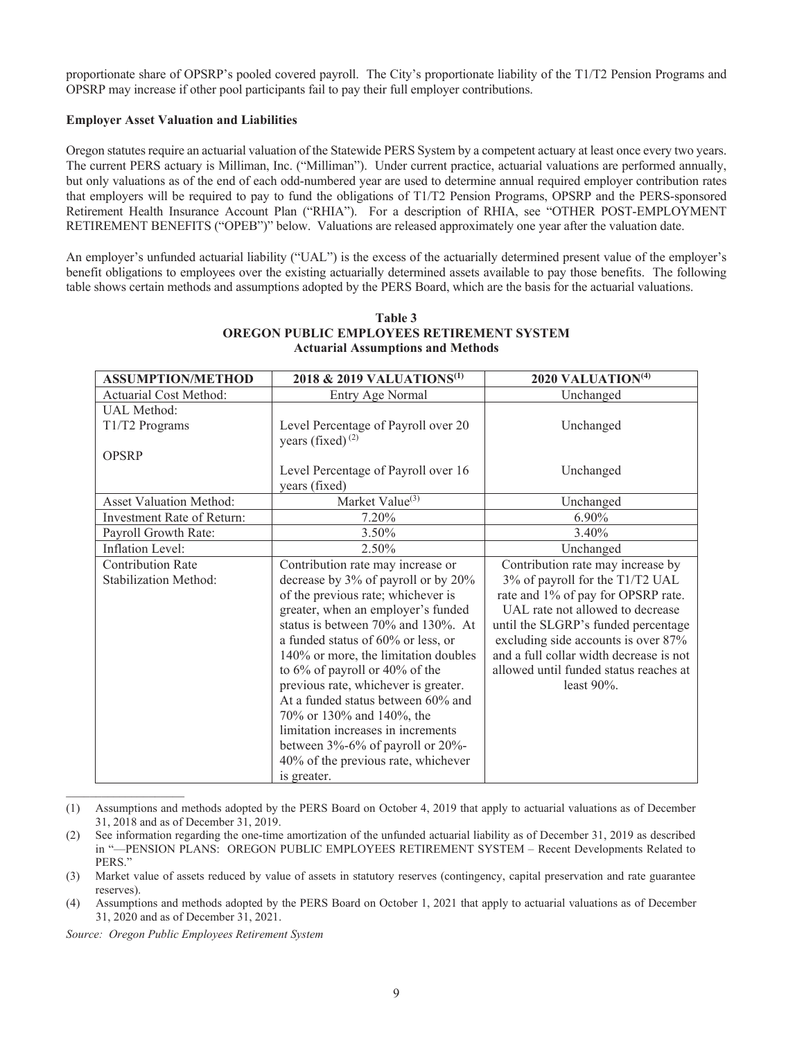proportionate share of OPSRP's pooled covered payroll. The City's proportionate liability of the T1/T2 Pension Programs and OPSRP may increase if other pool participants fail to pay their full employer contributions.

**Employer Asset Valuation and Liabilities**

Oregon statutes require an actuarial valuation of the Statewide PERS System by a competent actuary at least once every two years. The current PERS actuary is Milliman, Inc. ("Milliman"). Under current practice, actuarial valuations are performed annually, but only valuations as of the end of each odd-numbered year are used to determine annual required employer contribution rates that employers will be required to pay to fund the obligations of T1/T2 Pension Programs, OPSRP and the PERS-sponsored Retirement Health Insurance Account Plan ("RHIA"). For a description of RHIA, see "OTHER POST-EMPLOYMENT RETIREMENT BENEFITS ("OPEB")" below. Valuations are released approximately one year after the valuation date.

An employer's unfunded actuarial liability ("UAL") is the excess of the actuarially determined present value of the employer's benefit obligations to employees over the existing actuarially determined assets available to pay those benefits. The following table shows certain methods and assumptions adopted by the PERS Board, which are the basis for the actuarial valuations.

**Table 3**
**OREGON PUBLIC EMPLOYEES RETIREMENT SYSTEM**
**Actuarial Assumptions and Methods**

| ASSUMPTION/METHOD | 2018 & 2019 VALUATIONS[1] | 2020 VALUATION[4] |
|---|---|---|
| Actuarial Cost Method: | Entry Age Normal | Unchanged |
| UAL Method: T1/T2 Programs | Level Percentage of Payroll over 20 years (fixed)[2] | Unchanged |
| OPSRP | Level Percentage of Payroll over 16 years (fixed) | Unchanged |
| Asset Valuation Method: | Market Value[3] | Unchanged |
| Investment Rate of Return: | 7.20% | 6.90% |
| Payroll Growth Rate: | 3.50% | 3.40% |
| Inflation Level: | 2.50% | Unchanged |
| Contribution Rate Stabilization Method: | Contribution rate may increase or decrease by 3% of payroll or by 20% of the previous rate; whichever is greater, when an employer's funded status is between 70% and 130%. At a funded status of 60% or less, or 140% or more, the limitation doubles to 6% of payroll or 40% of the previous rate, whichever is greater. At a funded status between 60% and 70% or 130% and 140%, the limitation increases in increments between 3%-6% of payroll or 20%-40% of the previous rate, whichever is greater. | Contribution rate may increase by 3% of payroll for the T1/T2 UAL rate and 1% of pay for OPSRP rate. UAL rate not allowed to decrease until the SLGRP's funded percentage excluding side accounts is over 87% and a full collar width decrease is not allowed until funded status reaches at least 90%. |

(1) Assumptions and methods adopted by the PERS Board on October 4, 2019 that apply to actuarial valuations as of December 31, 2018 and as of December 31, 2019.

(2) See information regarding the one-time amortization of the unfunded actuarial liability as of December 31, 2019 as described in "—PENSION PLANS: OREGON PUBLIC EMPLOYEES RETIREMENT SYSTEM – Recent Developments Related to PERS."

(3) Market value of assets reduced by value of assets in statutory reserves (contingency, capital preservation and rate guarantee reserves).

(4) Assumptions and methods adopted by the PERS Board on October 1, 2021 that apply to actuarial valuations as of December 31, 2020 and as of December 31, 2021.

*Source: Oregon Public Employees Retirement System*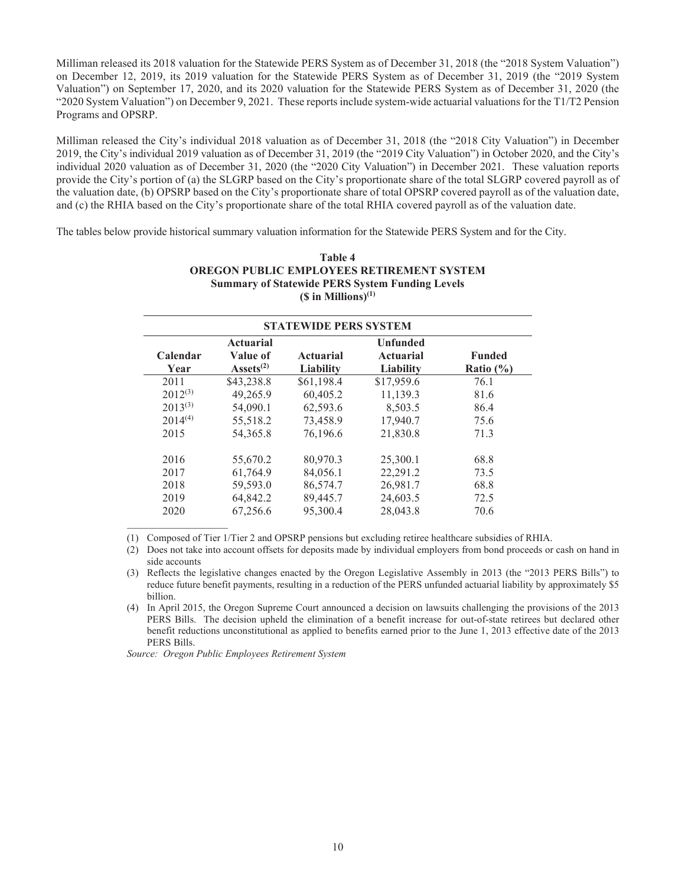Milliman released its 2018 valuation for the Statewide PERS System as of December 31, 2018 (the "2018 System Valuation") on December 12, 2019, its 2019 valuation for the Statewide PERS System as of December 31, 2019 (the "2019 System Valuation") on September 17, 2020, and its 2020 valuation for the Statewide PERS System as of December 31, 2020 (the "2020 System Valuation") on December 9, 2021. These reports include system-wide actuarial valuations for the T1/T2 Pension Programs and OPSRP.

Milliman released the City's individual 2018 valuation as of December 31, 2018 (the "2018 City Valuation") in December 2019, the City's individual 2019 valuation as of December 31, 2019 (the "2019 City Valuation") in October 2020, and the City's individual 2020 valuation as of December 31, 2020 (the "2020 City Valuation") in December 2021. These valuation reports provide the City's portion of (a) the SLGRP based on the City's proportionate share of the total SLGRP covered payroll as of the valuation date, (b) OPSRP based on the City's proportionate share of total OPSRP covered payroll as of the valuation date, and (c) the RHIA based on the City's proportionate share of the total RHIA covered payroll as of the valuation date.

The tables below provide historical summary valuation information for the Statewide PERS System and for the City.

**Table 4**
**OREGON PUBLIC EMPLOYEES RETIREMENT SYSTEM**
**Summary of Statewide PERS System Funding Levels**
**($ in Millions)[1]**

| STATEWIDE PERS SYSTEM | | | | |
|---|---|---|---|---|
| **Calendar Year** | **Actuarial Value of Assets[2]** | **Actuarial Liability** | **Unfunded Actuarial Liability** | **Funded Ratio (%)** |
| 2011 | $43,238.8 | $61,198.4 | $17,959.6 | 76.1 |
| 2012[3] | 49,265.9 | 60,405.2 | 11,139.3 | 81.6 |
| 2013[3] | 54,090.1 | 62,593.6 | 8,503.5 | 86.4 |
| 2014[4] | 55,518.2 | 73,458.9 | 17,940.7 | 75.6 |
| 2015 | 54,365.8 | 76,196.6 | 21,830.8 | 71.3 |
| 2016 | 55,670.2 | 80,970.3 | 25,300.1 | 68.8 |
| 2017 | 61,764.9 | 84,056.1 | 22,291.2 | 73.5 |
| 2018 | 59,593.0 | 86,574.7 | 26,981.7 | 68.8 |
| 2019 | 64,842.2 | 89,445.7 | 24,603.5 | 72.5 |
| 2020 | 67,256.6 | 95,300.4 | 28,043.8 | 70.6 |

(1) Composed of Tier 1/Tier 2 and OPSRP pensions but excluding retiree healthcare subsidies of RHIA.

(2) Does not take into account offsets for deposits made by individual employers from bond proceeds or cash on hand in side accounts

(3) Reflects the legislative changes enacted by the Oregon Legislative Assembly in 2013 (the "2013 PERS Bills") to reduce future benefit payments, resulting in a reduction of the PERS unfunded actuarial liability by approximately $5 billion.

(4) In April 2015, the Oregon Supreme Court announced a decision on lawsuits challenging the provisions of the 2013 PERS Bills. The decision upheld the elimination of a benefit increase for out-of-state retirees but declared other benefit reductions unconstitutional as applied to benefits earned prior to the June 1, 2013 effective date of the 2013 PERS Bills.

*Source: Oregon Public Employees Retirement System*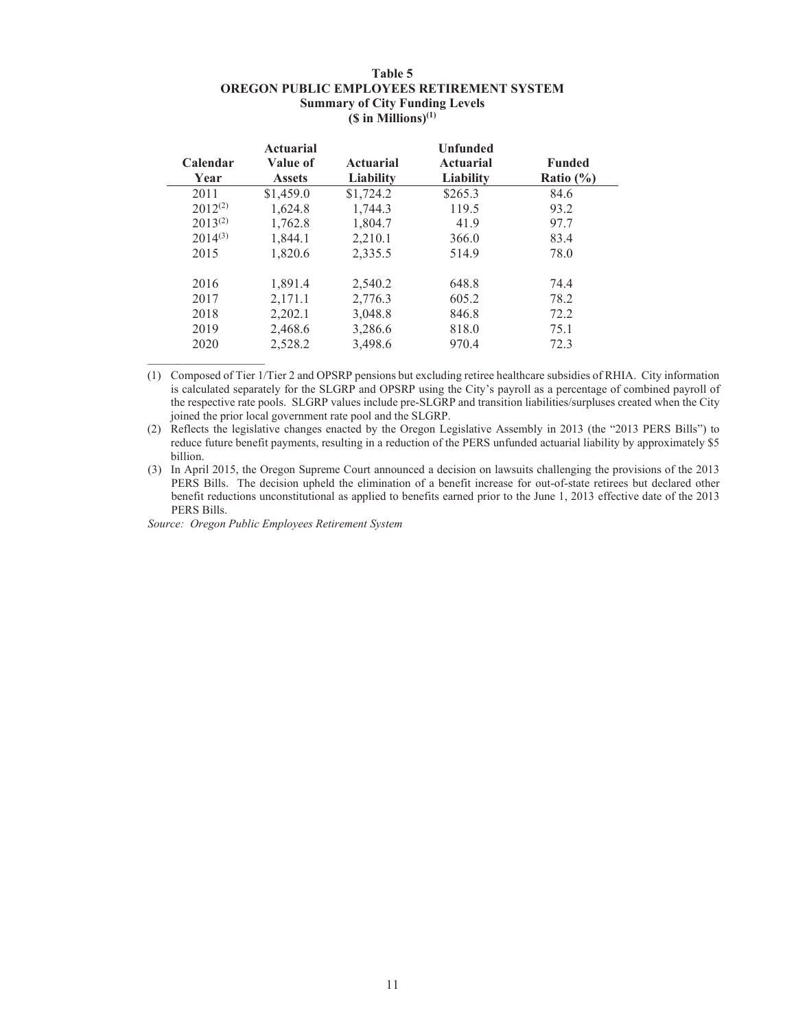**Table 5**
**OREGON PUBLIC EMPLOYEES RETIREMENT SYSTEM**
**Summary of City Funding Levels**
**($ in Millions)(1)**

| Calendar Year | Actuarial Value of Assets | Actuarial Liability | Unfunded Actuarial Liability | Funded Ratio (%) |
|---|---|---|---|---|
| 2011 | $1,459.0 | $1,724.2 | $265.3 | 84.6 |
| 2012(2) | 1,624.8 | 1,744.3 | 119.5 | 93.2 |
| 2013(2) | 1,762.8 | 1,804.7 | 41.9 | 97.7 |
| 2014(3) | 1,844.1 | 2,210.1 | 366.0 | 83.4 |
| 2015 | 1,820.6 | 2,335.5 | 514.9 | 78.0 |
| 2016 | 1,891.4 | 2,540.2 | 648.8 | 74.4 |
| 2017 | 2,171.1 | 2,776.3 | 605.2 | 78.2 |
| 2018 | 2,202.1 | 3,048.8 | 846.8 | 72.2 |
| 2019 | 2,468.6 | 3,286.6 | 818.0 | 75.1 |
| 2020 | 2,528.2 | 3,498.6 | 970.4 | 72.3 |

(1) Composed of Tier 1/Tier 2 and OPSRP pensions but excluding retiree healthcare subsidies of RHIA. City information is calculated separately for the SLGRP and OPSRP using the City's payroll as a percentage of combined payroll of the respective rate pools. SLGRP values include pre-SLGRP and transition liabilities/surpluses created when the City joined the prior local government rate pool and the SLGRP.

(2) Reflects the legislative changes enacted by the Oregon Legislative Assembly in 2013 (the "2013 PERS Bills") to reduce future benefit payments, resulting in a reduction of the PERS unfunded actuarial liability by approximately $5 billion.

(3) In April 2015, the Oregon Supreme Court announced a decision on lawsuits challenging the provisions of the 2013 PERS Bills. The decision upheld the elimination of a benefit increase for out-of-state retirees but declared other benefit reductions unconstitutional as applied to benefits earned prior to the June 1, 2013 effective date of the 2013 PERS Bills.

*Source: Oregon Public Employees Retirement System*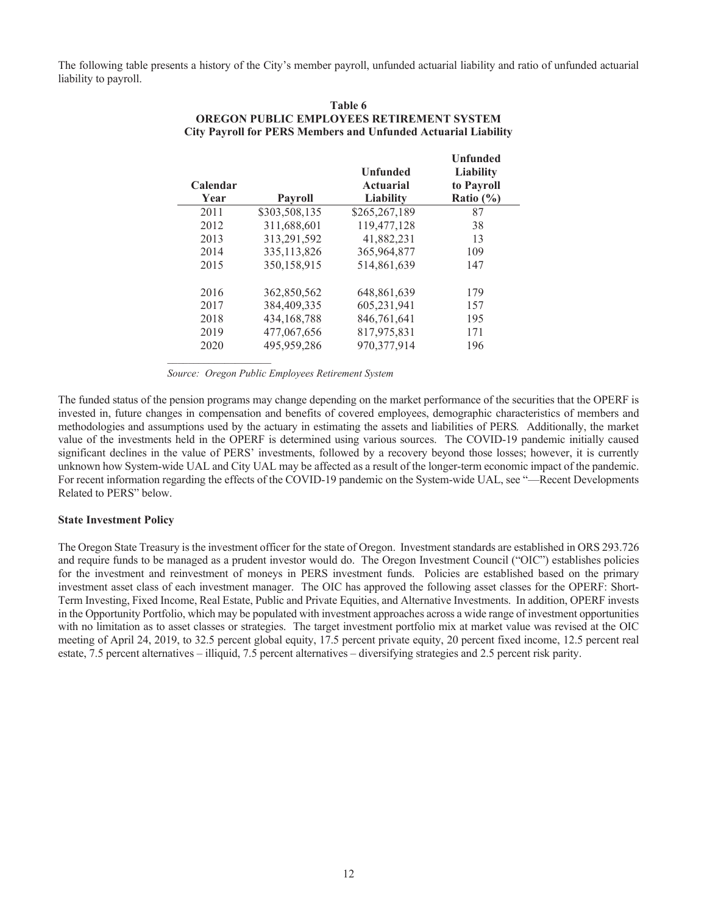The following table presents a history of the City's member payroll, unfunded actuarial liability and ratio of unfunded actuarial liability to payroll.

**Table 6**
**OREGON PUBLIC EMPLOYEES RETIREMENT SYSTEM**
**City Payroll for PERS Members and Unfunded Actuarial Liability**

| Calendar Year | Payroll | Unfunded Actuarial Liability | Unfunded Liability to Payroll Ratio (%) |
|---|---|---|---|
| 2011 | $303,508,135 | $265,267,189 | 87 |
| 2012 | 311,688,601 | 119,477,128 | 38 |
| 2013 | 313,291,592 | 41,882,231 | 13 |
| 2014 | 335,113,826 | 365,964,877 | 109 |
| 2015 | 350,158,915 | 514,861,639 | 147 |
| 2016 | 362,850,562 | 648,861,639 | 179 |
| 2017 | 384,409,335 | 605,231,941 | 157 |
| 2018 | 434,168,788 | 846,761,641 | 195 |
| 2019 | 477,067,656 | 817,975,831 | 171 |
| 2020 | 495,959,286 | 970,377,914 | 196 |

*Source: Oregon Public Employees Retirement System*

The funded status of the pension programs may change depending on the market performance of the securities that the OPERF is invested in, future changes in compensation and benefits of covered employees, demographic characteristics of members and methodologies and assumptions used by the actuary in estimating the assets and liabilities of PERS*.* Additionally, the market value of the investments held in the OPERF is determined using various sources. The COVID-19 pandemic initially caused significant declines in the value of PERS' investments, followed by a recovery beyond those losses; however, it is currently unknown how System-wide UAL and City UAL may be affected as a result of the longer-term economic impact of the pandemic. For recent information regarding the effects of the COVID-19 pandemic on the System-wide UAL, see "—Recent Developments Related to PERS" below.

**State Investment Policy**

The Oregon State Treasury is the investment officer for the state of Oregon. Investment standards are established in ORS 293.726 and require funds to be managed as a prudent investor would do. The Oregon Investment Council ("OIC") establishes policies for the investment and reinvestment of moneys in PERS investment funds. Policies are established based on the primary investment asset class of each investment manager. The OIC has approved the following asset classes for the OPERF: Short-Term Investing, Fixed Income, Real Estate, Public and Private Equities, and Alternative Investments. In addition, OPERF invests in the Opportunity Portfolio, which may be populated with investment approaches across a wide range of investment opportunities with no limitation as to asset classes or strategies. The target investment portfolio mix at market value was revised at the OIC meeting of April 24, 2019, to 32.5 percent global equity, 17.5 percent private equity, 20 percent fixed income, 12.5 percent real estate, 7.5 percent alternatives – illiquid, 7.5 percent alternatives – diversifying strategies and 2.5 percent risk parity.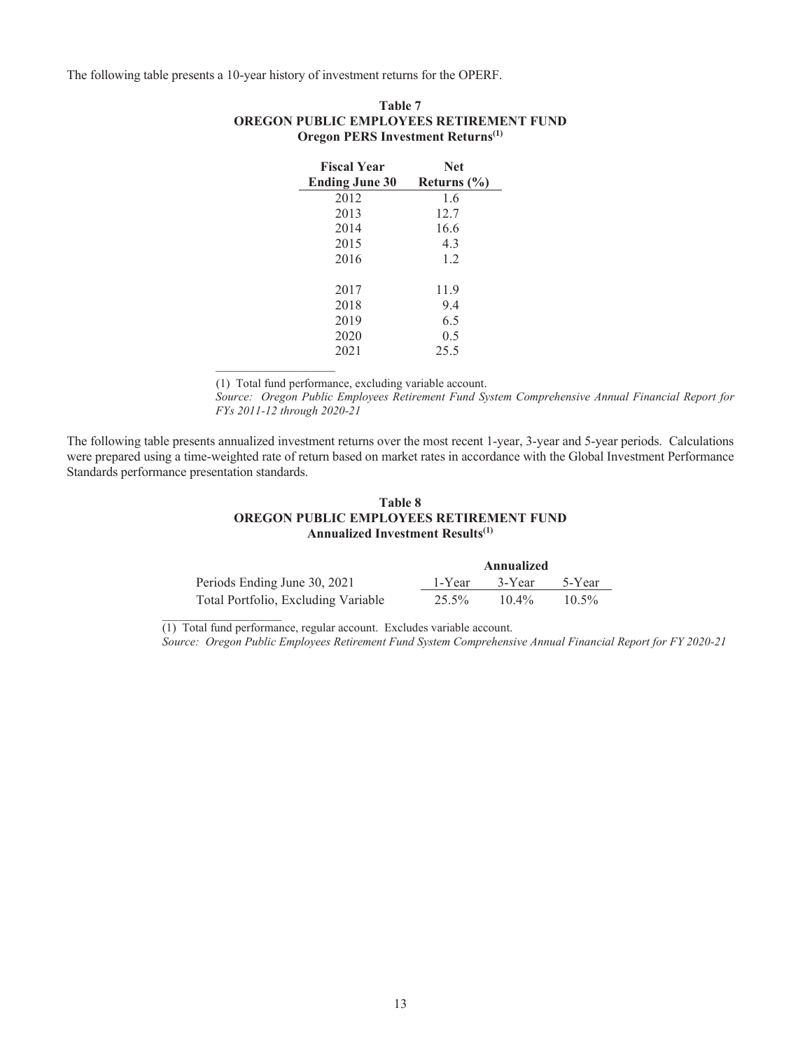The following table presents a 10-year history of investment returns for the OPERF.

**Table 7**
**OREGON PUBLIC EMPLOYEES RETIREMENT FUND**
**Oregon PERS Investment Returns[1]**

| Fiscal Year Ending June 30 | Net Returns (%) |
|---|---|
| 2012 | 1.6 |
| 2013 | 12.7 |
| 2014 | 16.6 |
| 2015 | 4.3 |
| 2016 | 1.2 |
| 2017 | 11.9 |
| 2018 | 9.4 |
| 2019 | 6.5 |
| 2020 | 0.5 |
| 2021 | 25.5 |

(1) Total fund performance, excluding variable account.
*Source: Oregon Public Employees Retirement Fund System Comprehensive Annual Financial Report for FYs 2011-12 through 2020-21*

The following table presents annualized investment returns over the most recent 1-year, 3-year and 5-year periods. Calculations were prepared using a time-weighted rate of return based on market rates in accordance with the Global Investment Performance Standards performance presentation standards.

**Table 8**
**OREGON PUBLIC EMPLOYEES RETIREMENT FUND**
**Annualized Investment Results[1]**

| | Annualized | | |
|---|---|---|---|
| Periods Ending June 30, 2021 | 1-Year | 3-Year | 5-Year |
| Total Portfolio, Excluding Variable | 25.5% | 10.4% | 10.5% |

(1) Total fund performance, regular account. Excludes variable account.
*Source: Oregon Public Employees Retirement Fund System Comprehensive Annual Financial Report for FY 2020-21*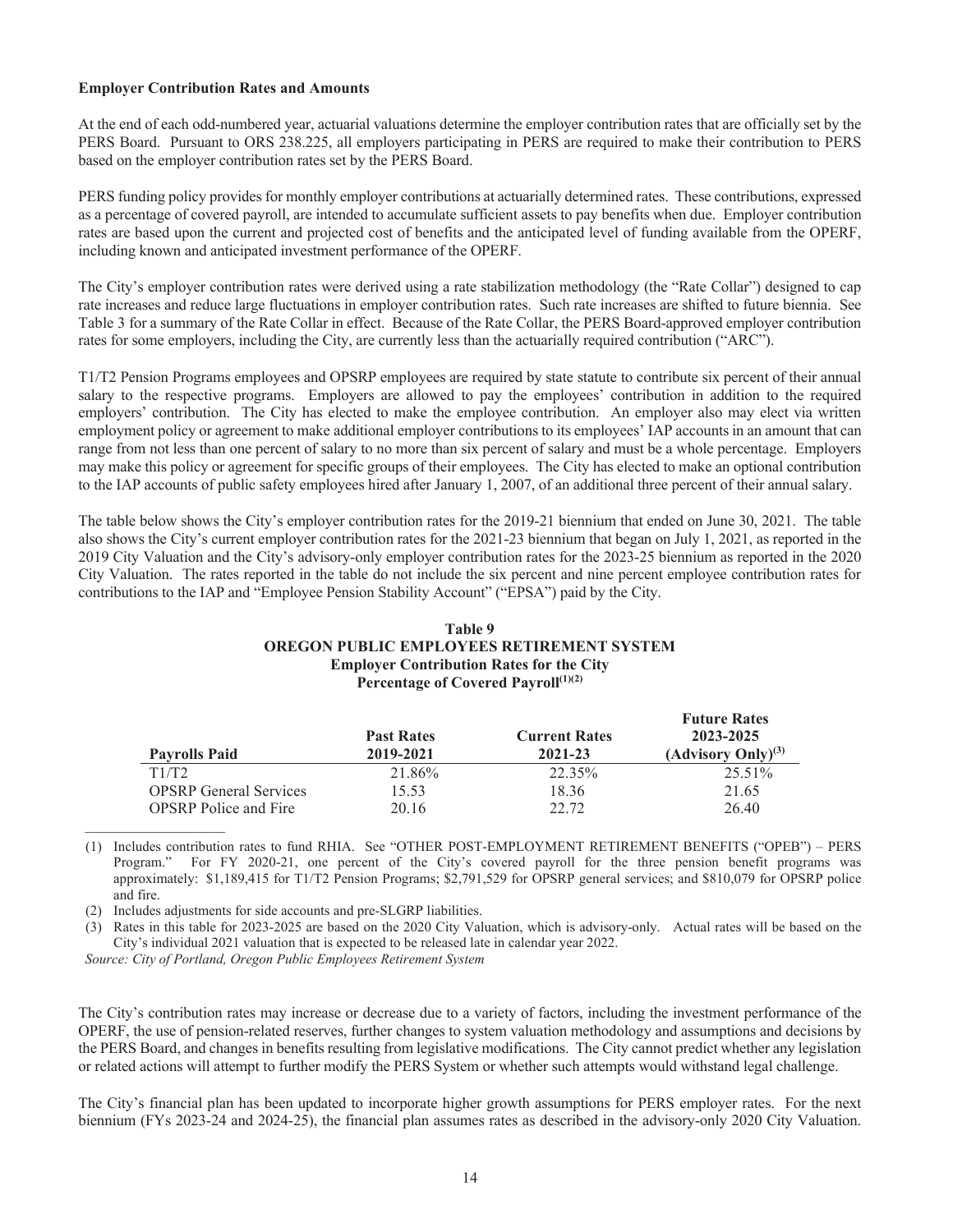**Employer Contribution Rates and Amounts**

At the end of each odd-numbered year, actuarial valuations determine the employer contribution rates that are officially set by the PERS Board. Pursuant to ORS 238.225, all employers participating in PERS are required to make their contribution to PERS based on the employer contribution rates set by the PERS Board.

PERS funding policy provides for monthly employer contributions at actuarially determined rates. These contributions, expressed as a percentage of covered payroll, are intended to accumulate sufficient assets to pay benefits when due. Employer contribution rates are based upon the current and projected cost of benefits and the anticipated level of funding available from the OPERF, including known and anticipated investment performance of the OPERF.

The City's employer contribution rates were derived using a rate stabilization methodology (the "Rate Collar") designed to cap rate increases and reduce large fluctuations in employer contribution rates. Such rate increases are shifted to future biennia. See Table 3 for a summary of the Rate Collar in effect. Because of the Rate Collar, the PERS Board-approved employer contribution rates for some employers, including the City, are currently less than the actuarially required contribution ("ARC").

T1/T2 Pension Programs employees and OPSRP employees are required by state statute to contribute six percent of their annual salary to the respective programs. Employers are allowed to pay the employees' contribution in addition to the required employers' contribution. The City has elected to make the employee contribution. An employer also may elect via written employment policy or agreement to make additional employer contributions to its employees' IAP accounts in an amount that can range from not less than one percent of salary to no more than six percent of salary and must be a whole percentage. Employers may make this policy or agreement for specific groups of their employees. The City has elected to make an optional contribution to the IAP accounts of public safety employees hired after January 1, 2007, of an additional three percent of their annual salary.

The table below shows the City's employer contribution rates for the 2019-21 biennium that ended on June 30, 2021. The table also shows the City's current employer contribution rates for the 2021-23 biennium that began on July 1, 2021, as reported in the 2019 City Valuation and the City's advisory-only employer contribution rates for the 2023-25 biennium as reported in the 2020 City Valuation. The rates reported in the table do not include the six percent and nine percent employee contribution rates for contributions to the IAP and "Employee Pension Stability Account" ("EPSA") paid by the City.

**Table 9**
**OREGON PUBLIC EMPLOYEES RETIREMENT SYSTEM**
**Employer Contribution Rates for the City**
**Percentage of Covered Payroll(1)(2)**

| Payrolls Paid | Past Rates 2019-2021 | Current Rates 2021-23 | Future Rates 2023-2025 (Advisory Only)(3) |
|---|---|---|---|
| T1/T2 | 21.86% | 22.35% | 25.51% |
| OPSRP General Services | 15.53 | 18.36 | 21.65 |
| OPSRP Police and Fire | 20.16 | 22.72 | 26.40 |

(1) Includes contribution rates to fund RHIA. See "OTHER POST-EMPLOYMENT RETIREMENT BENEFITS ("OPEB") – PERS Program." For FY 2020-21, one percent of the City's covered payroll for the three pension benefit programs was approximately: $1,189,415 for T1/T2 Pension Programs; $2,791,529 for OPSRP general services; and $810,079 for OPSRP police and fire.

(2) Includes adjustments for side accounts and pre-SLGRP liabilities.

(3) Rates in this table for 2023-2025 are based on the 2020 City Valuation, which is advisory-only. Actual rates will be based on the City's individual 2021 valuation that is expected to be released late in calendar year 2022.

*Source: City of Portland, Oregon Public Employees Retirement System*

The City's contribution rates may increase or decrease due to a variety of factors, including the investment performance of the OPERF, the use of pension-related reserves, further changes to system valuation methodology and assumptions and decisions by the PERS Board, and changes in benefits resulting from legislative modifications. The City cannot predict whether any legislation or related actions will attempt to further modify the PERS System or whether such attempts would withstand legal challenge.

The City's financial plan has been updated to incorporate higher growth assumptions for PERS employer rates. For the next biennium (FYs 2023-24 and 2024-25), the financial plan assumes rates as described in the advisory-only 2020 City Valuation.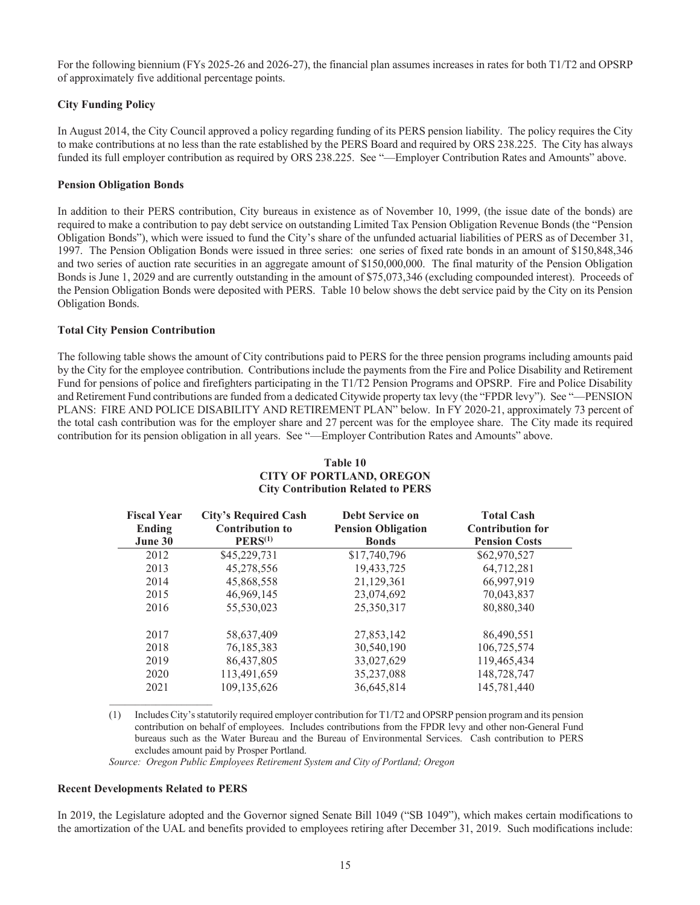For the following biennium (FYs 2025-26 and 2026-27), the financial plan assumes increases in rates for both T1/T2 and OPSRP of approximately five additional percentage points.

### City Funding Policy

In August 2014, the City Council approved a policy regarding funding of its PERS pension liability. The policy requires the City to make contributions at no less than the rate established by the PERS Board and required by ORS 238.225. The City has always funded its full employer contribution as required by ORS 238.225. See "—Employer Contribution Rates and Amounts" above.

### Pension Obligation Bonds

In addition to their PERS contribution, City bureaus in existence as of November 10, 1999, (the issue date of the bonds) are required to make a contribution to pay debt service on outstanding Limited Tax Pension Obligation Revenue Bonds (the "Pension Obligation Bonds"), which were issued to fund the City's share of the unfunded actuarial liabilities of PERS as of December 31, 1997. The Pension Obligation Bonds were issued in three series: one series of fixed rate bonds in an amount of $150,848,346 and two series of auction rate securities in an aggregate amount of $150,000,000. The final maturity of the Pension Obligation Bonds is June 1, 2029 and are currently outstanding in the amount of $75,073,346 (excluding compounded interest). Proceeds of the Pension Obligation Bonds were deposited with PERS. Table 10 below shows the debt service paid by the City on its Pension Obligation Bonds.

### Total City Pension Contribution

The following table shows the amount of City contributions paid to PERS for the three pension programs including amounts paid by the City for the employee contribution. Contributions include the payments from the Fire and Police Disability and Retirement Fund for pensions of police and firefighters participating in the T1/T2 Pension Programs and OPSRP. Fire and Police Disability and Retirement Fund contributions are funded from a dedicated Citywide property tax levy (the "FPDR levy"). See "—PENSION PLANS: FIRE AND POLICE DISABILITY AND RETIREMENT PLAN" below. In FY 2020-21, approximately 73 percent of the total cash contribution was for the employer share and 27 percent was for the employee share. The City made its required contribution for its pension obligation in all years. See "—Employer Contribution Rates and Amounts" above.

**Table 10**
**CITY OF PORTLAND, OREGON**
**City Contribution Related to PERS**

| Fiscal Year Ending June 30 | City's Required Cash Contribution to PERS[1] | Debt Service on Pension Obligation Bonds | Total Cash Contribution for Pension Costs |
|---|---|---|---|
| 2012 | $45,229,731 | $17,740,796 | $62,970,527 |
| 2013 | 45,278,556 | 19,433,725 | 64,712,281 |
| 2014 | 45,868,558 | 21,129,361 | 66,997,919 |
| 2015 | 46,969,145 | 23,074,692 | 70,043,837 |
| 2016 | 55,530,023 | 25,350,317 | 80,880,340 |
| 2017 | 58,637,409 | 27,853,142 | 86,490,551 |
| 2018 | 76,185,383 | 30,540,190 | 106,725,574 |
| 2019 | 86,437,805 | 33,027,629 | 119,465,434 |
| 2020 | 113,491,659 | 35,237,088 | 148,728,747 |
| 2021 | 109,135,626 | 36,645,814 | 145,781,440 |

(1) Includes City's statutorily required employer contribution for T1/T2 and OPSRP pension program and its pension contribution on behalf of employees. Includes contributions from the FPDR levy and other non-General Fund bureaus such as the Water Bureau and the Bureau of Environmental Services. Cash contribution to PERS excludes amount paid by Prosper Portland.

*Source: Oregon Public Employees Retirement System and City of Portland; Oregon*

### Recent Developments Related to PERS

In 2019, the Legislature adopted and the Governor signed Senate Bill 1049 ("SB 1049"), which makes certain modifications to the amortization of the UAL and benefits provided to employees retiring after December 31, 2019. Such modifications include: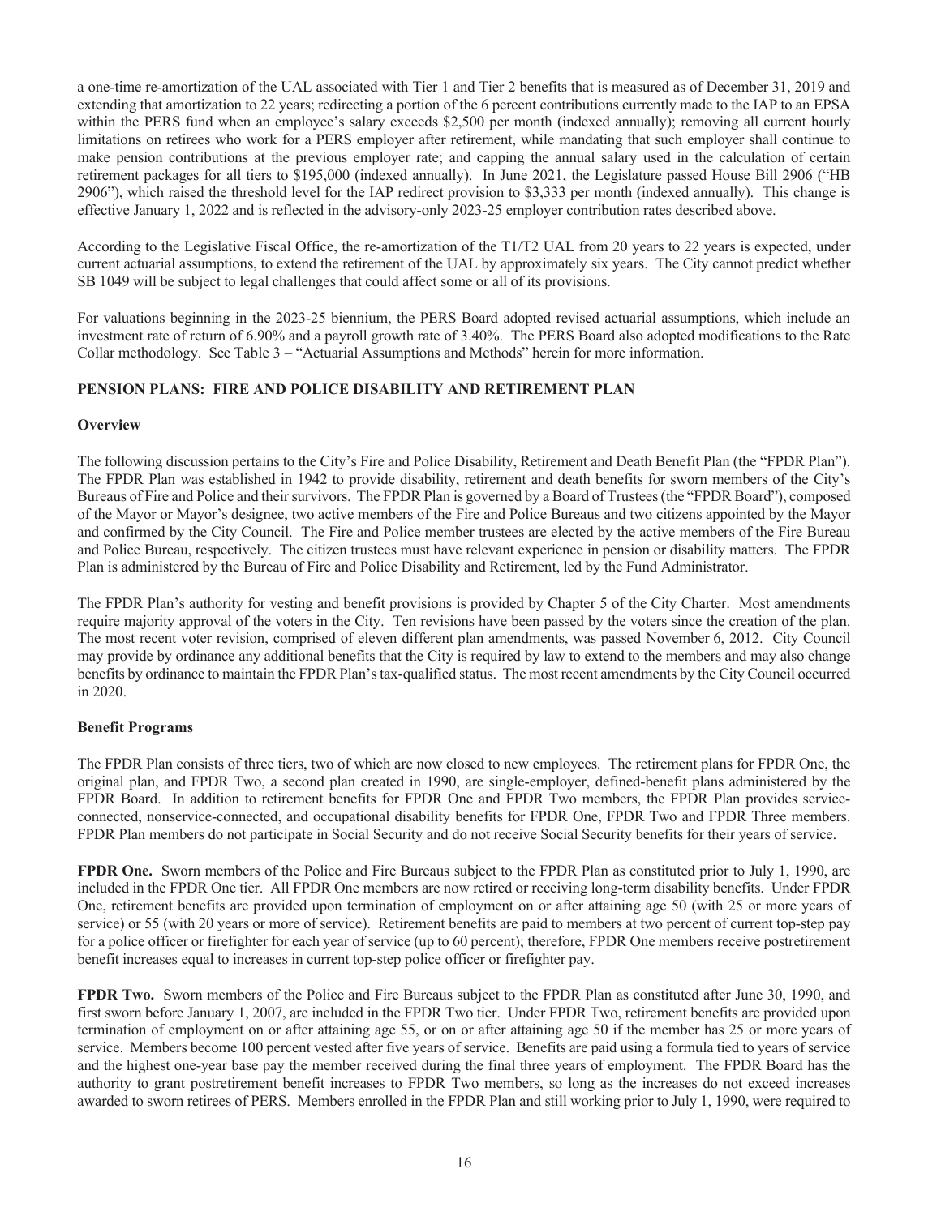a one-time re-amortization of the UAL associated with Tier 1 and Tier 2 benefits that is measured as of December 31, 2019 and extending that amortization to 22 years; redirecting a portion of the 6 percent contributions currently made to the IAP to an EPSA within the PERS fund when an employee's salary exceeds $2,500 per month (indexed annually); removing all current hourly limitations on retirees who work for a PERS employer after retirement, while mandating that such employer shall continue to make pension contributions at the previous employer rate; and capping the annual salary used in the calculation of certain retirement packages for all tiers to $195,000 (indexed annually). In June 2021, the Legislature passed House Bill 2906 ("HB 2906"), which raised the threshold level for the IAP redirect provision to $3,333 per month (indexed annually). This change is effective January 1, 2022 and is reflected in the advisory-only 2023-25 employer contribution rates described above.

According to the Legislative Fiscal Office, the re-amortization of the T1/T2 UAL from 20 years to 22 years is expected, under current actuarial assumptions, to extend the retirement of the UAL by approximately six years. The City cannot predict whether SB 1049 will be subject to legal challenges that could affect some or all of its provisions.

For valuations beginning in the 2023-25 biennium, the PERS Board adopted revised actuarial assumptions, which include an investment rate of return of 6.90% and a payroll growth rate of 3.40%. The PERS Board also adopted modifications to the Rate Collar methodology. See Table 3 – "Actuarial Assumptions and Methods" herein for more information.

## PENSION PLANS: FIRE AND POLICE DISABILITY AND RETIREMENT PLAN

### Overview

The following discussion pertains to the City's Fire and Police Disability, Retirement and Death Benefit Plan (the "FPDR Plan"). The FPDR Plan was established in 1942 to provide disability, retirement and death benefits for sworn members of the City's Bureaus of Fire and Police and their survivors. The FPDR Plan is governed by a Board of Trustees (the "FPDR Board"), composed of the Mayor or Mayor's designee, two active members of the Fire and Police Bureaus and two citizens appointed by the Mayor and confirmed by the City Council. The Fire and Police member trustees are elected by the active members of the Fire Bureau and Police Bureau, respectively. The citizen trustees must have relevant experience in pension or disability matters. The FPDR Plan is administered by the Bureau of Fire and Police Disability and Retirement, led by the Fund Administrator.

The FPDR Plan's authority for vesting and benefit provisions is provided by Chapter 5 of the City Charter. Most amendments require majority approval of the voters in the City. Ten revisions have been passed by the voters since the creation of the plan. The most recent voter revision, comprised of eleven different plan amendments, was passed November 6, 2012. City Council may provide by ordinance any additional benefits that the City is required by law to extend to the members and may also change benefits by ordinance to maintain the FPDR Plan's tax-qualified status. The most recent amendments by the City Council occurred in 2020.

### Benefit Programs

The FPDR Plan consists of three tiers, two of which are now closed to new employees. The retirement plans for FPDR One, the original plan, and FPDR Two, a second plan created in 1990, are single-employer, defined-benefit plans administered by the FPDR Board. In addition to retirement benefits for FPDR One and FPDR Two members, the FPDR Plan provides service-connected, nonservice-connected, and occupational disability benefits for FPDR One, FPDR Two and FPDR Three members. FPDR Plan members do not participate in Social Security and do not receive Social Security benefits for their years of service.

**FPDR One.** Sworn members of the Police and Fire Bureaus subject to the FPDR Plan as constituted prior to July 1, 1990, are included in the FPDR One tier. All FPDR One members are now retired or receiving long-term disability benefits. Under FPDR One, retirement benefits are provided upon termination of employment on or after attaining age 50 (with 25 or more years of service) or 55 (with 20 years or more of service). Retirement benefits are paid to members at two percent of current top-step pay for a police officer or firefighter for each year of service (up to 60 percent); therefore, FPDR One members receive postretirement benefit increases equal to increases in current top-step police officer or firefighter pay.

**FPDR Two.** Sworn members of the Police and Fire Bureaus subject to the FPDR Plan as constituted after June 30, 1990, and first sworn before January 1, 2007, are included in the FPDR Two tier. Under FPDR Two, retirement benefits are provided upon termination of employment on or after attaining age 55, or on or after attaining age 50 if the member has 25 or more years of service. Members become 100 percent vested after five years of service. Benefits are paid using a formula tied to years of service and the highest one-year base pay the member received during the final three years of employment. The FPDR Board has the authority to grant postretirement benefit increases to FPDR Two members, so long as the increases do not exceed increases awarded to sworn retirees of PERS. Members enrolled in the FPDR Plan and still working prior to July 1, 1990, were required to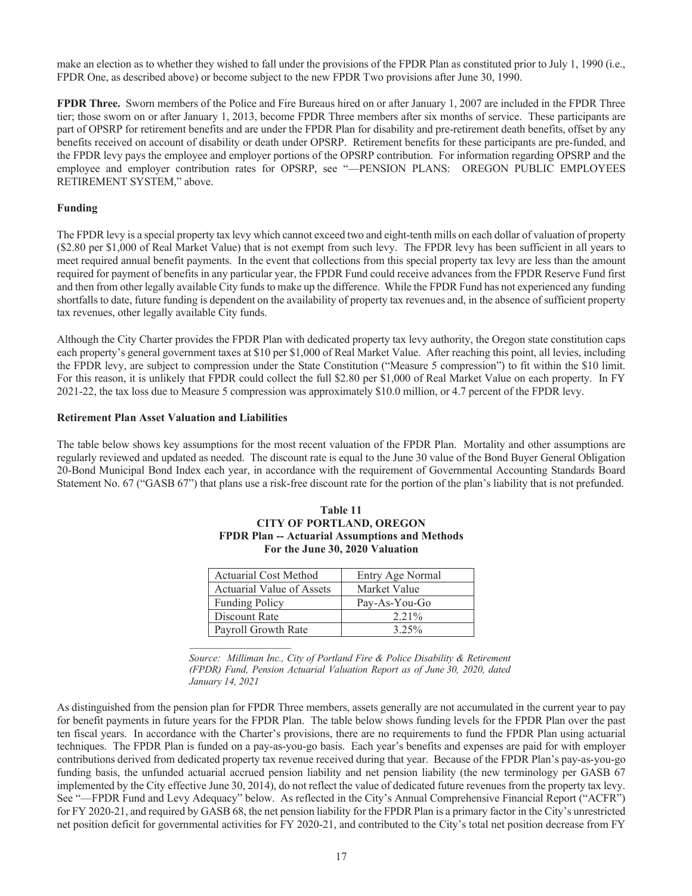make an election as to whether they wished to fall under the provisions of the FPDR Plan as constituted prior to July 1, 1990 (i.e., FPDR One, as described above) or become subject to the new FPDR Two provisions after June 30, 1990.

**FPDR Three.** Sworn members of the Police and Fire Bureaus hired on or after January 1, 2007 are included in the FPDR Three tier; those sworn on or after January 1, 2013, become FPDR Three members after six months of service. These participants are part of OPSRP for retirement benefits and are under the FPDR Plan for disability and pre-retirement death benefits, offset by any benefits received on account of disability or death under OPSRP. Retirement benefits for these participants are pre-funded, and the FPDR levy pays the employee and employer portions of the OPSRP contribution. For information regarding OPSRP and the employee and employer contribution rates for OPSRP, see "—PENSION PLANS: OREGON PUBLIC EMPLOYEES RETIREMENT SYSTEM," above.

### Funding

The FPDR levy is a special property tax levy which cannot exceed two and eight-tenth mills on each dollar of valuation of property ($2.80 per $1,000 of Real Market Value) that is not exempt from such levy. The FPDR levy has been sufficient in all years to meet required annual benefit payments. In the event that collections from this special property tax levy are less than the amount required for payment of benefits in any particular year, the FPDR Fund could receive advances from the FPDR Reserve Fund first and then from other legally available City funds to make up the difference. While the FPDR Fund has not experienced any funding shortfalls to date, future funding is dependent on the availability of property tax revenues and, in the absence of sufficient property tax revenues, other legally available City funds.

Although the City Charter provides the FPDR Plan with dedicated property tax levy authority, the Oregon state constitution caps each property's general government taxes at $10 per $1,000 of Real Market Value. After reaching this point, all levies, including the FPDR levy, are subject to compression under the State Constitution ("Measure 5 compression") to fit within the $10 limit. For this reason, it is unlikely that FPDR could collect the full $2.80 per $1,000 of Real Market Value on each property. In FY 2021-22, the tax loss due to Measure 5 compression was approximately $10.0 million, or 4.7 percent of the FPDR levy.

### Retirement Plan Asset Valuation and Liabilities

The table below shows key assumptions for the most recent valuation of the FPDR Plan. Mortality and other assumptions are regularly reviewed and updated as needed. The discount rate is equal to the June 30 value of the Bond Buyer General Obligation 20-Bond Municipal Bond Index each year, in accordance with the requirement of Governmental Accounting Standards Board Statement No. 67 ("GASB 67") that plans use a risk-free discount rate for the portion of the plan's liability that is not prefunded.

**Table 11**
**CITY OF PORTLAND, OREGON**
**FPDR Plan -- Actuarial Assumptions and Methods**
**For the June 30, 2020 Valuation**

| | |
|---|---|
| Actuarial Cost Method | Entry Age Normal |
| Actuarial Value of Assets | Market Value |
| Funding Policy | Pay-As-You-Go |
| Discount Rate | 2.21% |
| Payroll Growth Rate | 3.25% |

*Source: Milliman Inc., City of Portland Fire & Police Disability & Retirement (FPDR) Fund, Pension Actuarial Valuation Report as of June 30, 2020, dated January 14, 2021*

As distinguished from the pension plan for FPDR Three members, assets generally are not accumulated in the current year to pay for benefit payments in future years for the FPDR Plan. The table below shows funding levels for the FPDR Plan over the past ten fiscal years. In accordance with the Charter's provisions, there are no requirements to fund the FPDR Plan using actuarial techniques. The FPDR Plan is funded on a pay-as-you-go basis. Each year's benefits and expenses are paid for with employer contributions derived from dedicated property tax revenue received during that year. Because of the FPDR Plan's pay-as-you-go funding basis, the unfunded actuarial accrued pension liability and net pension liability (the new terminology per GASB 67 implemented by the City effective June 30, 2014), do not reflect the value of dedicated future revenues from the property tax levy. See "—FPDR Fund and Levy Adequacy" below. As reflected in the City's Annual Comprehensive Financial Report ("ACFR") for FY 2020-21, and required by GASB 68, the net pension liability for the FPDR Plan is a primary factor in the City's unrestricted net position deficit for governmental activities for FY 2020-21, and contributed to the City's total net position decrease from FY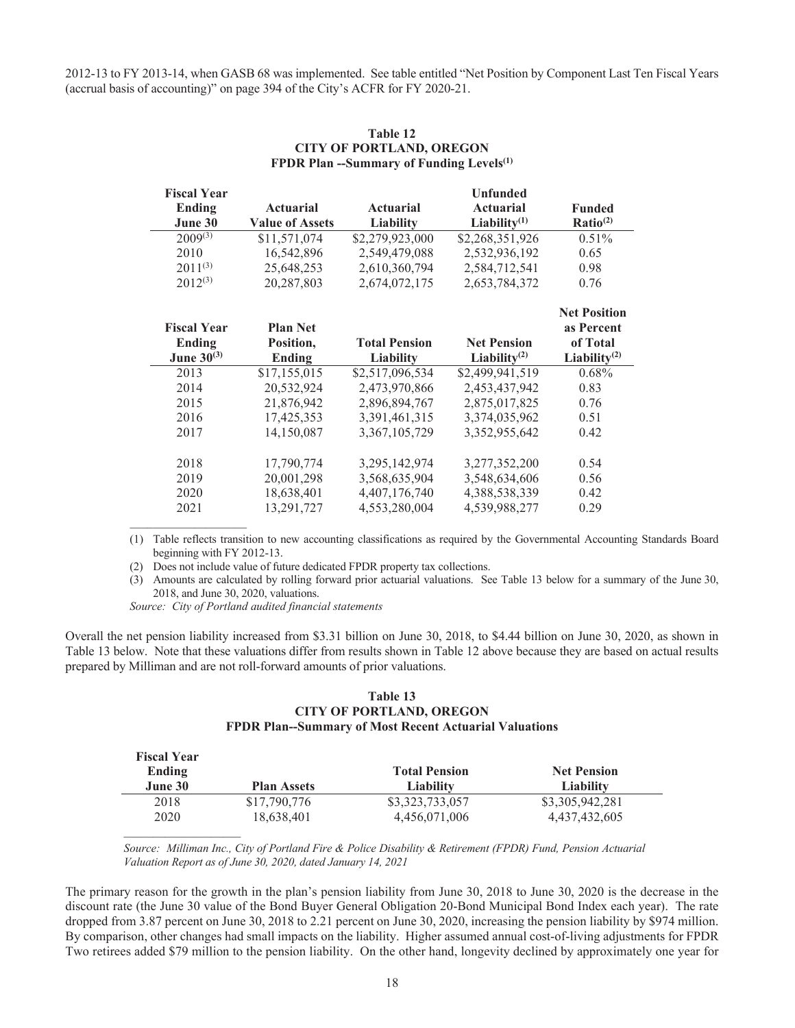2012-13 to FY 2013-14, when GASB 68 was implemented. See table entitled "Net Position by Component Last Ten Fiscal Years (accrual basis of accounting)" on page 394 of the City's ACFR for FY 2020-21.

**Table 12**
**CITY OF PORTLAND, OREGON**
**FPDR Plan --Summary of Funding Levels(1)**

| Fiscal Year Ending June 30 | Actuarial Value of Assets | Actuarial Liability | Unfunded Actuarial Liability(1) | Funded Ratio(2) |
|---|---|---|---|---|
| 2009(3) | $11,571,074 | $2,279,923,000 | $2,268,351,926 | 0.51% |
| 2010 | 16,542,896 | 2,549,479,088 | 2,532,936,192 | 0.65 |
| 2011(3) | 25,648,253 | 2,610,360,794 | 2,584,712,541 | 0.98 |
| 2012(3) | 20,287,803 | 2,674,072,175 | 2,653,784,372 | 0.76 |

| Fiscal Year Ending June 30(3) | Plan Net Position, Ending | Total Pension Liability | Net Pension Liability(2) | Net Position as Percent of Total Liability(2) |
|---|---|---|---|---|
| 2013 | $17,155,015 | $2,517,096,534 | $2,499,941,519 | 0.68% |
| 2014 | 20,532,924 | 2,473,970,866 | 2,453,437,942 | 0.83 |
| 2015 | 21,876,942 | 2,896,894,767 | 2,875,017,825 | 0.76 |
| 2016 | 17,425,353 | 3,391,461,315 | 3,374,035,962 | 0.51 |
| 2017 | 14,150,087 | 3,367,105,729 | 3,352,955,642 | 0.42 |
| 2018 | 17,790,774 | 3,295,142,974 | 3,277,352,200 | 0.54 |
| 2019 | 20,001,298 | 3,568,635,904 | 3,548,634,606 | 0.56 |
| 2020 | 18,638,401 | 4,407,176,740 | 4,388,538,339 | 0.42 |
| 2021 | 13,291,727 | 4,553,280,004 | 4,539,988,277 | 0.29 |

(1) Table reflects transition to new accounting classifications as required by the Governmental Accounting Standards Board beginning with FY 2012-13.
(2) Does not include value of future dedicated FPDR property tax collections.
(3) Amounts are calculated by rolling forward prior actuarial valuations. See Table 13 below for a summary of the June 30, 2018, and June 30, 2020, valuations.

*Source: City of Portland audited financial statements*

Overall the net pension liability increased from $3.31 billion on June 30, 2018, to $4.44 billion on June 30, 2020, as shown in Table 13 below. Note that these valuations differ from results shown in Table 12 above because they are based on actual results prepared by Milliman and are not roll-forward amounts of prior valuations.

**Table 13**
**CITY OF PORTLAND, OREGON**
**FPDR Plan--Summary of Most Recent Actuarial Valuations**

| Fiscal Year Ending June 30 | Plan Assets | Total Pension Liability | Net Pension Liability |
|---|---|---|---|
| 2018 | $17,790,776 | $3,323,733,057 | $3,305,942,281 |
| 2020 | 18,638,401 | 4,456,071,006 | 4,437,432,605 |

*Source: Milliman Inc., City of Portland Fire & Police Disability & Retirement (FPDR) Fund, Pension Actuarial Valuation Report as of June 30, 2020, dated January 14, 2021*

The primary reason for the growth in the plan's pension liability from June 30, 2018 to June 30, 2020 is the decrease in the discount rate (the June 30 value of the Bond Buyer General Obligation 20-Bond Municipal Bond Index each year). The rate dropped from 3.87 percent on June 30, 2018 to 2.21 percent on June 30, 2020, increasing the pension liability by $974 million. By comparison, other changes had small impacts on the liability. Higher assumed annual cost-of-living adjustments for FPDR Two retirees added $79 million to the pension liability. On the other hand, longevity declined by approximately one year for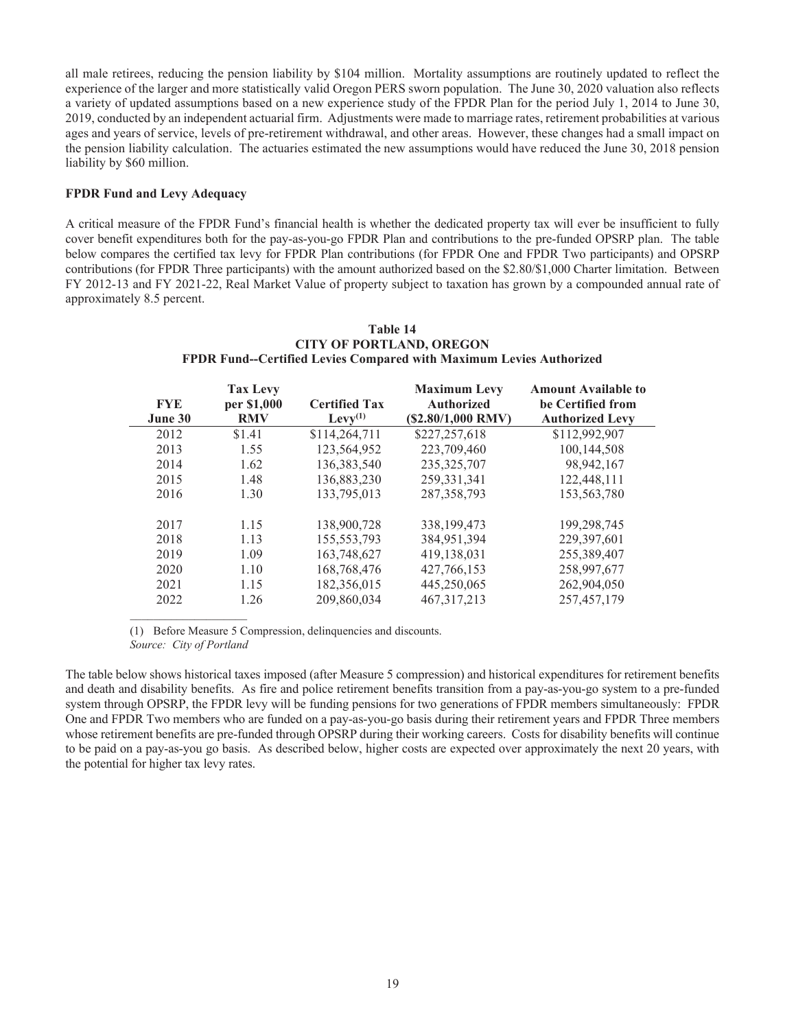all male retirees, reducing the pension liability by $104 million. Mortality assumptions are routinely updated to reflect the experience of the larger and more statistically valid Oregon PERS sworn population. The June 30, 2020 valuation also reflects a variety of updated assumptions based on a new experience study of the FPDR Plan for the period July 1, 2014 to June 30, 2019, conducted by an independent actuarial firm. Adjustments were made to marriage rates, retirement probabilities at various ages and years of service, levels of pre-retirement withdrawal, and other areas. However, these changes had a small impact on the pension liability calculation. The actuaries estimated the new assumptions would have reduced the June 30, 2018 pension liability by $60 million.

**FPDR Fund and Levy Adequacy**

A critical measure of the FPDR Fund's financial health is whether the dedicated property tax will ever be insufficient to fully cover benefit expenditures both for the pay-as-you-go FPDR Plan and contributions to the pre-funded OPSRP plan. The table below compares the certified tax levy for FPDR Plan contributions (for FPDR One and FPDR Two participants) and OPSRP contributions (for FPDR Three participants) with the amount authorized based on the $2.80/$1,000 Charter limitation. Between FY 2012-13 and FY 2021-22, Real Market Value of property subject to taxation has grown by a compounded annual rate of approximately 8.5 percent.

**Table 14**
**CITY OF PORTLAND, OREGON**
**FPDR Fund--Certified Levies Compared with Maximum Levies Authorized**

| FYE June 30 | Tax Levy per $1,000 RMV | Certified Tax Levy(1) | Maximum Levy Authorized ($2.80/1,000 RMV) | Amount Available to be Certified from Authorized Levy |
|---|---|---|---|---|
| 2012 | $1.41 | $114,264,711 | $227,257,618 | $112,992,907 |
| 2013 | 1.55 | 123,564,952 | 223,709,460 | 100,144,508 |
| 2014 | 1.62 | 136,383,540 | 235,325,707 | 98,942,167 |
| 2015 | 1.48 | 136,883,230 | 259,331,341 | 122,448,111 |
| 2016 | 1.30 | 133,795,013 | 287,358,793 | 153,563,780 |
| 2017 | 1.15 | 138,900,728 | 338,199,473 | 199,298,745 |
| 2018 | 1.13 | 155,553,793 | 384,951,394 | 229,397,601 |
| 2019 | 1.09 | 163,748,627 | 419,138,031 | 255,389,407 |
| 2020 | 1.10 | 168,768,476 | 427,766,153 | 258,997,677 |
| 2021 | 1.15 | 182,356,015 | 445,250,065 | 262,904,050 |
| 2022 | 1.26 | 209,860,034 | 467,317,213 | 257,457,179 |

(1) Before Measure 5 Compression, delinquencies and discounts.
*Source: City of Portland*

The table below shows historical taxes imposed (after Measure 5 compression) and historical expenditures for retirement benefits and death and disability benefits. As fire and police retirement benefits transition from a pay-as-you-go system to a pre-funded system through OPSRP, the FPDR levy will be funding pensions for two generations of FPDR members simultaneously: FPDR One and FPDR Two members who are funded on a pay-as-you-go basis during their retirement years and FPDR Three members whose retirement benefits are pre-funded through OPSRP during their working careers. Costs for disability benefits will continue to be paid on a pay-as-you go basis. As described below, higher costs are expected over approximately the next 20 years, with the potential for higher tax levy rates.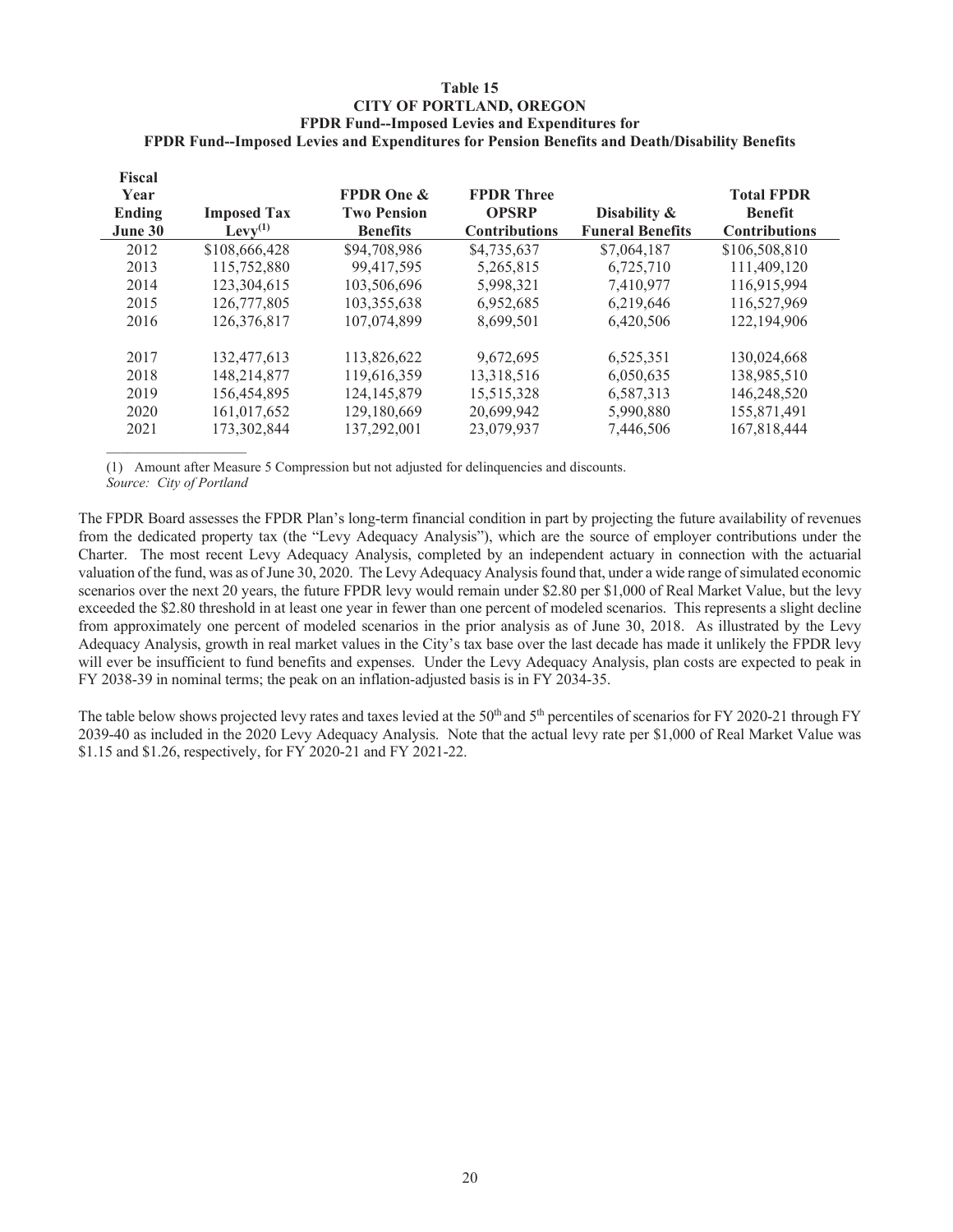**Table 15**
**CITY OF PORTLAND, OREGON**
**FPDR Fund--Imposed Levies and Expenditures for**
**FPDR Fund--Imposed Levies and Expenditures for Pension Benefits and Death/Disability Benefits**

| Fiscal Year Ending June 30 | Imposed Tax Levy(1) | FPDR One & Two Pension Benefits | FPDR Three OPSRP Contributions | Disability & Funeral Benefits | Total FPDR Benefit Contributions |
|---|---|---|---|---|---|
| 2012 | $108,666,428 | $94,708,986 | $4,735,637 | $7,064,187 | $106,508,810 |
| 2013 | 115,752,880 | 99,417,595 | 5,265,815 | 6,725,710 | 111,409,120 |
| 2014 | 123,304,615 | 103,506,696 | 5,998,321 | 7,410,977 | 116,915,994 |
| 2015 | 126,777,805 | 103,355,638 | 6,952,685 | 6,219,646 | 116,527,969 |
| 2016 | 126,376,817 | 107,074,899 | 8,699,501 | 6,420,506 | 122,194,906 |
| 2017 | 132,477,613 | 113,826,622 | 9,672,695 | 6,525,351 | 130,024,668 |
| 2018 | 148,214,877 | 119,616,359 | 13,318,516 | 6,050,635 | 138,985,510 |
| 2019 | 156,454,895 | 124,145,879 | 15,515,328 | 6,587,313 | 146,248,520 |
| 2020 | 161,017,652 | 129,180,669 | 20,699,942 | 5,990,880 | 155,871,491 |
| 2021 | 173,302,844 | 137,292,001 | 23,079,937 | 7,446,506 | 167,818,444 |

(1) Amount after Measure 5 Compression but not adjusted for delinquencies and discounts.
*Source: City of Portland*

The FPDR Board assesses the FPDR Plan's long-term financial condition in part by projecting the future availability of revenues from the dedicated property tax (the "Levy Adequacy Analysis"), which are the source of employer contributions under the Charter. The most recent Levy Adequacy Analysis, completed by an independent actuary in connection with the actuarial valuation of the fund, was as of June 30, 2020. The Levy Adequacy Analysis found that, under a wide range of simulated economic scenarios over the next 20 years, the future FPDR levy would remain under $2.80 per $1,000 of Real Market Value, but the levy exceeded the $2.80 threshold in at least one year in fewer than one percent of modeled scenarios. This represents a slight decline from approximately one percent of modeled scenarios in the prior analysis as of June 30, 2018. As illustrated by the Levy Adequacy Analysis, growth in real market values in the City's tax base over the last decade has made it unlikely the FPDR levy will ever be insufficient to fund benefits and expenses. Under the Levy Adequacy Analysis, plan costs are expected to peak in FY 2038-39 in nominal terms; the peak on an inflation-adjusted basis is in FY 2034-35.

The table below shows projected levy rates and taxes levied at the 50th and 5th percentiles of scenarios for FY 2020-21 through FY 2039-40 as included in the 2020 Levy Adequacy Analysis. Note that the actual levy rate per $1,000 of Real Market Value was $1.15 and $1.26, respectively, for FY 2020-21 and FY 2021-22.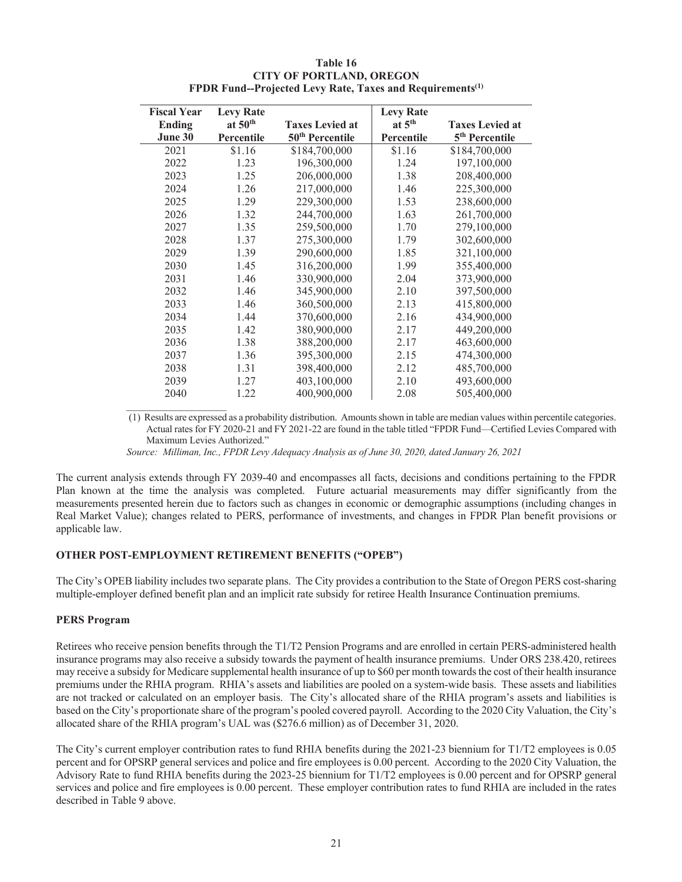**Table 16**
**CITY OF PORTLAND, OREGON**
**FPDR Fund--Projected Levy Rate, Taxes and Requirements(1)**

| Fiscal Year Ending June 30 | Levy Rate at 50th Percentile | Taxes Levied at 50th Percentile | Levy Rate at 5th Percentile | Taxes Levied at 5th Percentile |
|---|---|---|---|---|
| 2021 | \$1.16 | \$184,700,000 | \$1.16 | \$184,700,000 |
| 2022 | 1.23 | 196,300,000 | 1.24 | 197,100,000 |
| 2023 | 1.25 | 206,000,000 | 1.38 | 208,400,000 |
| 2024 | 1.26 | 217,000,000 | 1.46 | 225,300,000 |
| 2025 | 1.29 | 229,300,000 | 1.53 | 238,600,000 |
| 2026 | 1.32 | 244,700,000 | 1.63 | 261,700,000 |
| 2027 | 1.35 | 259,500,000 | 1.70 | 279,100,000 |
| 2028 | 1.37 | 275,300,000 | 1.79 | 302,600,000 |
| 2029 | 1.39 | 290,600,000 | 1.85 | 321,100,000 |
| 2030 | 1.45 | 316,200,000 | 1.99 | 355,400,000 |
| 2031 | 1.46 | 330,900,000 | 2.04 | 373,900,000 |
| 2032 | 1.46 | 345,900,000 | 2.10 | 397,500,000 |
| 2033 | 1.46 | 360,500,000 | 2.13 | 415,800,000 |
| 2034 | 1.44 | 370,600,000 | 2.16 | 434,900,000 |
| 2035 | 1.42 | 380,900,000 | 2.17 | 449,200,000 |
| 2036 | 1.38 | 388,200,000 | 2.17 | 463,600,000 |
| 2037 | 1.36 | 395,300,000 | 2.15 | 474,300,000 |
| 2038 | 1.31 | 398,400,000 | 2.12 | 485,700,000 |
| 2039 | 1.27 | 403,100,000 | 2.10 | 493,600,000 |
| 2040 | 1.22 | 400,900,000 | 2.08 | 505,400,000 |

(1) Results are expressed as a probability distribution. Amounts shown in table are median values within percentile categories. Actual rates for FY 2020-21 and FY 2021-22 are found in the table titled "FPDR Fund—Certified Levies Compared with Maximum Levies Authorized."

*Source: Milliman, Inc., FPDR Levy Adequacy Analysis as of June 30, 2020, dated January 26, 2021*

The current analysis extends through FY 2039-40 and encompasses all facts, decisions and conditions pertaining to the FPDR Plan known at the time the analysis was completed. Future actuarial measurements may differ significantly from the measurements presented herein due to factors such as changes in economic or demographic assumptions (including changes in Real Market Value); changes related to PERS, performance of investments, and changes in FPDR Plan benefit provisions or applicable law.

## OTHER POST-EMPLOYMENT RETIREMENT BENEFITS ("OPEB")

The City's OPEB liability includes two separate plans. The City provides a contribution to the State of Oregon PERS cost-sharing multiple-employer defined benefit plan and an implicit rate subsidy for retiree Health Insurance Continuation premiums.

### PERS Program

Retirees who receive pension benefits through the T1/T2 Pension Programs and are enrolled in certain PERS-administered health insurance programs may also receive a subsidy towards the payment of health insurance premiums. Under ORS 238.420, retirees may receive a subsidy for Medicare supplemental health insurance of up to \$60 per month towards the cost of their health insurance premiums under the RHIA program. RHIA's assets and liabilities are pooled on a system-wide basis. These assets and liabilities are not tracked or calculated on an employer basis. The City's allocated share of the RHIA program's assets and liabilities is based on the City's proportionate share of the program's pooled covered payroll. According to the 2020 City Valuation, the City's allocated share of the RHIA program's UAL was (\$276.6 million) as of December 31, 2020.

The City's current employer contribution rates to fund RHIA benefits during the 2021-23 biennium for T1/T2 employees is 0.05 percent and for OPSRP general services and police and fire employees is 0.00 percent. According to the 2020 City Valuation, the Advisory Rate to fund RHIA benefits during the 2023-25 biennium for T1/T2 employees is 0.00 percent and for OPSRP general services and police and fire employees is 0.00 percent. These employer contribution rates to fund RHIA are included in the rates described in Table 9 above.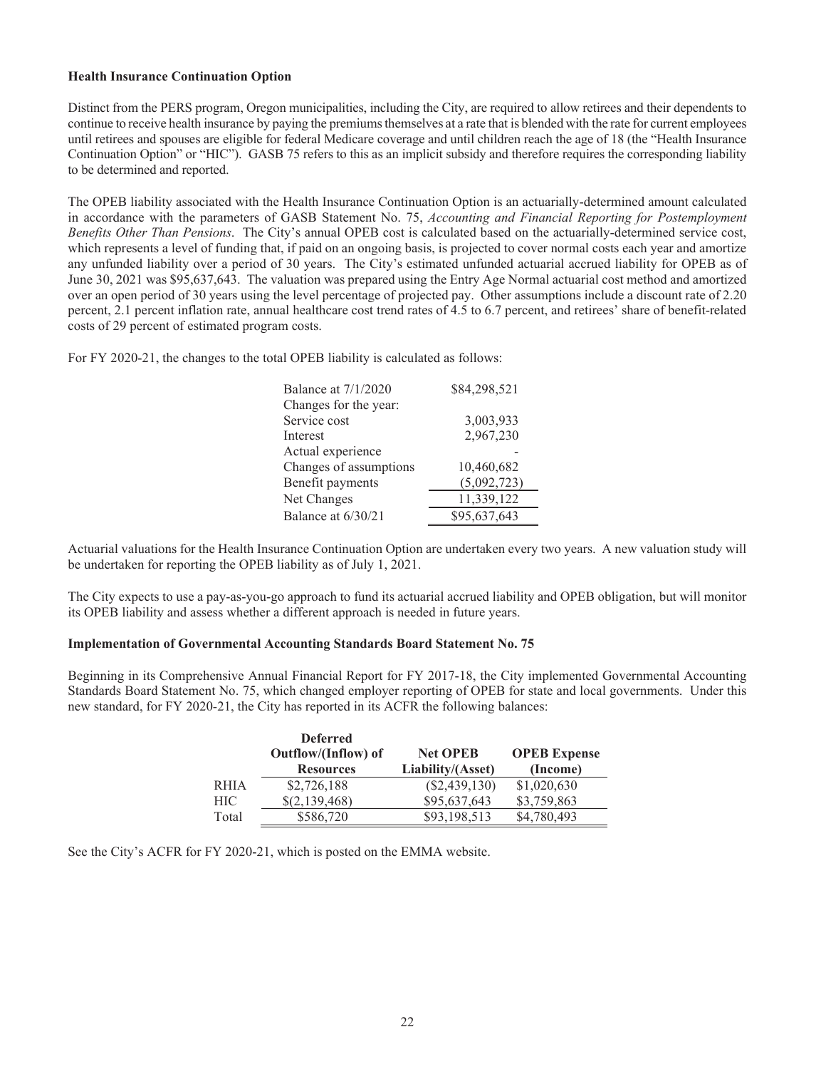**Health Insurance Continuation Option**

Distinct from the PERS program, Oregon municipalities, including the City, are required to allow retirees and their dependents to continue to receive health insurance by paying the premiums themselves at a rate that is blended with the rate for current employees until retirees and spouses are eligible for federal Medicare coverage and until children reach the age of 18 (the "Health Insurance Continuation Option" or "HIC"). GASB 75 refers to this as an implicit subsidy and therefore requires the corresponding liability to be determined and reported.

The OPEB liability associated with the Health Insurance Continuation Option is an actuarially-determined amount calculated in accordance with the parameters of GASB Statement No. 75, *Accounting and Financial Reporting for Postemployment Benefits Other Than Pensions*. The City's annual OPEB cost is calculated based on the actuarially-determined service cost, which represents a level of funding that, if paid on an ongoing basis, is projected to cover normal costs each year and amortize any unfunded liability over a period of 30 years. The City's estimated unfunded actuarial accrued liability for OPEB as of June 30, 2021 was $95,637,643. The valuation was prepared using the Entry Age Normal actuarial cost method and amortized over an open period of 30 years using the level percentage of projected pay. Other assumptions include a discount rate of 2.20 percent, 2.1 percent inflation rate, annual healthcare cost trend rates of 4.5 to 6.7 percent, and retirees' share of benefit-related costs of 29 percent of estimated program costs.

For FY 2020-21, the changes to the total OPEB liability is calculated as follows:

| | |
|---|---|
| Balance at 7/1/2020 | $84,298,521 |
| Changes for the year: | |
| Service cost | 3,003,933 |
| Interest | 2,967,230 |
| Actual experience | - |
| Changes of assumptions | 10,460,682 |
| Benefit payments | (5,092,723) |
| Net Changes | 11,339,122 |
| Balance at 6/30/21 | $95,637,643 |

Actuarial valuations for the Health Insurance Continuation Option are undertaken every two years. A new valuation study will be undertaken for reporting the OPEB liability as of July 1, 2021.

The City expects to use a pay-as-you-go approach to fund its actuarial accrued liability and OPEB obligation, but will monitor its OPEB liability and assess whether a different approach is needed in future years.

**Implementation of Governmental Accounting Standards Board Statement No. 75**

Beginning in its Comprehensive Annual Financial Report for FY 2017-18, the City implemented Governmental Accounting Standards Board Statement No. 75, which changed employer reporting of OPEB for state and local governments. Under this new standard, for FY 2020-21, the City has reported in its ACFR the following balances:

| | Deferred Outflow/(Inflow) of Resources | Net OPEB Liability/(Asset) | OPEB Expense (Income) |
|---|---|---|---|
| RHIA | $2,726,188 | ($2,439,130) | $1,020,630 |
| HIC | $(2,139,468) | $95,637,643 | $3,759,863 |
| Total | $586,720 | $93,198,513 | $4,780,493 |

See the City's ACFR for FY 2020-21, which is posted on the EMMA website.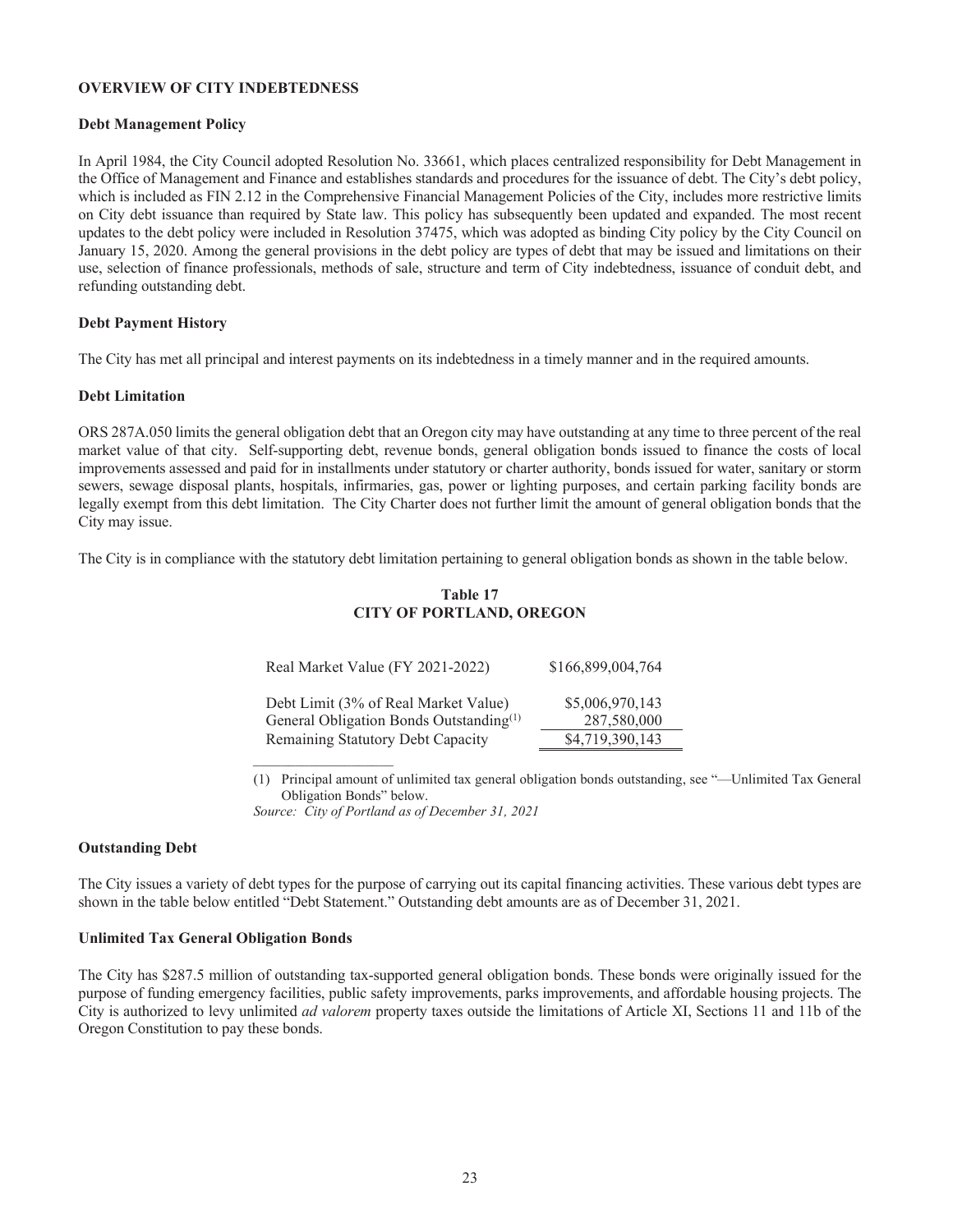## OVERVIEW OF CITY INDEBTEDNESS

### Debt Management Policy

In April 1984, the City Council adopted Resolution No. 33661, which places centralized responsibility for Debt Management in the Office of Management and Finance and establishes standards and procedures for the issuance of debt. The City's debt policy, which is included as FIN 2.12 in the Comprehensive Financial Management Policies of the City, includes more restrictive limits on City debt issuance than required by State law. This policy has subsequently been updated and expanded. The most recent updates to the debt policy were included in Resolution 37475, which was adopted as binding City policy by the City Council on January 15, 2020. Among the general provisions in the debt policy are types of debt that may be issued and limitations on their use, selection of finance professionals, methods of sale, structure and term of City indebtedness, issuance of conduit debt, and refunding outstanding debt.

### Debt Payment History

The City has met all principal and interest payments on its indebtedness in a timely manner and in the required amounts.

### Debt Limitation

ORS 287A.050 limits the general obligation debt that an Oregon city may have outstanding at any time to three percent of the real market value of that city. Self-supporting debt, revenue bonds, general obligation bonds issued to finance the costs of local improvements assessed and paid for in installments under statutory or charter authority, bonds issued for water, sanitary or storm sewers, sewage disposal plants, hospitals, infirmaries, gas, power or lighting purposes, and certain parking facility bonds are legally exempt from this debt limitation. The City Charter does not further limit the amount of general obligation bonds that the City may issue.

The City is in compliance with the statutory debt limitation pertaining to general obligation bonds as shown in the table below.

**Table 17**
**CITY OF PORTLAND, OREGON**

| | |
|---|---|
| Real Market Value (FY 2021-2022) | $166,899,004,764 |
| Debt Limit (3% of Real Market Value) | $5,006,970,143 |
| General Obligation Bonds Outstanding[(1)] | 287,580,000 |
| Remaining Statutory Debt Capacity | $4,719,390,143 |

(1) Principal amount of unlimited tax general obligation bonds outstanding, see "—Unlimited Tax General Obligation Bonds" below.
*Source: City of Portland as of December 31, 2021*

### Outstanding Debt

The City issues a variety of debt types for the purpose of carrying out its capital financing activities. These various debt types are shown in the table below entitled "Debt Statement." Outstanding debt amounts are as of December 31, 2021.

### Unlimited Tax General Obligation Bonds

The City has $287.5 million of outstanding tax-supported general obligation bonds. These bonds were originally issued for the purpose of funding emergency facilities, public safety improvements, parks improvements, and affordable housing projects. The City is authorized to levy unlimited *ad valorem* property taxes outside the limitations of Article XI, Sections 11 and 11b of the Oregon Constitution to pay these bonds.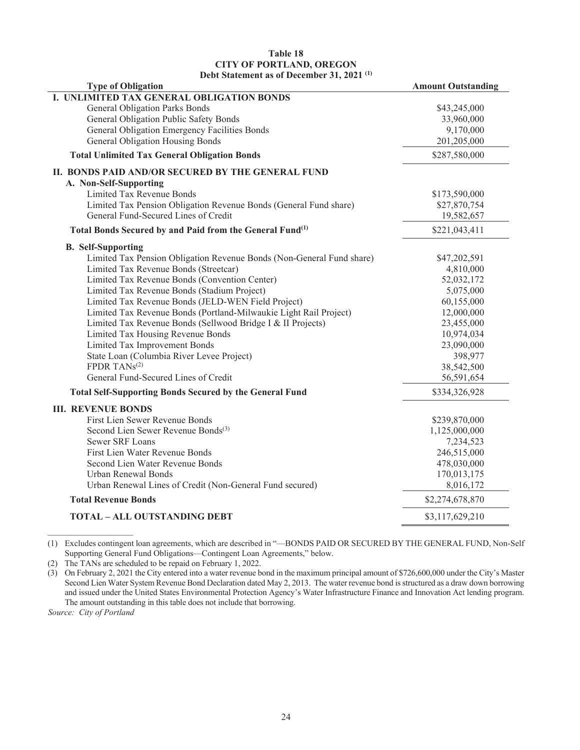**Table 18**
**CITY OF PORTLAND, OREGON**
**Debt Statement as of December 31, 2021** [(1)]

| Type of Obligation | Amount Outstanding |
|---|---|
| **I. UNLIMITED TAX GENERAL OBLIGATION BONDS** | |
| General Obligation Parks Bonds | $43,245,000 |
| General Obligation Public Safety Bonds | 33,960,000 |
| General Obligation Emergency Facilities Bonds | 9,170,000 |
| General Obligation Housing Bonds | 201,205,000 |
| **Total Unlimited Tax General Obligation Bonds** | $287,580,000 |
| **II. BONDS PAID AND/OR SECURED BY THE GENERAL FUND** | |
| **A. Non-Self-Supporting** | |
| Limited Tax Revenue Bonds | $173,590,000 |
| Limited Tax Pension Obligation Revenue Bonds (General Fund share) | $27,870,754 |
| General Fund-Secured Lines of Credit | 19,582,657 |
| **Total Bonds Secured by and Paid from the General Fund**[(1)] | $221,043,411 |
| **B. Self-Supporting** | |
| Limited Tax Pension Obligation Revenue Bonds (Non-General Fund share) | $47,202,591 |
| Limited Tax Revenue Bonds (Streetcar) | 4,810,000 |
| Limited Tax Revenue Bonds (Convention Center) | 52,032,172 |
| Limited Tax Revenue Bonds (Stadium Project) | 5,075,000 |
| Limited Tax Revenue Bonds (JELD-WEN Field Project) | 60,155,000 |
| Limited Tax Revenue Bonds (Portland-Milwaukie Light Rail Project) | 12,000,000 |
| Limited Tax Revenue Bonds (Sellwood Bridge I & II Projects) | 23,455,000 |
| Limited Tax Housing Revenue Bonds | 10,974,034 |
| Limited Tax Improvement Bonds | 23,090,000 |
| State Loan (Columbia River Levee Project) | 398,977 |
| FPDR TANs[(2)] | 38,542,500 |
| General Fund-Secured Lines of Credit | 56,591,654 |
| **Total Self-Supporting Bonds Secured by the General Fund** | $334,326,928 |
| **III. REVENUE BONDS** | |
| First Lien Sewer Revenue Bonds | $239,870,000 |
| Second Lien Sewer Revenue Bonds[(3)] | 1,125,000,000 |
| Sewer SRF Loans | 7,234,523 |
| First Lien Water Revenue Bonds | 246,515,000 |
| Second Lien Water Revenue Bonds | 478,030,000 |
| Urban Renewal Bonds | 170,013,175 |
| Urban Renewal Lines of Credit (Non-General Fund secured) | 8,016,172 |
| **Total Revenue Bonds** | $2,274,678,870 |
| **TOTAL – ALL OUTSTANDING DEBT** | $3,117,629,210 |

(1) Excludes contingent loan agreements, which are described in "—BONDS PAID OR SECURED BY THE GENERAL FUND, Non-Self Supporting General Fund Obligations—Contingent Loan Agreements," below.

(2) The TANs are scheduled to be repaid on February 1, 2022.

(3) On February 2, 2021 the City entered into a water revenue bond in the maximum principal amount of $726,600,000 under the City's Master Second Lien Water System Revenue Bond Declaration dated May 2, 2013. The water revenue bond is structured as a draw down borrowing and issued under the United States Environmental Protection Agency's Water Infrastructure Finance and Innovation Act lending program. The amount outstanding in this table does not include that borrowing.

*Source: City of Portland*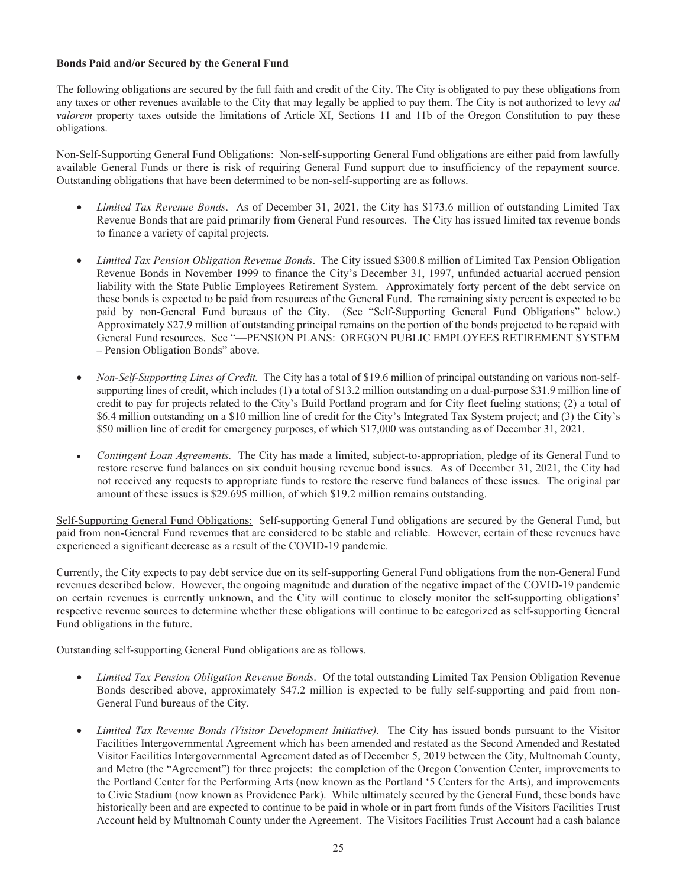**Bonds Paid and/or Secured by the General Fund**

The following obligations are secured by the full faith and credit of the City. The City is obligated to pay these obligations from any taxes or other revenues available to the City that may legally be applied to pay them. The City is not authorized to levy *ad valorem* property taxes outside the limitations of Article XI, Sections 11 and 11b of the Oregon Constitution to pay these obligations.

Non-Self-Supporting General Fund Obligations: Non-self-supporting General Fund obligations are either paid from lawfully available General Funds or there is risk of requiring General Fund support due to insufficiency of the repayment source. Outstanding obligations that have been determined to be non-self-supporting are as follows.

- *Limited Tax Revenue Bonds*. As of December 31, 2021, the City has $173.6 million of outstanding Limited Tax Revenue Bonds that are paid primarily from General Fund resources. The City has issued limited tax revenue bonds to finance a variety of capital projects.

- *Limited Tax Pension Obligation Revenue Bonds*. The City issued $300.8 million of Limited Tax Pension Obligation Revenue Bonds in November 1999 to finance the City's December 31, 1997, unfunded actuarial accrued pension liability with the State Public Employees Retirement System. Approximately forty percent of the debt service on these bonds is expected to be paid from resources of the General Fund. The remaining sixty percent is expected to be paid by non-General Fund bureaus of the City. (See "Self-Supporting General Fund Obligations" below.) Approximately $27.9 million of outstanding principal remains on the portion of the bonds projected to be repaid with General Fund resources. See "—PENSION PLANS: OREGON PUBLIC EMPLOYEES RETIREMENT SYSTEM – Pension Obligation Bonds" above.

- *Non-Self-Supporting Lines of Credit.* The City has a total of $19.6 million of principal outstanding on various non-self-supporting lines of credit, which includes (1) a total of $13.2 million outstanding on a dual-purpose $31.9 million line of credit to pay for projects related to the City's Build Portland program and for City fleet fueling stations; (2) a total of $6.4 million outstanding on a $10 million line of credit for the City's Integrated Tax System project; and (3) the City's $50 million line of credit for emergency purposes, of which $17,000 was outstanding as of December 31, 2021.

- *Contingent Loan Agreements.* The City has made a limited, subject-to-appropriation, pledge of its General Fund to restore reserve fund balances on six conduit housing revenue bond issues. As of December 31, 2021, the City had not received any requests to appropriate funds to restore the reserve fund balances of these issues. The original par amount of these issues is $29.695 million, of which $19.2 million remains outstanding.

Self-Supporting General Fund Obligations: Self-supporting General Fund obligations are secured by the General Fund, but paid from non-General Fund revenues that are considered to be stable and reliable. However, certain of these revenues have experienced a significant decrease as a result of the COVID-19 pandemic.

Currently, the City expects to pay debt service due on its self-supporting General Fund obligations from the non-General Fund revenues described below. However, the ongoing magnitude and duration of the negative impact of the COVID-19 pandemic on certain revenues is currently unknown, and the City will continue to closely monitor the self-supporting obligations' respective revenue sources to determine whether these obligations will continue to be categorized as self-supporting General Fund obligations in the future.

Outstanding self-supporting General Fund obligations are as follows.

- *Limited Tax Pension Obligation Revenue Bonds*. Of the total outstanding Limited Tax Pension Obligation Revenue Bonds described above, approximately $47.2 million is expected to be fully self-supporting and paid from non-General Fund bureaus of the City.

- *Limited Tax Revenue Bonds (Visitor Development Initiative)*. The City has issued bonds pursuant to the Visitor Facilities Intergovernmental Agreement which has been amended and restated as the Second Amended and Restated Visitor Facilities Intergovernmental Agreement dated as of December 5, 2019 between the City, Multnomah County, and Metro (the "Agreement") for three projects: the completion of the Oregon Convention Center, improvements to the Portland Center for the Performing Arts (now known as the Portland '5 Centers for the Arts), and improvements to Civic Stadium (now known as Providence Park). While ultimately secured by the General Fund, these bonds have historically been and are expected to continue to be paid in whole or in part from funds of the Visitors Facilities Trust Account held by Multnomah County under the Agreement. The Visitors Facilities Trust Account had a cash balance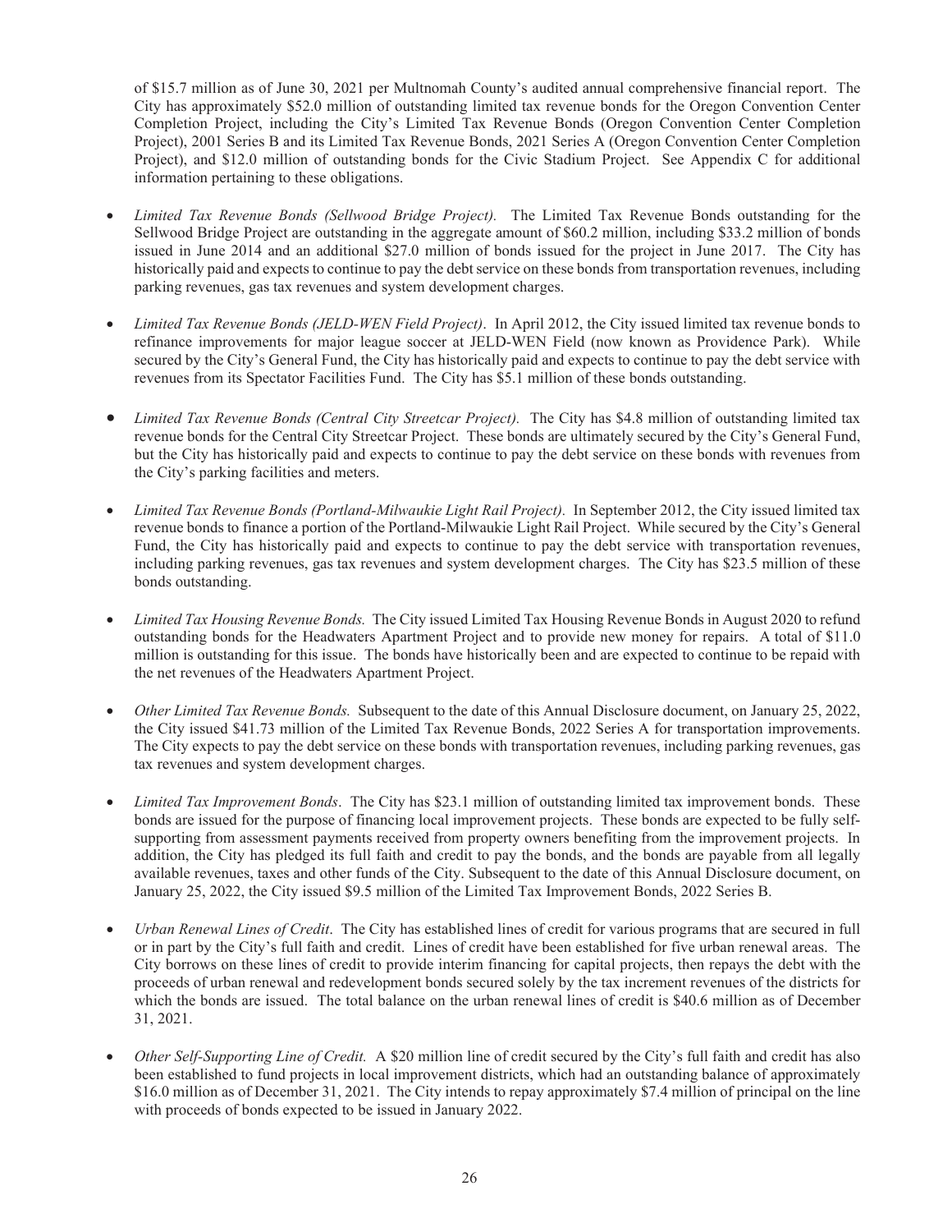of $15.7 million as of June 30, 2021 per Multnomah County's audited annual comprehensive financial report. The City has approximately $52.0 million of outstanding limited tax revenue bonds for the Oregon Convention Center Completion Project, including the City's Limited Tax Revenue Bonds (Oregon Convention Center Completion Project), 2001 Series B and its Limited Tax Revenue Bonds, 2021 Series A (Oregon Convention Center Completion Project), and $12.0 million of outstanding bonds for the Civic Stadium Project. See Appendix C for additional information pertaining to these obligations.

- *Limited Tax Revenue Bonds (Sellwood Bridge Project).* The Limited Tax Revenue Bonds outstanding for the Sellwood Bridge Project are outstanding in the aggregate amount of $60.2 million, including $33.2 million of bonds issued in June 2014 and an additional $27.0 million of bonds issued for the project in June 2017. The City has historically paid and expects to continue to pay the debt service on these bonds from transportation revenues, including parking revenues, gas tax revenues and system development charges.

- *Limited Tax Revenue Bonds (JELD-WEN Field Project)*. In April 2012, the City issued limited tax revenue bonds to refinance improvements for major league soccer at JELD-WEN Field (now known as Providence Park). While secured by the City's General Fund, the City has historically paid and expects to continue to pay the debt service with revenues from its Spectator Facilities Fund. The City has $5.1 million of these bonds outstanding.

- *Limited Tax Revenue Bonds (Central City Streetcar Project).* The City has $4.8 million of outstanding limited tax revenue bonds for the Central City Streetcar Project. These bonds are ultimately secured by the City's General Fund, but the City has historically paid and expects to continue to pay the debt service on these bonds with revenues from the City's parking facilities and meters.

- *Limited Tax Revenue Bonds (Portland-Milwaukie Light Rail Project).* In September 2012, the City issued limited tax revenue bonds to finance a portion of the Portland-Milwaukie Light Rail Project. While secured by the City's General Fund, the City has historically paid and expects to continue to pay the debt service with transportation revenues, including parking revenues, gas tax revenues and system development charges. The City has $23.5 million of these bonds outstanding.

- *Limited Tax Housing Revenue Bonds.* The City issued Limited Tax Housing Revenue Bonds in August 2020 to refund outstanding bonds for the Headwaters Apartment Project and to provide new money for repairs. A total of $11.0 million is outstanding for this issue. The bonds have historically been and are expected to continue to be repaid with the net revenues of the Headwaters Apartment Project.

- *Other Limited Tax Revenue Bonds.* Subsequent to the date of this Annual Disclosure document, on January 25, 2022, the City issued $41.73 million of the Limited Tax Revenue Bonds, 2022 Series A for transportation improvements. The City expects to pay the debt service on these bonds with transportation revenues, including parking revenues, gas tax revenues and system development charges.

- *Limited Tax Improvement Bonds*. The City has $23.1 million of outstanding limited tax improvement bonds. These bonds are issued for the purpose of financing local improvement projects. These bonds are expected to be fully self-supporting from assessment payments received from property owners benefiting from the improvement projects. In addition, the City has pledged its full faith and credit to pay the bonds, and the bonds are payable from all legally available revenues, taxes and other funds of the City. Subsequent to the date of this Annual Disclosure document, on January 25, 2022, the City issued $9.5 million of the Limited Tax Improvement Bonds, 2022 Series B.

- *Urban Renewal Lines of Credit*. The City has established lines of credit for various programs that are secured in full or in part by the City's full faith and credit. Lines of credit have been established for five urban renewal areas. The City borrows on these lines of credit to provide interim financing for capital projects, then repays the debt with the proceeds of urban renewal and redevelopment bonds secured solely by the tax increment revenues of the districts for which the bonds are issued. The total balance on the urban renewal lines of credit is $40.6 million as of December 31, 2021.

- *Other Self-Supporting Line of Credit.* A $20 million line of credit secured by the City's full faith and credit has also been established to fund projects in local improvement districts, which had an outstanding balance of approximately $16.0 million as of December 31, 2021. The City intends to repay approximately $7.4 million of principal on the line with proceeds of bonds expected to be issued in January 2022.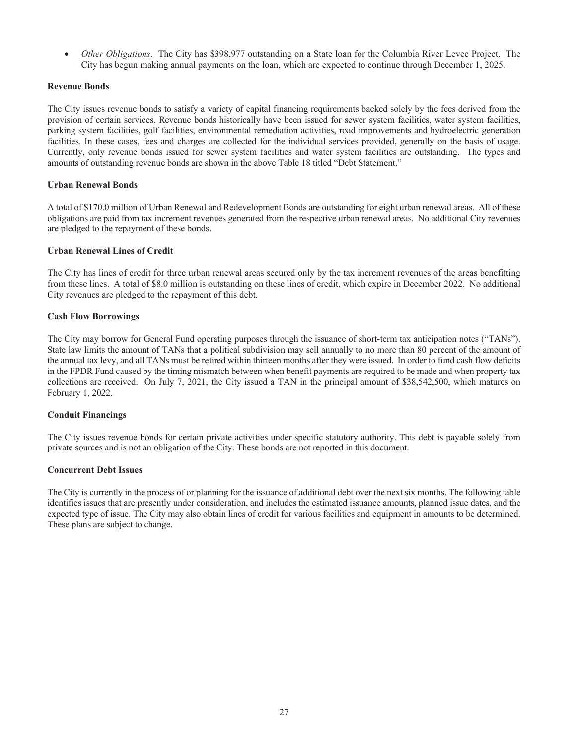- *Other Obligations*. The City has $398,977 outstanding on a State loan for the Columbia River Levee Project. The City has begun making annual payments on the loan, which are expected to continue through December 1, 2025.

**Revenue Bonds**

The City issues revenue bonds to satisfy a variety of capital financing requirements backed solely by the fees derived from the provision of certain services. Revenue bonds historically have been issued for sewer system facilities, water system facilities, parking system facilities, golf facilities, environmental remediation activities, road improvements and hydroelectric generation facilities. In these cases, fees and charges are collected for the individual services provided, generally on the basis of usage. Currently, only revenue bonds issued for sewer system facilities and water system facilities are outstanding. The types and amounts of outstanding revenue bonds are shown in the above Table 18 titled "Debt Statement."

**Urban Renewal Bonds**

A total of $170.0 million of Urban Renewal and Redevelopment Bonds are outstanding for eight urban renewal areas. All of these obligations are paid from tax increment revenues generated from the respective urban renewal areas. No additional City revenues are pledged to the repayment of these bonds.

**Urban Renewal Lines of Credit**

The City has lines of credit for three urban renewal areas secured only by the tax increment revenues of the areas benefitting from these lines. A total of $8.0 million is outstanding on these lines of credit, which expire in December 2022. No additional City revenues are pledged to the repayment of this debt.

**Cash Flow Borrowings**

The City may borrow for General Fund operating purposes through the issuance of short-term tax anticipation notes ("TANs"). State law limits the amount of TANs that a political subdivision may sell annually to no more than 80 percent of the amount of the annual tax levy, and all TANs must be retired within thirteen months after they were issued. In order to fund cash flow deficits in the FPDR Fund caused by the timing mismatch between when benefit payments are required to be made and when property tax collections are received. On July 7, 2021, the City issued a TAN in the principal amount of $38,542,500, which matures on February 1, 2022.

**Conduit Financings**

The City issues revenue bonds for certain private activities under specific statutory authority. This debt is payable solely from private sources and is not an obligation of the City. These bonds are not reported in this document.

**Concurrent Debt Issues**

The City is currently in the process of or planning for the issuance of additional debt over the next six months. The following table identifies issues that are presently under consideration, and includes the estimated issuance amounts, planned issue dates, and the expected type of issue. The City may also obtain lines of credit for various facilities and equipment in amounts to be determined. These plans are subject to change.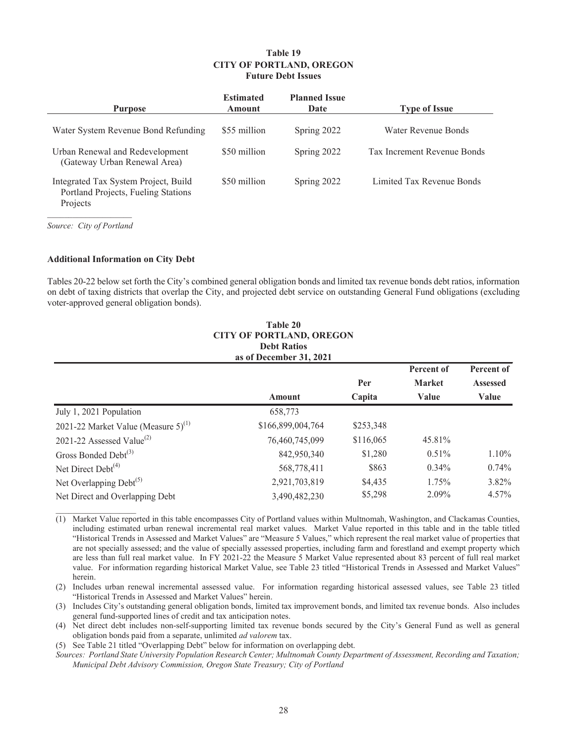**Table 19**
**CITY OF PORTLAND, OREGON**
**Future Debt Issues**

| Purpose | Estimated Amount | Planned Issue Date | Type of Issue |
|---|---|---|---|
| Water System Revenue Bond Refunding | $55 million | Spring 2022 | Water Revenue Bonds |
| Urban Renewal and Redevelopment (Gateway Urban Renewal Area) | $50 million | Spring 2022 | Tax Increment Revenue Bonds |
| Integrated Tax System Project, Build Portland Projects, Fueling Stations Projects | $50 million | Spring 2022 | Limited Tax Revenue Bonds |

*Source: City of Portland*

**Additional Information on City Debt**

Tables 20-22 below set forth the City's combined general obligation bonds and limited tax revenue bonds debt ratios, information on debt of taxing districts that overlap the City, and projected debt service on outstanding General Fund obligations (excluding voter-approved general obligation bonds).

**Table 20**
**CITY OF PORTLAND, OREGON**
**Debt Ratios**
**as of December 31, 2021**

| | Amount | Per Capita | Percent of Market Value | Percent of Assessed Value |
|---|---|---|---|---|
| July 1, 2021 Population | 658,773 | | | |
| 2021-22 Market Value (Measure 5)(1) | $166,899,004,764 | $253,348 | | |
| 2021-22 Assessed Value(2) | 76,460,745,099 | $116,065 | 45.81% | |
| Gross Bonded Debt(3) | 842,950,340 | $1,280 | 0.51% | 1.10% |
| Net Direct Debt(4) | 568,778,411 | $863 | 0.34% | 0.74% |
| Net Overlapping Debt(5) | 2,921,703,819 | $4,435 | 1.75% | 3.82% |
| Net Direct and Overlapping Debt | 3,490,482,230 | $5,298 | 2.09% | 4.57% |

(1) Market Value reported in this table encompasses City of Portland values within Multnomah, Washington, and Clackamas Counties, including estimated urban renewal incremental real market values. Market Value reported in this table and in the table titled "Historical Trends in Assessed and Market Values" are "Measure 5 Values," which represent the real market value of properties that are not specially assessed; and the value of specially assessed properties, including farm and forestland and exempt property which are less than full real market value. In FY 2021-22 the Measure 5 Market Value represented about 83 percent of full real market value. For information regarding historical Market Value, see Table 23 titled "Historical Trends in Assessed and Market Values" herein.

(2) Includes urban renewal incremental assessed value. For information regarding historical assessed values, see Table 23 titled "Historical Trends in Assessed and Market Values" herein.

(3) Includes City's outstanding general obligation bonds, limited tax improvement bonds, and limited tax revenue bonds. Also includes general fund-supported lines of credit and tax anticipation notes.

(4) Net direct debt includes non-self-supporting limited tax revenue bonds secured by the City's General Fund as well as general obligation bonds paid from a separate, unlimited *ad valorem* tax.

(5) See Table 21 titled "Overlapping Debt" below for information on overlapping debt.

*Sources: Portland State University Population Research Center; Multnomah County Department of Assessment, Recording and Taxation; Municipal Debt Advisory Commission, Oregon State Treasury; City of Portland*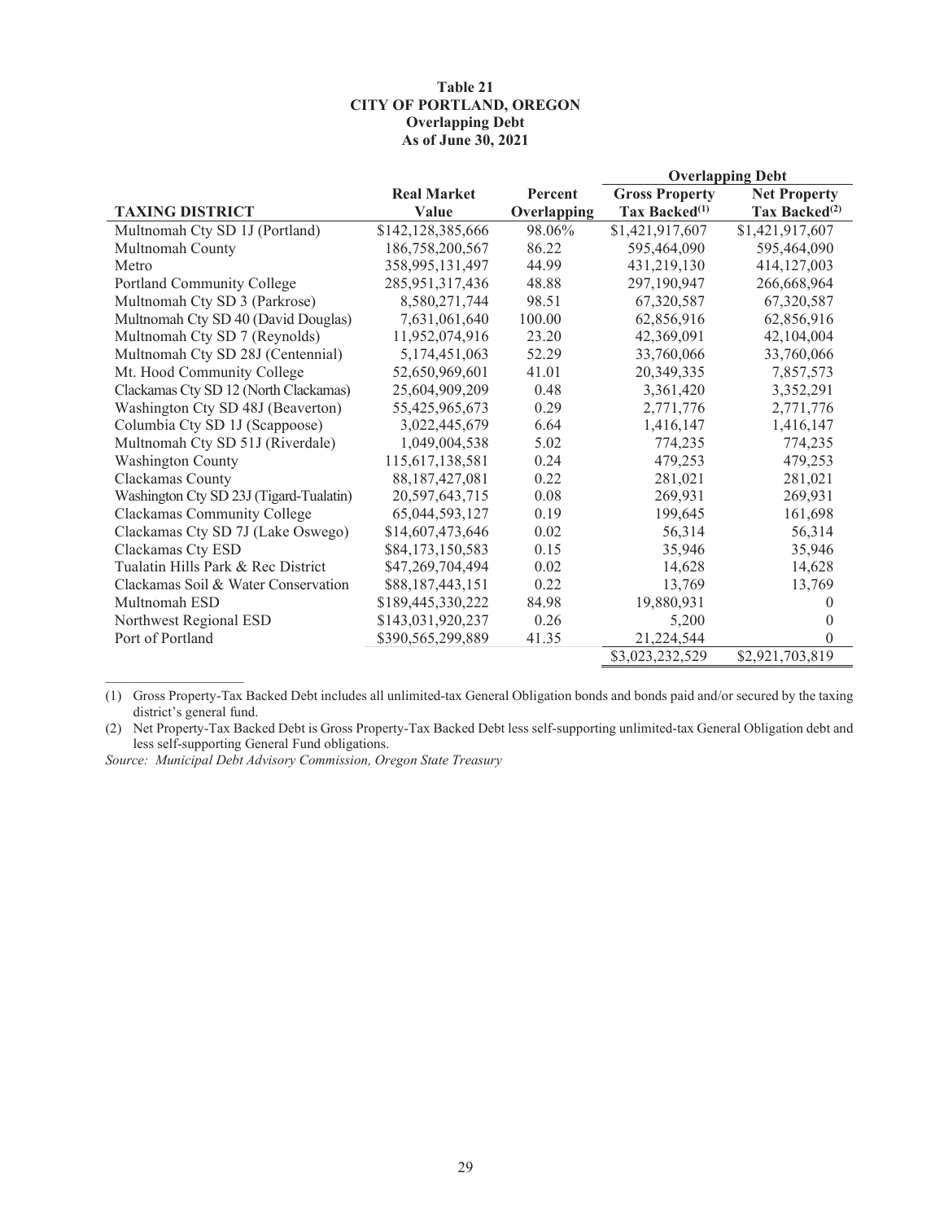**Table 21**
**CITY OF PORTLAND, OREGON**
**Overlapping Debt**
**As of June 30, 2021**

| | | | Overlapping Debt | |
|---|---|---|---|---|
| TAXING DISTRICT | Real Market Value | Percent Overlapping | Gross Property Tax Backed[(1)] | Net Property Tax Backed[(2)] |
| Multnomah Cty SD 1J (Portland) | $142,128,385,666 | 98.06% | $1,421,917,607 | $1,421,917,607 |
| Multnomah County | 186,758,200,567 | 86.22 | 595,464,090 | 595,464,090 |
| Metro | 358,995,131,497 | 44.99 | 431,219,130 | 414,127,003 |
| Portland Community College | 285,951,317,436 | 48.88 | 297,190,947 | 266,668,964 |
| Multnomah Cty SD 3 (Parkrose) | 8,580,271,744 | 98.51 | 67,320,587 | 67,320,587 |
| Multnomah Cty SD 40 (David Douglas) | 7,631,061,640 | 100.00 | 62,856,916 | 62,856,916 |
| Multnomah Cty SD 7 (Reynolds) | 11,952,074,916 | 23.20 | 42,369,091 | 42,104,004 |
| Multnomah Cty SD 28J (Centennial) | 5,174,451,063 | 52.29 | 33,760,066 | 33,760,066 |
| Mt. Hood Community College | 52,650,969,601 | 41.01 | 20,349,335 | 7,857,573 |
| Clackamas Cty SD 12 (North Clackamas) | 25,604,909,209 | 0.48 | 3,361,420 | 3,352,291 |
| Washington Cty SD 48J (Beaverton) | 55,425,965,673 | 0.29 | 2,771,776 | 2,771,776 |
| Columbia Cty SD 1J (Scappoose) | 3,022,445,679 | 6.64 | 1,416,147 | 1,416,147 |
| Multnomah Cty SD 51J (Riverdale) | 1,049,004,538 | 5.02 | 774,235 | 774,235 |
| Washington County | 115,617,138,581 | 0.24 | 479,253 | 479,253 |
| Clackamas County | 88,187,427,081 | 0.22 | 281,021 | 281,021 |
| Washington Cty SD 23J (Tigard-Tualatin) | 20,597,643,715 | 0.08 | 269,931 | 269,931 |
| Clackamas Community College | 65,044,593,127 | 0.19 | 199,645 | 161,698 |
| Clackamas Cty SD 7J (Lake Oswego) | $14,607,473,646 | 0.02 | 56,314 | 56,314 |
| Clackamas Cty ESD | $84,173,150,583 | 0.15 | 35,946 | 35,946 |
| Tualatin Hills Park & Rec District | $47,269,704,494 | 0.02 | 14,628 | 14,628 |
| Clackamas Soil & Water Conservation | $88,187,443,151 | 0.22 | 13,769 | 13,769 |
| Multnomah ESD | $189,445,330,222 | 84.98 | 19,880,931 | 0 |
| Northwest Regional ESD | $143,031,920,237 | 0.26 | 5,200 | 0 |
| Port of Portland | $390,565,299,889 | 41.35 | 21,224,544 | 0 |
| | | | $3,023,232,529 | $2,921,703,819 |

(1) Gross Property-Tax Backed Debt includes all unlimited-tax General Obligation bonds and bonds paid and/or secured by the taxing district's general fund.

(2) Net Property-Tax Backed Debt is Gross Property-Tax Backed Debt less self-supporting unlimited-tax General Obligation debt and less self-supporting General Fund obligations.

*Source: Municipal Debt Advisory Commission, Oregon State Treasury*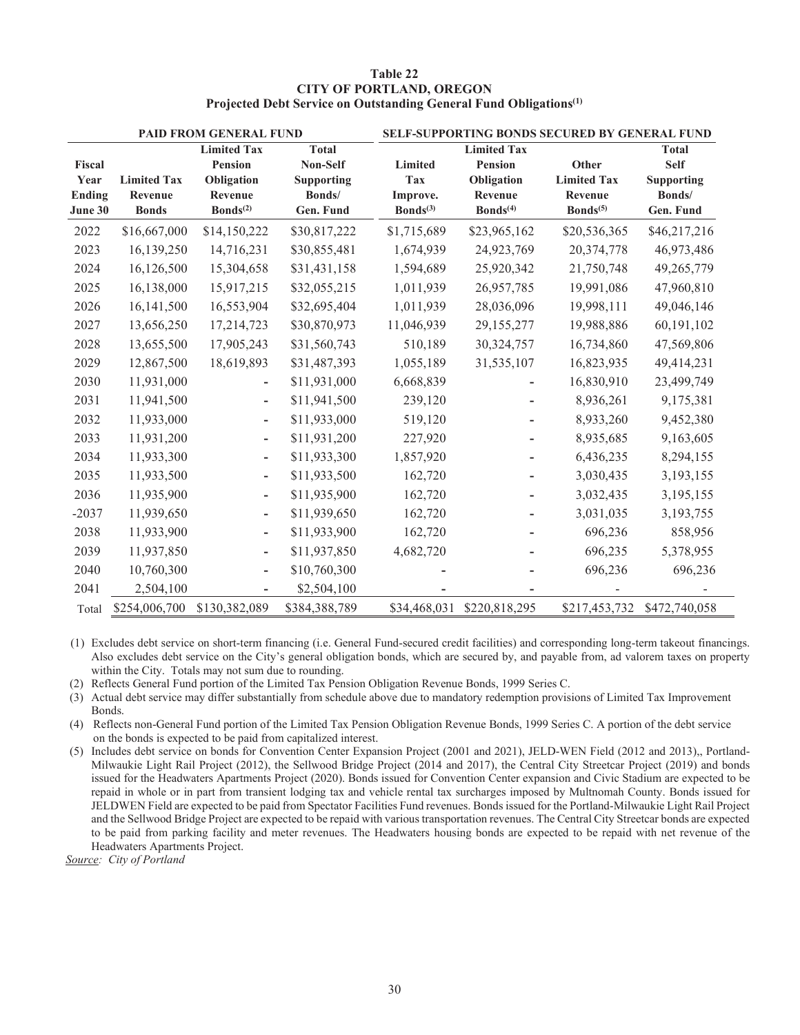**Table 22**
**CITY OF PORTLAND, OREGON**
**Projected Debt Service on Outstanding General Fund Obligations[1]**

| | PAID FROM GENERAL FUND | | | SELF-SUPPORTING BONDS SECURED BY GENERAL FUND | | | |
|---|---|---|---|---|---|---|---|
| Fiscal Year Ending June 30 | Limited Tax Revenue Bonds | Limited Tax Pension Obligation Revenue Bonds[2] | Total Non-Self Supporting Bonds/ Gen. Fund | Limited Tax Improve. Bonds[3] | Limited Tax Pension Obligation Revenue Bonds[4] | Other Limited Tax Revenue Bonds[5] | Total Self Supporting Bonds/ Gen. Fund |
| 2022 | $16,667,000 | $14,150,222 | $30,817,222 | $1,715,689 | $23,965,162 | $20,536,365 | $46,217,216 |
| 2023 | 16,139,250 | 14,716,231 | $30,855,481 | 1,674,939 | 24,923,769 | 20,374,778 | 46,973,486 |
| 2024 | 16,126,500 | 15,304,658 | $31,431,158 | 1,594,689 | 25,920,342 | 21,750,748 | 49,265,779 |
| 2025 | 16,138,000 | 15,917,215 | $32,055,215 | 1,011,939 | 26,957,785 | 19,991,086 | 47,960,810 |
| 2026 | 16,141,500 | 16,553,904 | $32,695,404 | 1,011,939 | 28,036,096 | 19,998,111 | 49,046,146 |
| 2027 | 13,656,250 | 17,214,723 | $30,870,973 | 11,046,939 | 29,155,277 | 19,988,886 | 60,191,102 |
| 2028 | 13,655,500 | 17,905,243 | $31,560,743 | 510,189 | 30,324,757 | 16,734,860 | 47,569,806 |
| 2029 | 12,867,500 | 18,619,893 | $31,487,393 | 1,055,189 | 31,535,107 | 16,823,935 | 49,414,231 |
| 2030 | 11,931,000 | - | $11,931,000 | 6,668,839 | - | 16,830,910 | 23,499,749 |
| 2031 | 11,941,500 | - | $11,941,500 | 239,120 | - | 8,936,261 | 9,175,381 |
| 2032 | 11,933,000 | - | $11,933,000 | 519,120 | - | 8,933,260 | 9,452,380 |
| 2033 | 11,931,200 | - | $11,931,200 | 227,920 | - | 8,935,685 | 9,163,605 |
| 2034 | 11,933,300 | - | $11,933,300 | 1,857,920 | - | 6,436,235 | 8,294,155 |
| 2035 | 11,933,500 | - | $11,933,500 | 162,720 | - | 3,030,435 | 3,193,155 |
| 2036 | 11,935,900 | - | $11,935,900 | 162,720 | - | 3,032,435 | 3,195,155 |
| -2037 | 11,939,650 | - | $11,939,650 | 162,720 | - | 3,031,035 | 3,193,755 |
| 2038 | 11,933,900 | - | $11,933,900 | 162,720 | - | 696,236 | 858,956 |
| 2039 | 11,937,850 | - | $11,937,850 | 4,682,720 | - | 696,235 | 5,378,955 |
| 2040 | 10,760,300 | - | $10,760,300 | - | - | 696,236 | 696,236 |
| 2041 | 2,504,100 | - | $2,504,100 | - | - | - | - |
| Total | $254,006,700 | $130,382,089 | $384,388,789 | $34,468,031 | $220,818,295 | $217,453,732 | $472,740,058 |

(1) Excludes debt service on short-term financing (i.e. General Fund-secured credit facilities) and corresponding long-term takeout financings. Also excludes debt service on the City's general obligation bonds, which are secured by, and payable from, ad valorem taxes on property within the City. Totals may not sum due to rounding.

(2) Reflects General Fund portion of the Limited Tax Pension Obligation Revenue Bonds, 1999 Series C.

(3) Actual debt service may differ substantially from schedule above due to mandatory redemption provisions of Limited Tax Improvement Bonds.

(4) Reflects non-General Fund portion of the Limited Tax Pension Obligation Revenue Bonds, 1999 Series C. A portion of the debt service on the bonds is expected to be paid from capitalized interest.

(5) Includes debt service on bonds for Convention Center Expansion Project (2001 and 2021), JELD-WEN Field (2012 and 2013),, Portland-Milwaukie Light Rail Project (2012), the Sellwood Bridge Project (2014 and 2017), the Central City Streetcar Project (2019) and bonds issued for the Headwaters Apartments Project (2020). Bonds issued for Convention Center expansion and Civic Stadium are expected to be repaid in whole or in part from transient lodging tax and vehicle rental tax surcharges imposed by Multnomah County. Bonds issued for JELDWEN Field are expected to be paid from Spectator Facilities Fund revenues. Bonds issued for the Portland-Milwaukie Light Rail Project and the Sellwood Bridge Project are expected to be repaid with various transportation revenues. The Central City Streetcar bonds are expected to be paid from parking facility and meter revenues. The Headwaters housing bonds are expected to be repaid with net revenue of the Headwaters Apartments Project.

*Source: City of Portland*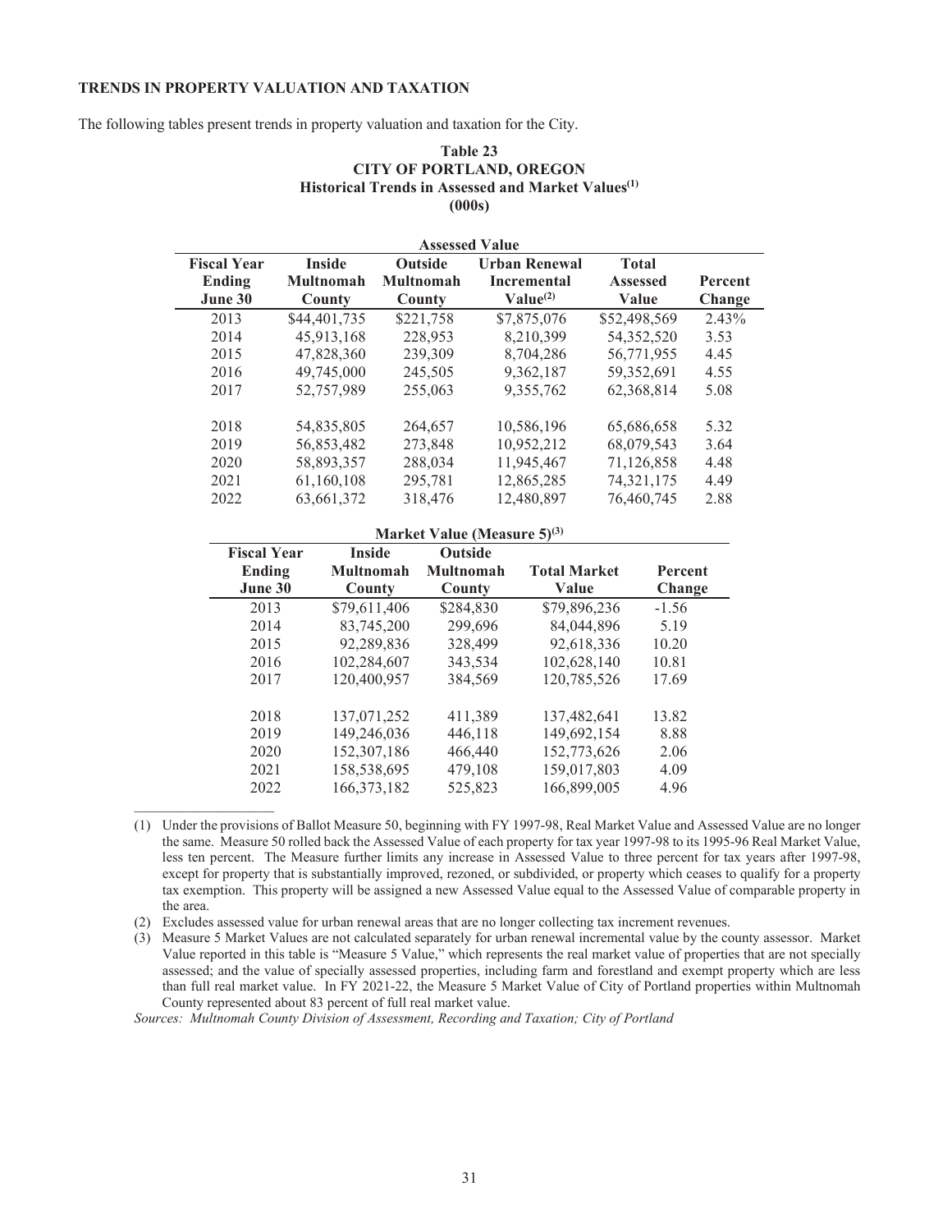**TRENDS IN PROPERTY VALUATION AND TAXATION**

The following tables present trends in property valuation and taxation for the City.

**Table 23**
**CITY OF PORTLAND, OREGON**
**Historical Trends in Assessed and Market Values[(1)]**
**(000s)**

| Assessed Value | | | | | |
|---|---|---|---|---|---|
| **Fiscal Year Ending June 30** | **Inside Multnomah County** | **Outside Multnomah County** | **Urban Renewal Incremental Value[(2)]** | **Total Assessed Value** | **Percent Change** |
| 2013 | $44,401,735 | $221,758 | $7,875,076 | $52,498,569 | 2.43% |
| 2014 | 45,913,168 | 228,953 | 8,210,399 | 54,352,520 | 3.53 |
| 2015 | 47,828,360 | 239,309 | 8,704,286 | 56,771,955 | 4.45 |
| 2016 | 49,745,000 | 245,505 | 9,362,187 | 59,352,691 | 4.55 |
| 2017 | 52,757,989 | 255,063 | 9,355,762 | 62,368,814 | 5.08 |
| 2018 | 54,835,805 | 264,657 | 10,586,196 | 65,686,658 | 5.32 |
| 2019 | 56,853,482 | 273,848 | 10,952,212 | 68,079,543 | 3.64 |
| 2020 | 58,893,357 | 288,034 | 11,945,467 | 71,126,858 | 4.48 |
| 2021 | 61,160,108 | 295,781 | 12,865,285 | 74,321,175 | 4.49 |
| 2022 | 63,661,372 | 318,476 | 12,480,897 | 76,460,745 | 2.88 |

| Market Value (Measure 5)[(3)] | | | | |
|---|---|---|---|---|
| **Fiscal Year Ending June 30** | **Inside Multnomah County** | **Outside Multnomah County** | **Total Market Value** | **Percent Change** |
| 2013 | $79,611,406 | $284,830 | $79,896,236 | -1.56 |
| 2014 | 83,745,200 | 299,696 | 84,044,896 | 5.19 |
| 2015 | 92,289,836 | 328,499 | 92,618,336 | 10.20 |
| 2016 | 102,284,607 | 343,534 | 102,628,140 | 10.81 |
| 2017 | 120,400,957 | 384,569 | 120,785,526 | 17.69 |
| 2018 | 137,071,252 | 411,389 | 137,482,641 | 13.82 |
| 2019 | 149,246,036 | 446,118 | 149,692,154 | 8.88 |
| 2020 | 152,307,186 | 466,440 | 152,773,626 | 2.06 |
| 2021 | 158,538,695 | 479,108 | 159,017,803 | 4.09 |
| 2022 | 166,373,182 | 525,823 | 166,899,005 | 4.96 |

(1) Under the provisions of Ballot Measure 50, beginning with FY 1997-98, Real Market Value and Assessed Value are no longer the same. Measure 50 rolled back the Assessed Value of each property for tax year 1997-98 to its 1995-96 Real Market Value, less ten percent. The Measure further limits any increase in Assessed Value to three percent for tax years after 1997-98, except for property that is substantially improved, rezoned, or subdivided, or property which ceases to qualify for a property tax exemption. This property will be assigned a new Assessed Value equal to the Assessed Value of comparable property in the area.

(2) Excludes assessed value for urban renewal areas that are no longer collecting tax increment revenues.

(3) Measure 5 Market Values are not calculated separately for urban renewal incremental value by the county assessor. Market Value reported in this table is "Measure 5 Value," which represents the real market value of properties that are not specially assessed; and the value of specially assessed properties, including farm and forestland and exempt property which are less than full real market value. In FY 2021-22, the Measure 5 Market Value of City of Portland properties within Multnomah County represented about 83 percent of full real market value.

*Sources: Multnomah County Division of Assessment, Recording and Taxation; City of Portland*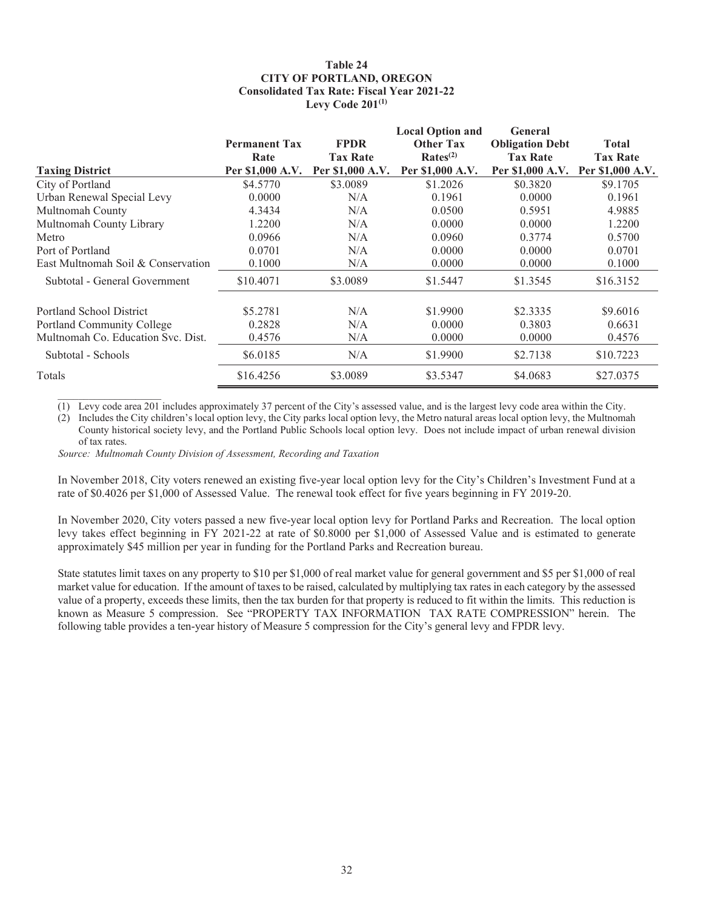**Table 24**
**CITY OF PORTLAND, OREGON**
**Consolidated Tax Rate: Fiscal Year 2021-22**
**Levy Code 201[(1)]**

| Taxing District | Permanent Tax Rate Per $1,000 A.V. | FPDR Tax Rate Per $1,000 A.V. | Local Option and Other Tax Rates[(2)] Per $1,000 A.V. | General Obligation Debt Tax Rate Per $1,000 A.V. | Total Tax Rate Per $1,000 A.V. |
|---|---|---|---|---|---|
| City of Portland | $4.5770 | $3.0089 | $1.2026 | $0.3820 | $9.1705 |
| Urban Renewal Special Levy | 0.0000 | N/A | 0.1961 | 0.0000 | 0.1961 |
| Multnomah County | 4.3434 | N/A | 0.0500 | 0.5951 | 4.9885 |
| Multnomah County Library | 1.2200 | N/A | 0.0000 | 0.0000 | 1.2200 |
| Metro | 0.0966 | N/A | 0.0960 | 0.3774 | 0.5700 |
| Port of Portland | 0.0701 | N/A | 0.0000 | 0.0000 | 0.0701 |
| East Multnomah Soil & Conservation | 0.1000 | N/A | 0.0000 | 0.0000 | 0.1000 |
| Subtotal - General Government | $10.4071 | $3.0089 | $1.5447 | $1.3545 | $16.3152 |
| Portland School District | $5.2781 | N/A | $1.9900 | $2.3335 | $9.6016 |
| Portland Community College | 0.2828 | N/A | 0.0000 | 0.3803 | 0.6631 |
| Multnomah Co. Education Svc. Dist. | 0.4576 | N/A | 0.0000 | 0.0000 | 0.4576 |
| Subtotal - Schools | $6.0185 | N/A | $1.9900 | $2.7138 | $10.7223 |
| Totals | $16.4256 | $3.0089 | $3.5347 | $4.0683 | $27.0375 |

(1) Levy code area 201 includes approximately 37 percent of the City's assessed value, and is the largest levy code area within the City.

(2) Includes the City children's local option levy, the City parks local option levy, the Metro natural areas local option levy, the Multnomah County historical society levy, and the Portland Public Schools local option levy. Does not include impact of urban renewal division of tax rates.

*Source: Multnomah County Division of Assessment, Recording and Taxation*

In November 2018, City voters renewed an existing five-year local option levy for the City's Children's Investment Fund at a rate of $0.4026 per $1,000 of Assessed Value. The renewal took effect for five years beginning in FY 2019-20.

In November 2020, City voters passed a new five-year local option levy for Portland Parks and Recreation. The local option levy takes effect beginning in FY 2021-22 at rate of $0.8000 per $1,000 of Assessed Value and is estimated to generate approximately $45 million per year in funding for the Portland Parks and Recreation bureau.

State statutes limit taxes on any property to $10 per $1,000 of real market value for general government and $5 per $1,000 of real market value for education. If the amount of taxes to be raised, calculated by multiplying tax rates in each category by the assessed value of a property, exceeds these limits, then the tax burden for that property is reduced to fit within the limits. This reduction is known as Measure 5 compression. See "PROPERTY TAX INFORMATION TAX RATE COMPRESSION" herein. The following table provides a ten-year history of Measure 5 compression for the City's general levy and FPDR levy.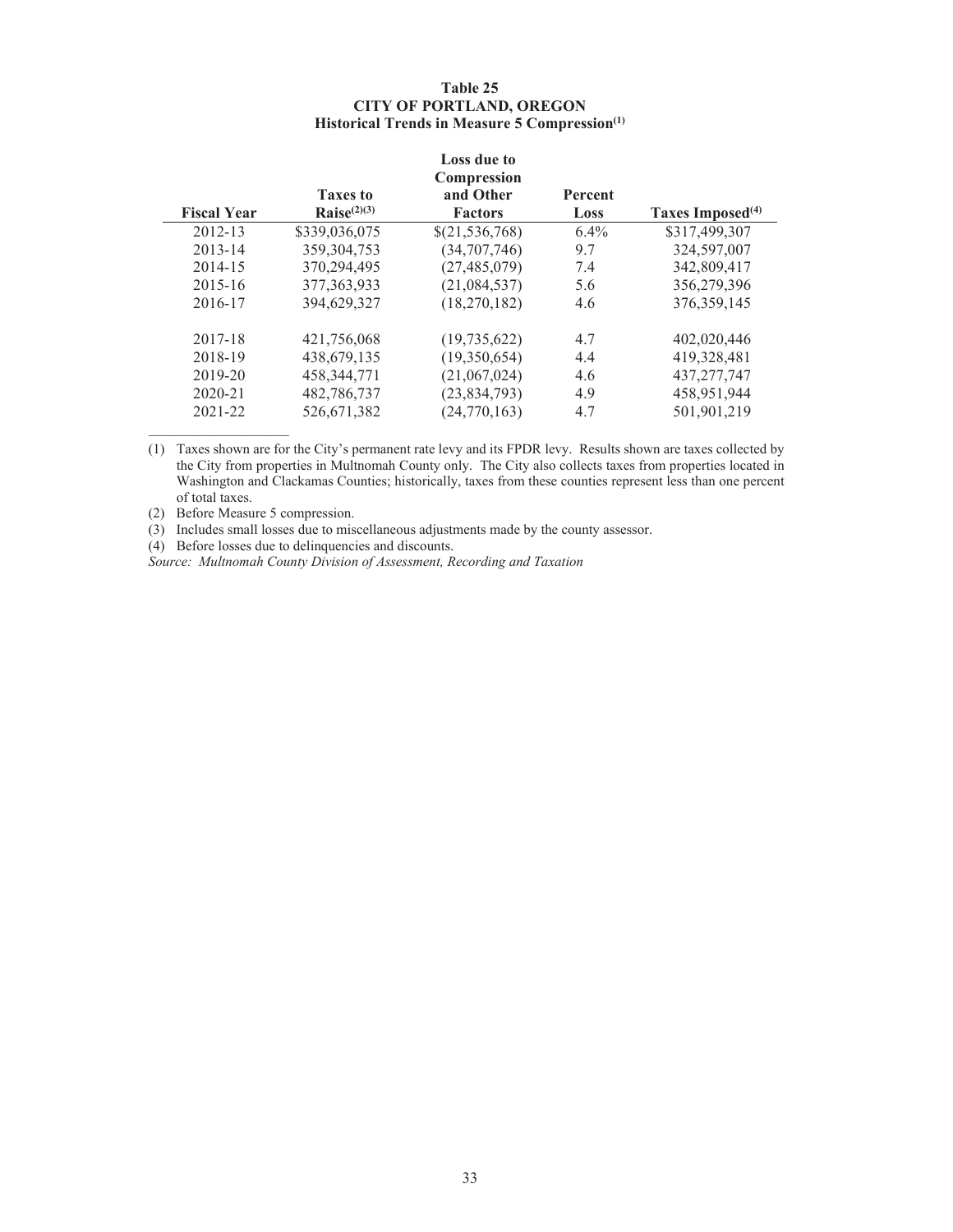**Table 25**
**CITY OF PORTLAND, OREGON**
**Historical Trends in Measure 5 Compression[(1)]**

| Fiscal Year | Taxes to Raise[(2)(3)] | Loss due to Compression and Other Factors | Percent Loss | Taxes Imposed[(4)] |
|---|---|---|---|---|
| 2012-13 | $339,036,075 | $(21,536,768) | 6.4% | $317,499,307 |
| 2013-14 | 359,304,753 | (34,707,746) | 9.7 | 324,597,007 |
| 2014-15 | 370,294,495 | (27,485,079) | 7.4 | 342,809,417 |
| 2015-16 | 377,363,933 | (21,084,537) | 5.6 | 356,279,396 |
| 2016-17 | 394,629,327 | (18,270,182) | 4.6 | 376,359,145 |
| 2017-18 | 421,756,068 | (19,735,622) | 4.7 | 402,020,446 |
| 2018-19 | 438,679,135 | (19,350,654) | 4.4 | 419,328,481 |
| 2019-20 | 458,344,771 | (21,067,024) | 4.6 | 437,277,747 |
| 2020-21 | 482,786,737 | (23,834,793) | 4.9 | 458,951,944 |
| 2021-22 | 526,671,382 | (24,770,163) | 4.7 | 501,901,219 |

(1) Taxes shown are for the City's permanent rate levy and its FPDR levy. Results shown are taxes collected by the City from properties in Multnomah County only. The City also collects taxes from properties located in Washington and Clackamas Counties; historically, taxes from these counties represent less than one percent of total taxes.

(2) Before Measure 5 compression.

(3) Includes small losses due to miscellaneous adjustments made by the county assessor.

(4) Before losses due to delinquencies and discounts.

*Source: Multnomah County Division of Assessment, Recording and Taxation*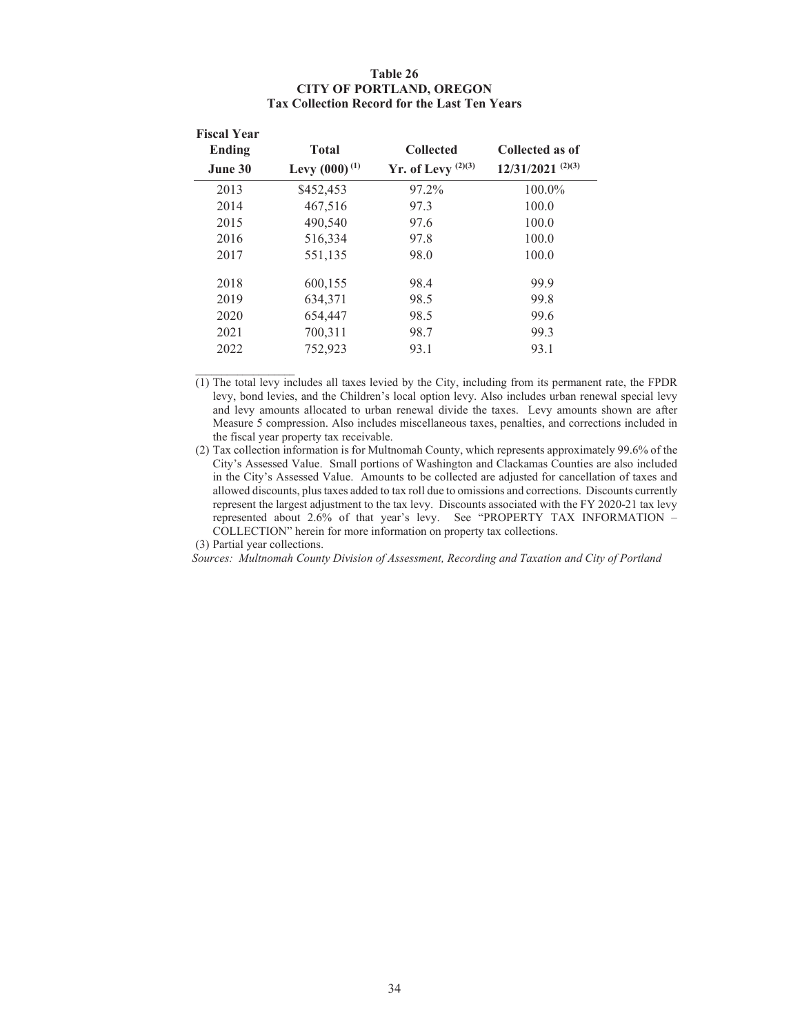**Table 26**
**CITY OF PORTLAND, OREGON**
**Tax Collection Record for the Last Ten Years**

| Fiscal Year Ending June 30 | Total Levy (000) (1) | Collected Yr. of Levy (2)(3) | Collected as of 12/31/2021 (2)(3) |
|---|---|---|---|
| 2013 | $452,453 | 97.2% | 100.0% |
| 2014 | 467,516 | 97.3 | 100.0 |
| 2015 | 490,540 | 97.6 | 100.0 |
| 2016 | 516,334 | 97.8 | 100.0 |
| 2017 | 551,135 | 98.0 | 100.0 |
| 2018 | 600,155 | 98.4 | 99.9 |
| 2019 | 634,371 | 98.5 | 99.8 |
| 2020 | 654,447 | 98.5 | 99.6 |
| 2021 | 700,311 | 98.7 | 99.3 |
| 2022 | 752,923 | 93.1 | 93.1 |

(1) The total levy includes all taxes levied by the City, including from its permanent rate, the FPDR levy, bond levies, and the Children's local option levy. Also includes urban renewal special levy and levy amounts allocated to urban renewal divide the taxes. Levy amounts shown are after Measure 5 compression. Also includes miscellaneous taxes, penalties, and corrections included in the fiscal year property tax receivable.

(2) Tax collection information is for Multnomah County, which represents approximately 99.6% of the City's Assessed Value. Small portions of Washington and Clackamas Counties are also included in the City's Assessed Value. Amounts to be collected are adjusted for cancellation of taxes and allowed discounts, plus taxes added to tax roll due to omissions and corrections. Discounts currently represent the largest adjustment to the tax levy. Discounts associated with the FY 2020-21 tax levy represented about 2.6% of that year's levy. See "PROPERTY TAX INFORMATION – COLLECTION" herein for more information on property tax collections.

(3) Partial year collections.

*Sources: Multnomah County Division of Assessment, Recording and Taxation and City of Portland*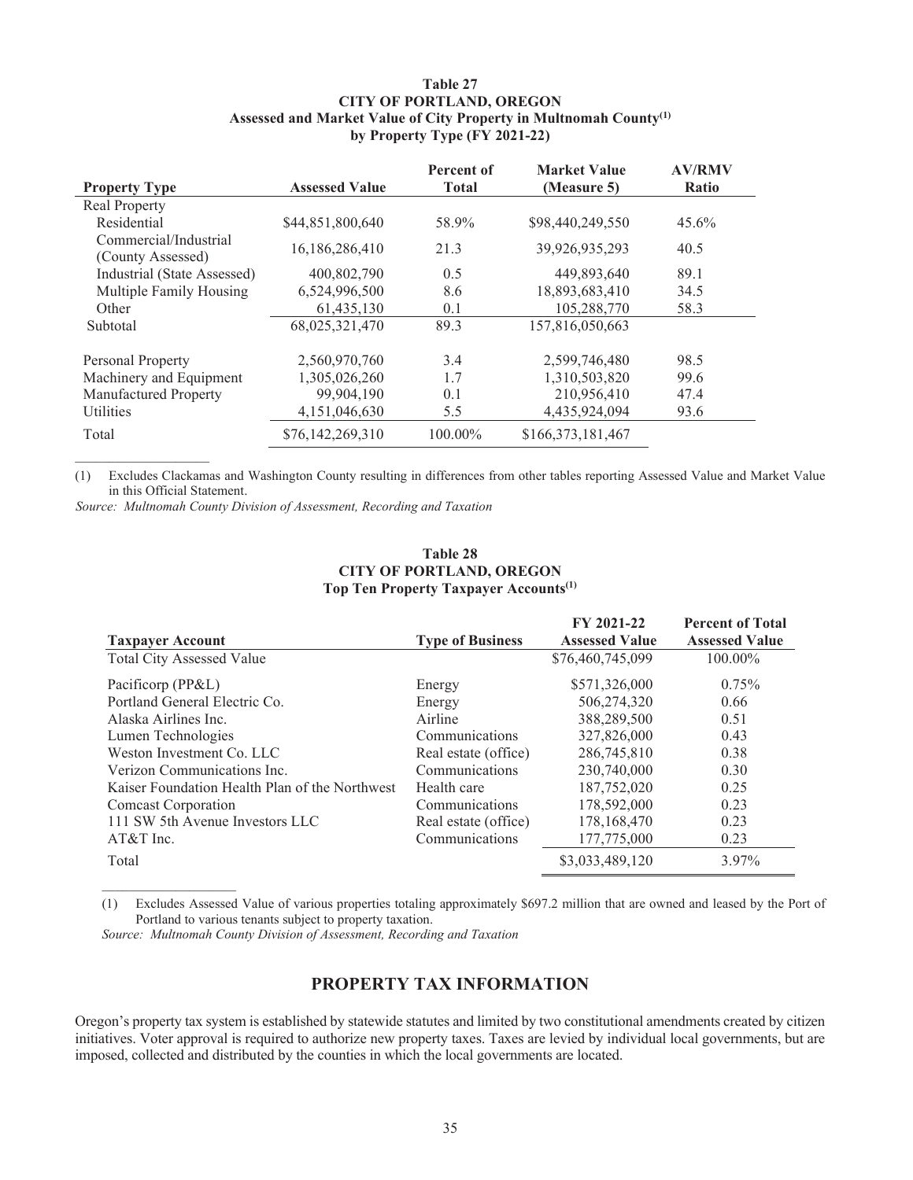**Table 27**
**CITY OF PORTLAND, OREGON**
**Assessed and Market Value of City Property in Multnomah County(1)**
**by Property Type (FY 2021-22)**

| Property Type | Assessed Value | Percent of Total | Market Value (Measure 5) | AV/RMV Ratio |
|---|---|---|---|---|
| Real Property | | | | |
| Residential | $44,851,800,640 | 58.9% | $98,440,249,550 | 45.6% |
| Commercial/Industrial (County Assessed) | 16,186,286,410 | 21.3 | 39,926,935,293 | 40.5 |
| Industrial (State Assessed) | 400,802,790 | 0.5 | 449,893,640 | 89.1 |
| Multiple Family Housing | 6,524,996,500 | 8.6 | 18,893,683,410 | 34.5 |
| Other | 61,435,130 | 0.1 | 105,288,770 | 58.3 |
| Subtotal | 68,025,321,470 | 89.3 | 157,816,050,663 | |
| Personal Property | 2,560,970,760 | 3.4 | 2,599,746,480 | 98.5 |
| Machinery and Equipment | 1,305,026,260 | 1.7 | 1,310,503,820 | 99.6 |
| Manufactured Property | 99,904,190 | 0.1 | 210,956,410 | 47.4 |
| Utilities | 4,151,046,630 | 5.5 | 4,435,924,094 | 93.6 |
| Total | $76,142,269,310 | 100.00% | $166,373,181,467 | |

(1) Excludes Clackamas and Washington County resulting in differences from other tables reporting Assessed Value and Market Value in this Official Statement.

*Source: Multnomah County Division of Assessment, Recording and Taxation*

**Table 28**
**CITY OF PORTLAND, OREGON**
**Top Ten Property Taxpayer Accounts(1)**

| Taxpayer Account | Type of Business | FY 2021-22 Assessed Value | Percent of Total Assessed Value |
|---|---|---|---|
| Total City Assessed Value | | $76,460,745,099 | 100.00% |
| Pacificorp (PP&L) | Energy | $571,326,000 | 0.75% |
| Portland General Electric Co. | Energy | 506,274,320 | 0.66 |
| Alaska Airlines Inc. | Airline | 388,289,500 | 0.51 |
| Lumen Technologies | Communications | 327,826,000 | 0.43 |
| Weston Investment Co. LLC | Real estate (office) | 286,745,810 | 0.38 |
| Verizon Communications Inc. | Communications | 230,740,000 | 0.30 |
| Kaiser Foundation Health Plan of the Northwest | Health care | 187,752,020 | 0.25 |
| Comcast Corporation | Communications | 178,592,000 | 0.23 |
| 111 SW 5th Avenue Investors LLC | Real estate (office) | 178,168,470 | 0.23 |
| AT&T Inc. | Communications | 177,775,000 | 0.23 |
| Total | | $3,033,489,120 | 3.97% |

(1) Excludes Assessed Value of various properties totaling approximately $697.2 million that are owned and leased by the Port of Portland to various tenants subject to property taxation.

*Source: Multnomah County Division of Assessment, Recording and Taxation*

## PROPERTY TAX INFORMATION

Oregon's property tax system is established by statewide statutes and limited by two constitutional amendments created by citizen initiatives. Voter approval is required to authorize new property taxes. Taxes are levied by individual local governments, but are imposed, collected and distributed by the counties in which the local governments are located.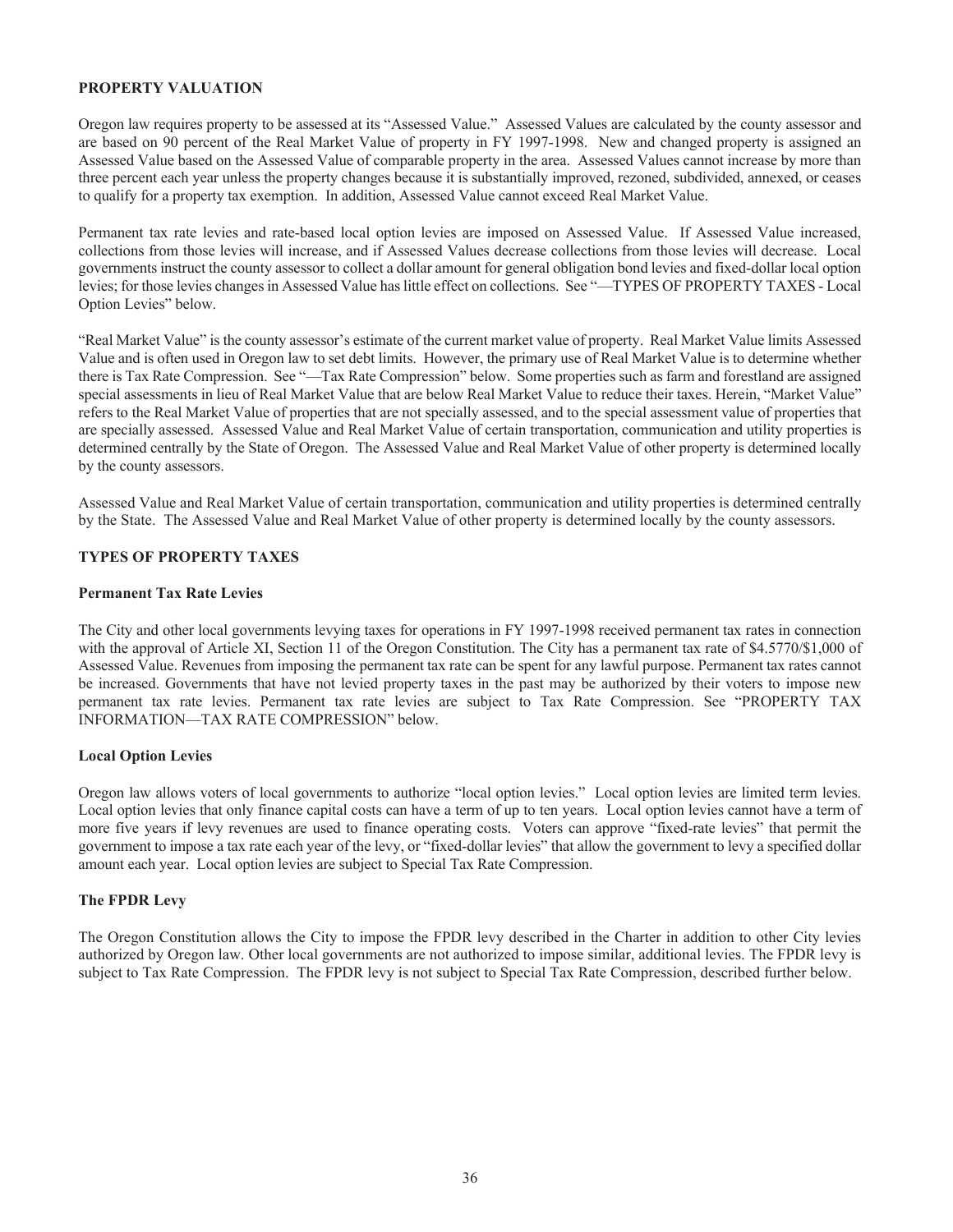## PROPERTY VALUATION

Oregon law requires property to be assessed at its "Assessed Value." Assessed Values are calculated by the county assessor and are based on 90 percent of the Real Market Value of property in FY 1997-1998. New and changed property is assigned an Assessed Value based on the Assessed Value of comparable property in the area. Assessed Values cannot increase by more than three percent each year unless the property changes because it is substantially improved, rezoned, subdivided, annexed, or ceases to qualify for a property tax exemption. In addition, Assessed Value cannot exceed Real Market Value.

Permanent tax rate levies and rate-based local option levies are imposed on Assessed Value. If Assessed Value increased, collections from those levies will increase, and if Assessed Values decrease collections from those levies will decrease. Local governments instruct the county assessor to collect a dollar amount for general obligation bond levies and fixed-dollar local option levies; for those levies changes in Assessed Value has little effect on collections. See "—TYPES OF PROPERTY TAXES - Local Option Levies" below.

"Real Market Value" is the county assessor's estimate of the current market value of property. Real Market Value limits Assessed Value and is often used in Oregon law to set debt limits. However, the primary use of Real Market Value is to determine whether there is Tax Rate Compression. See "—Tax Rate Compression" below. Some properties such as farm and forestland are assigned special assessments in lieu of Real Market Value that are below Real Market Value to reduce their taxes. Herein, "Market Value" refers to the Real Market Value of properties that are not specially assessed, and to the special assessment value of properties that are specially assessed. Assessed Value and Real Market Value of certain transportation, communication and utility properties is determined centrally by the State of Oregon. The Assessed Value and Real Market Value of other property is determined locally by the county assessors.

Assessed Value and Real Market Value of certain transportation, communication and utility properties is determined centrally by the State. The Assessed Value and Real Market Value of other property is determined locally by the county assessors.

## TYPES OF PROPERTY TAXES

### Permanent Tax Rate Levies

The City and other local governments levying taxes for operations in FY 1997-1998 received permanent tax rates in connection with the approval of Article XI, Section 11 of the Oregon Constitution. The City has a permanent tax rate of $4.5770/$1,000 of Assessed Value. Revenues from imposing the permanent tax rate can be spent for any lawful purpose. Permanent tax rates cannot be increased. Governments that have not levied property taxes in the past may be authorized by their voters to impose new permanent tax rate levies. Permanent tax rate levies are subject to Tax Rate Compression. See "PROPERTY TAX INFORMATION—TAX RATE COMPRESSION" below.

### Local Option Levies

Oregon law allows voters of local governments to authorize "local option levies." Local option levies are limited term levies. Local option levies that only finance capital costs can have a term of up to ten years. Local option levies cannot have a term of more five years if levy revenues are used to finance operating costs. Voters can approve "fixed-rate levies" that permit the government to impose a tax rate each year of the levy, or "fixed-dollar levies" that allow the government to levy a specified dollar amount each year. Local option levies are subject to Special Tax Rate Compression.

### The FPDR Levy

The Oregon Constitution allows the City to impose the FPDR levy described in the Charter in addition to other City levies authorized by Oregon law. Other local governments are not authorized to impose similar, additional levies. The FPDR levy is subject to Tax Rate Compression. The FPDR levy is not subject to Special Tax Rate Compression, described further below.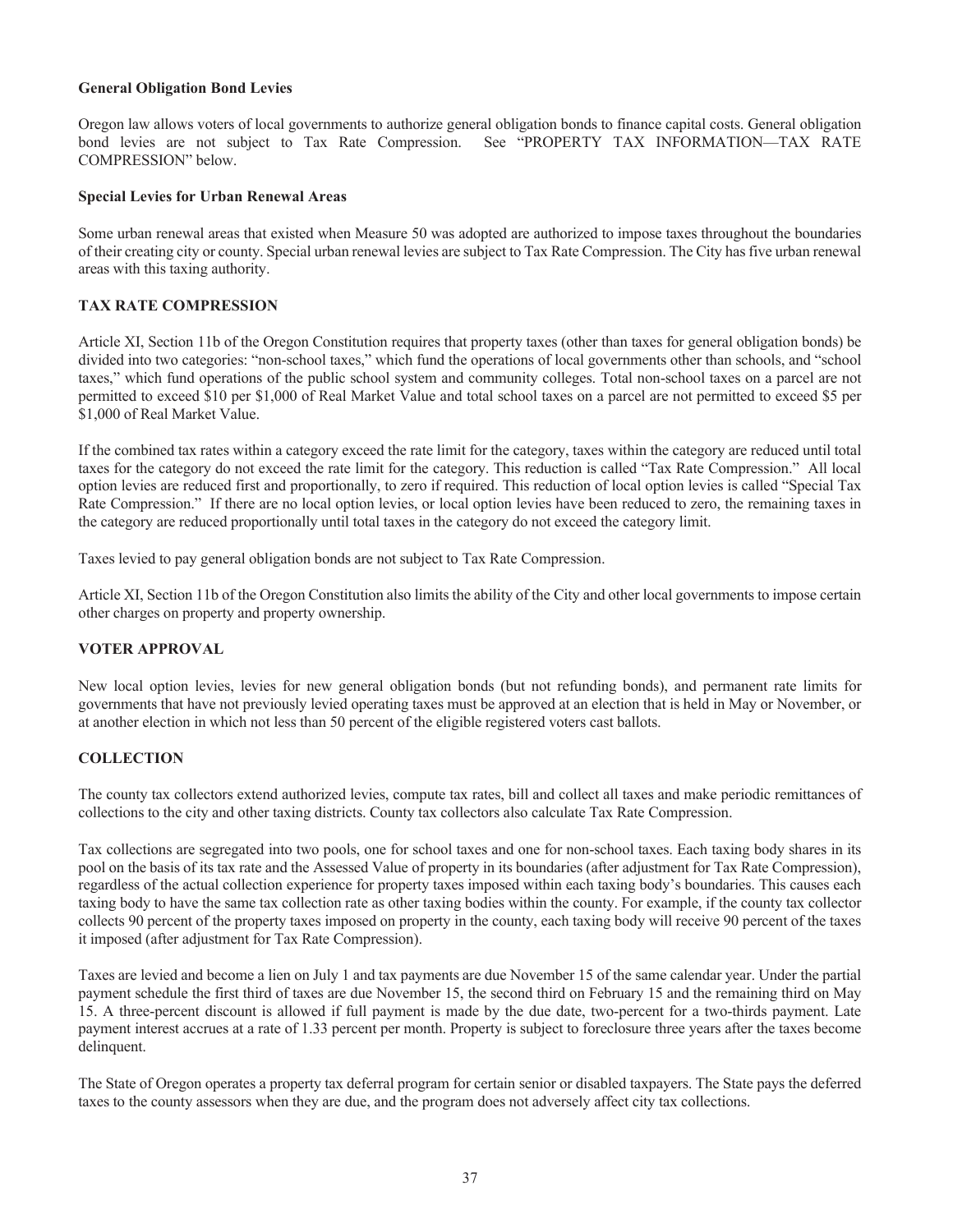**General Obligation Bond Levies**

Oregon law allows voters of local governments to authorize general obligation bonds to finance capital costs. General obligation bond levies are not subject to Tax Rate Compression. See "PROPERTY TAX INFORMATION—TAX RATE COMPRESSION" below.

**Special Levies for Urban Renewal Areas**

Some urban renewal areas that existed when Measure 50 was adopted are authorized to impose taxes throughout the boundaries of their creating city or county. Special urban renewal levies are subject to Tax Rate Compression. The City has five urban renewal areas with this taxing authority.

### TAX RATE COMPRESSION

Article XI, Section 11b of the Oregon Constitution requires that property taxes (other than taxes for general obligation bonds) be divided into two categories: "non-school taxes," which fund the operations of local governments other than schools, and "school taxes," which fund operations of the public school system and community colleges. Total non-school taxes on a parcel are not permitted to exceed $10 per $1,000 of Real Market Value and total school taxes on a parcel are not permitted to exceed $5 per $1,000 of Real Market Value.

If the combined tax rates within a category exceed the rate limit for the category, taxes within the category are reduced until total taxes for the category do not exceed the rate limit for the category. This reduction is called "Tax Rate Compression." All local option levies are reduced first and proportionally, to zero if required. This reduction of local option levies is called "Special Tax Rate Compression." If there are no local option levies, or local option levies have been reduced to zero, the remaining taxes in the category are reduced proportionally until total taxes in the category do not exceed the category limit.

Taxes levied to pay general obligation bonds are not subject to Tax Rate Compression.

Article XI, Section 11b of the Oregon Constitution also limits the ability of the City and other local governments to impose certain other charges on property and property ownership.

### VOTER APPROVAL

New local option levies, levies for new general obligation bonds (but not refunding bonds), and permanent rate limits for governments that have not previously levied operating taxes must be approved at an election that is held in May or November, or at another election in which not less than 50 percent of the eligible registered voters cast ballots.

### COLLECTION

The county tax collectors extend authorized levies, compute tax rates, bill and collect all taxes and make periodic remittances of collections to the city and other taxing districts. County tax collectors also calculate Tax Rate Compression.

Tax collections are segregated into two pools, one for school taxes and one for non-school taxes. Each taxing body shares in its pool on the basis of its tax rate and the Assessed Value of property in its boundaries (after adjustment for Tax Rate Compression), regardless of the actual collection experience for property taxes imposed within each taxing body's boundaries. This causes each taxing body to have the same tax collection rate as other taxing bodies within the county. For example, if the county tax collector collects 90 percent of the property taxes imposed on property in the county, each taxing body will receive 90 percent of the taxes it imposed (after adjustment for Tax Rate Compression).

Taxes are levied and become a lien on July 1 and tax payments are due November 15 of the same calendar year. Under the partial payment schedule the first third of taxes are due November 15, the second third on February 15 and the remaining third on May 15. A three-percent discount is allowed if full payment is made by the due date, two-percent for a two-thirds payment. Late payment interest accrues at a rate of 1.33 percent per month. Property is subject to foreclosure three years after the taxes become delinquent.

The State of Oregon operates a property tax deferral program for certain senior or disabled taxpayers. The State pays the deferred taxes to the county assessors when they are due, and the program does not adversely affect city tax collections.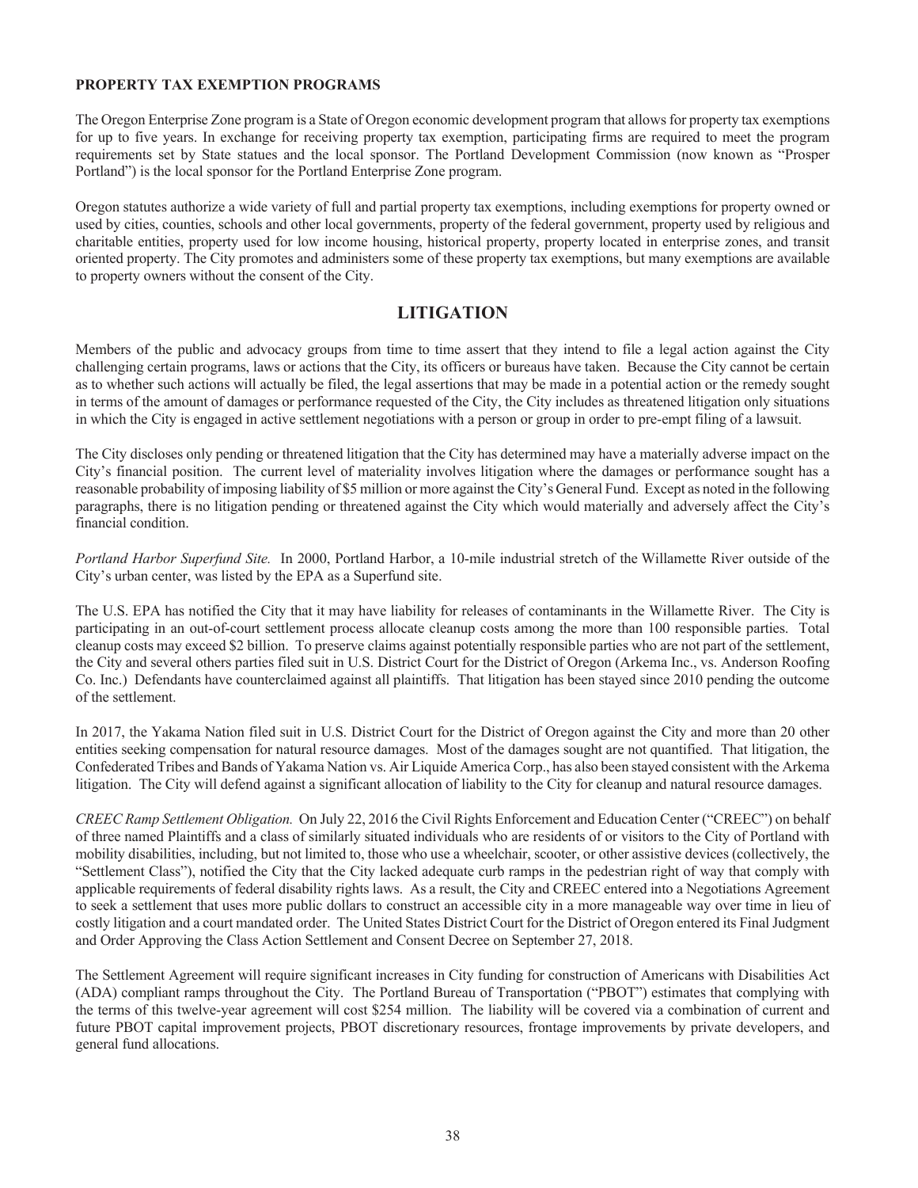**PROPERTY TAX EXEMPTION PROGRAMS**

The Oregon Enterprise Zone program is a State of Oregon economic development program that allows for property tax exemptions for up to five years. In exchange for receiving property tax exemption, participating firms are required to meet the program requirements set by State statues and the local sponsor. The Portland Development Commission (now known as "Prosper Portland") is the local sponsor for the Portland Enterprise Zone program.

Oregon statutes authorize a wide variety of full and partial property tax exemptions, including exemptions for property owned or used by cities, counties, schools and other local governments, property of the federal government, property used by religious and charitable entities, property used for low income housing, historical property, property located in enterprise zones, and transit oriented property. The City promotes and administers some of these property tax exemptions, but many exemptions are available to property owners without the consent of the City.

## LITIGATION

Members of the public and advocacy groups from time to time assert that they intend to file a legal action against the City challenging certain programs, laws or actions that the City, its officers or bureaus have taken. Because the City cannot be certain as to whether such actions will actually be filed, the legal assertions that may be made in a potential action or the remedy sought in terms of the amount of damages or performance requested of the City, the City includes as threatened litigation only situations in which the City is engaged in active settlement negotiations with a person or group in order to pre-empt filing of a lawsuit.

The City discloses only pending or threatened litigation that the City has determined may have a materially adverse impact on the City's financial position. The current level of materiality involves litigation where the damages or performance sought has a reasonable probability of imposing liability of $5 million or more against the City's General Fund. Except as noted in the following paragraphs, there is no litigation pending or threatened against the City which would materially and adversely affect the City's financial condition.

*Portland Harbor Superfund Site.* In 2000, Portland Harbor, a 10-mile industrial stretch of the Willamette River outside of the City's urban center, was listed by the EPA as a Superfund site.

The U.S. EPA has notified the City that it may have liability for releases of contaminants in the Willamette River. The City is participating in an out-of-court settlement process allocate cleanup costs among the more than 100 responsible parties. Total cleanup costs may exceed $2 billion. To preserve claims against potentially responsible parties who are not part of the settlement, the City and several others parties filed suit in U.S. District Court for the District of Oregon (Arkema Inc., vs. Anderson Roofing Co. Inc.) Defendants have counterclaimed against all plaintiffs. That litigation has been stayed since 2010 pending the outcome of the settlement.

In 2017, the Yakama Nation filed suit in U.S. District Court for the District of Oregon against the City and more than 20 other entities seeking compensation for natural resource damages. Most of the damages sought are not quantified. That litigation, the Confederated Tribes and Bands of Yakama Nation vs. Air Liquide America Corp., has also been stayed consistent with the Arkema litigation. The City will defend against a significant allocation of liability to the City for cleanup and natural resource damages.

*CREEC Ramp Settlement Obligation.* On July 22, 2016 the Civil Rights Enforcement and Education Center ("CREEC") on behalf of three named Plaintiffs and a class of similarly situated individuals who are residents of or visitors to the City of Portland with mobility disabilities, including, but not limited to, those who use a wheelchair, scooter, or other assistive devices (collectively, the "Settlement Class"), notified the City that the City lacked adequate curb ramps in the pedestrian right of way that comply with applicable requirements of federal disability rights laws. As a result, the City and CREEC entered into a Negotiations Agreement to seek a settlement that uses more public dollars to construct an accessible city in a more manageable way over time in lieu of costly litigation and a court mandated order. The United States District Court for the District of Oregon entered its Final Judgment and Order Approving the Class Action Settlement and Consent Decree on September 27, 2018.

The Settlement Agreement will require significant increases in City funding for construction of Americans with Disabilities Act (ADA) compliant ramps throughout the City. The Portland Bureau of Transportation ("PBOT") estimates that complying with the terms of this twelve-year agreement will cost $254 million. The liability will be covered via a combination of current and future PBOT capital improvement projects, PBOT discretionary resources, frontage improvements by private developers, and general fund allocations.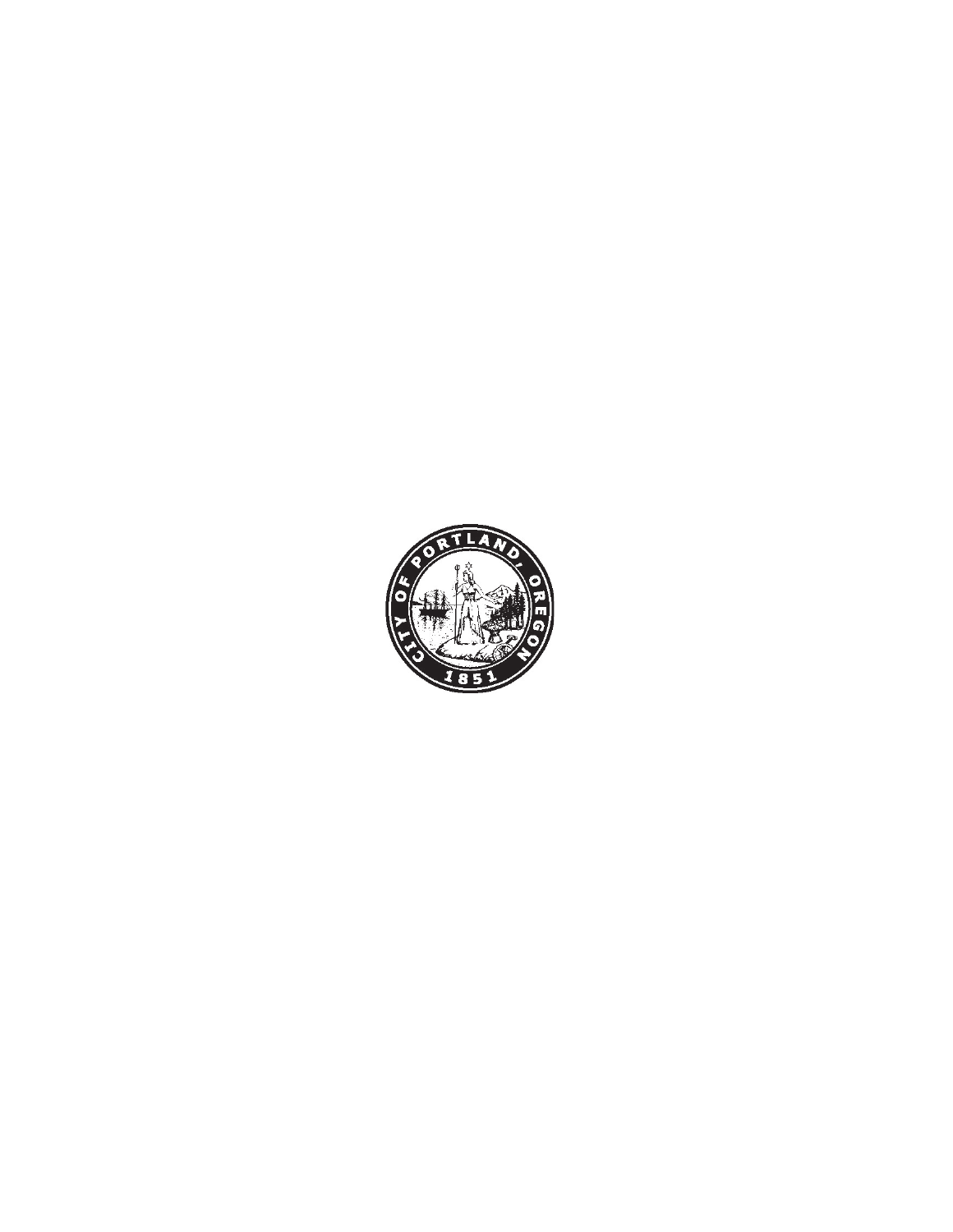CITY OF PORTLAND, OREGON

1851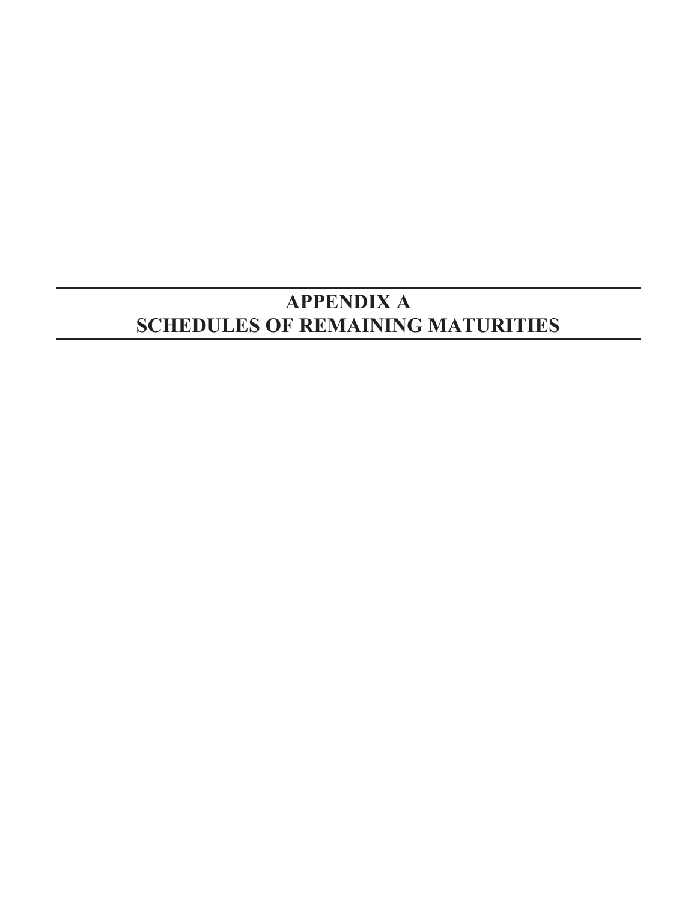# APPENDIX A
# SCHEDULES OF REMAINING MATURITIES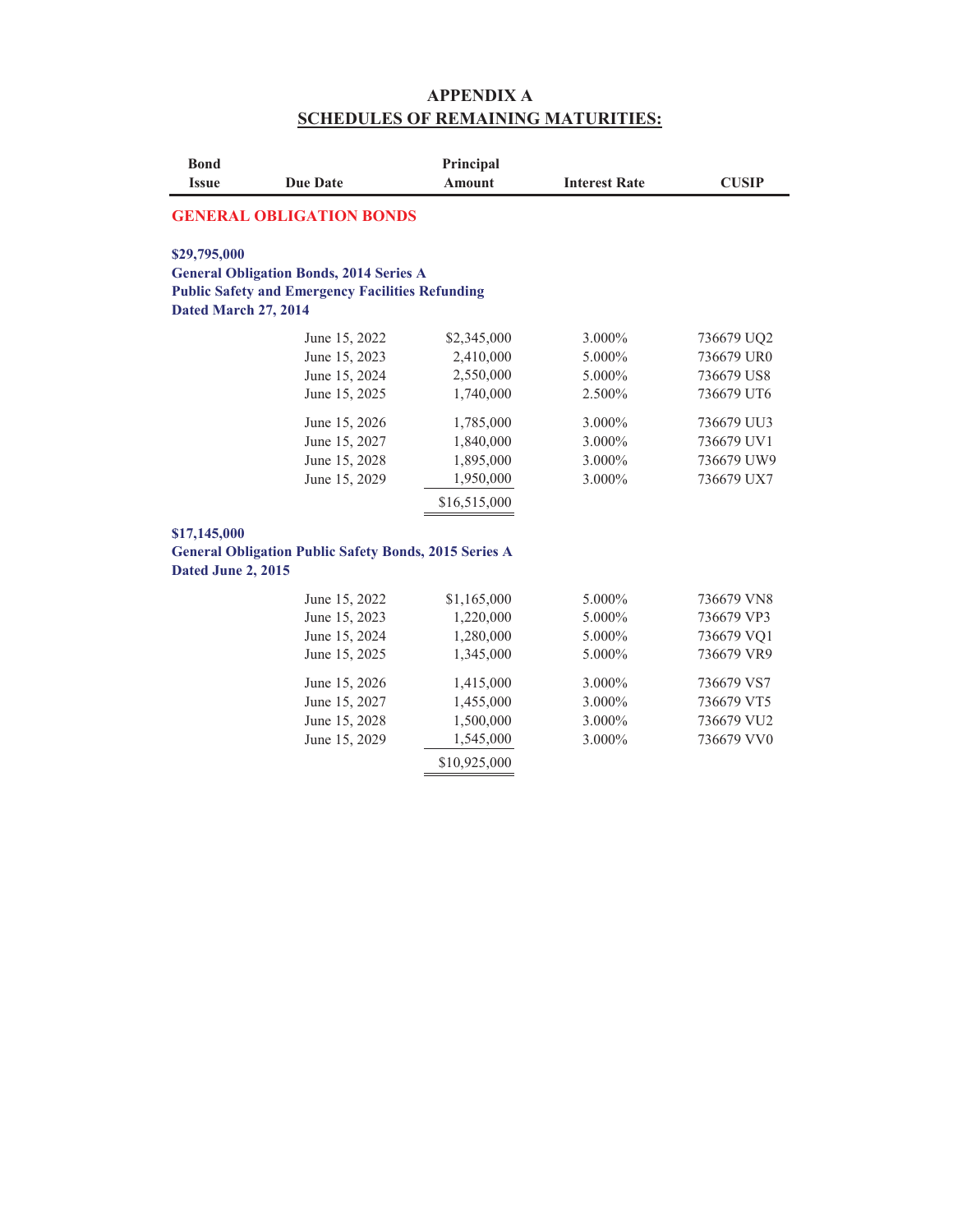# APPENDIX A
## SCHEDULES OF REMAINING MATURITIES:

| Bond Issue | Due Date | Principal Amount | Interest Rate | CUSIP |
|---|---|---|---|---|
| **GENERAL OBLIGATION BONDS** | | | | |
| **$29,795,000 General Obligation Bonds, 2014 Series A Public Safety and Emergency Facilities Refunding Dated March 27, 2014** | | | | |
| | June 15, 2022 | $2,345,000 | 3.000% | 736679 UQ2 |
| | June 15, 2023 | 2,410,000 | 5.000% | 736679 UR0 |
| | June 15, 2024 | 2,550,000 | 5.000% | 736679 US8 |
| | June 15, 2025 | 1,740,000 | 2.500% | 736679 UT6 |
| | June 15, 2026 | 1,785,000 | 3.000% | 736679 UU3 |
| | June 15, 2027 | 1,840,000 | 3.000% | 736679 UV1 |
| | June 15, 2028 | 1,895,000 | 3.000% | 736679 UW9 |
| | June 15, 2029 | 1,950,000 | 3.000% | 736679 UX7 |
| | | $16,515,000 | | |
| **$17,145,000 General Obligation Public Safety Bonds, 2015 Series A Dated June 2, 2015** | | | | |
| | June 15, 2022 | $1,165,000 | 5.000% | 736679 VN8 |
| | June 15, 2023 | 1,220,000 | 5.000% | 736679 VP3 |
| | June 15, 2024 | 1,280,000 | 5.000% | 736679 VQ1 |
| | June 15, 2025 | 1,345,000 | 5.000% | 736679 VR9 |
| | June 15, 2026 | 1,415,000 | 3.000% | 736679 VS7 |
| | June 15, 2027 | 1,455,000 | 3.000% | 736679 VT5 |
| | June 15, 2028 | 1,500,000 | 3.000% | 736679 VU2 |
| | June 15, 2029 | 1,545,000 | 3.000% | 736679 VV0 |
| | | $10,925,000 | | |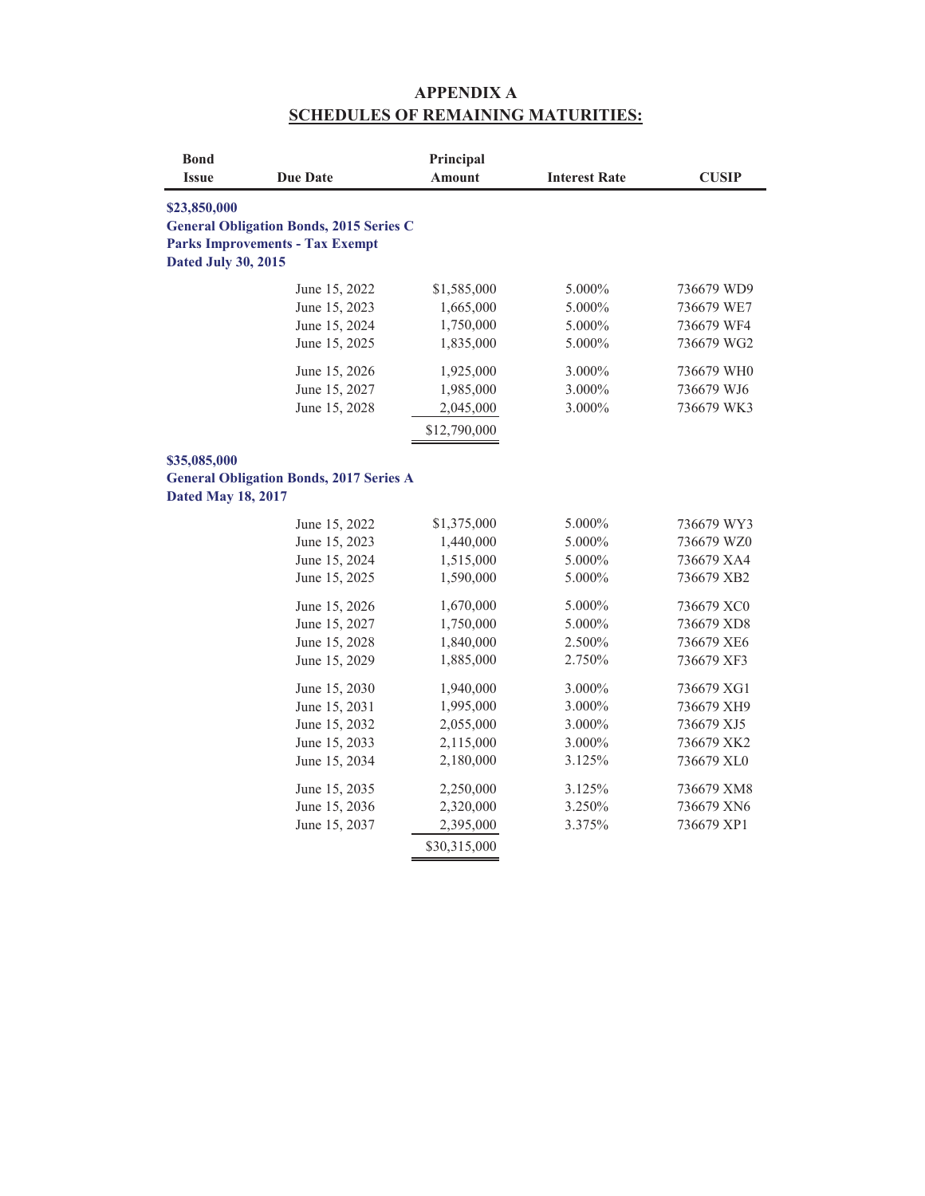# APPENDIX A

## SCHEDULES OF REMAINING MATURITIES:

| Bond Issue | Due Date | Principal Amount | Interest Rate | CUSIP |
|---|---|---|---|---|
| **$23,850,000 General Obligation Bonds, 2015 Series C Parks Improvements - Tax Exempt Dated July 30, 2015** | | | | |
| | June 15, 2022 | $1,585,000 | 5.000% | 736679 WD9 |
| | June 15, 2023 | 1,665,000 | 5.000% | 736679 WE7 |
| | June 15, 2024 | 1,750,000 | 5.000% | 736679 WF4 |
| | June 15, 2025 | 1,835,000 | 5.000% | 736679 WG2 |
| | June 15, 2026 | 1,925,000 | 3.000% | 736679 WH0 |
| | June 15, 2027 | 1,985,000 | 3.000% | 736679 WJ6 |
| | June 15, 2028 | 2,045,000 | 3.000% | 736679 WK3 |
| | | $12,790,000 | | |
| **$35,085,000 General Obligation Bonds, 2017 Series A Dated May 18, 2017** | | | | |
| | June 15, 2022 | $1,375,000 | 5.000% | 736679 WY3 |
| | June 15, 2023 | 1,440,000 | 5.000% | 736679 WZ0 |
| | June 15, 2024 | 1,515,000 | 5.000% | 736679 XA4 |
| | June 15, 2025 | 1,590,000 | 5.000% | 736679 XB2 |
| | June 15, 2026 | 1,670,000 | 5.000% | 736679 XC0 |
| | June 15, 2027 | 1,750,000 | 5.000% | 736679 XD8 |
| | June 15, 2028 | 1,840,000 | 2.500% | 736679 XE6 |
| | June 15, 2029 | 1,885,000 | 2.750% | 736679 XF3 |
| | June 15, 2030 | 1,940,000 | 3.000% | 736679 XG1 |
| | June 15, 2031 | 1,995,000 | 3.000% | 736679 XH9 |
| | June 15, 2032 | 2,055,000 | 3.000% | 736679 XJ5 |
| | June 15, 2033 | 2,115,000 | 3.000% | 736679 XK2 |
| | June 15, 2034 | 2,180,000 | 3.125% | 736679 XL0 |
| | June 15, 2035 | 2,250,000 | 3.125% | 736679 XM8 |
| | June 15, 2036 | 2,320,000 | 3.250% | 736679 XN6 |
| | June 15, 2037 | 2,395,000 | 3.375% | 736679 XP1 |
| | | $30,315,000 | | |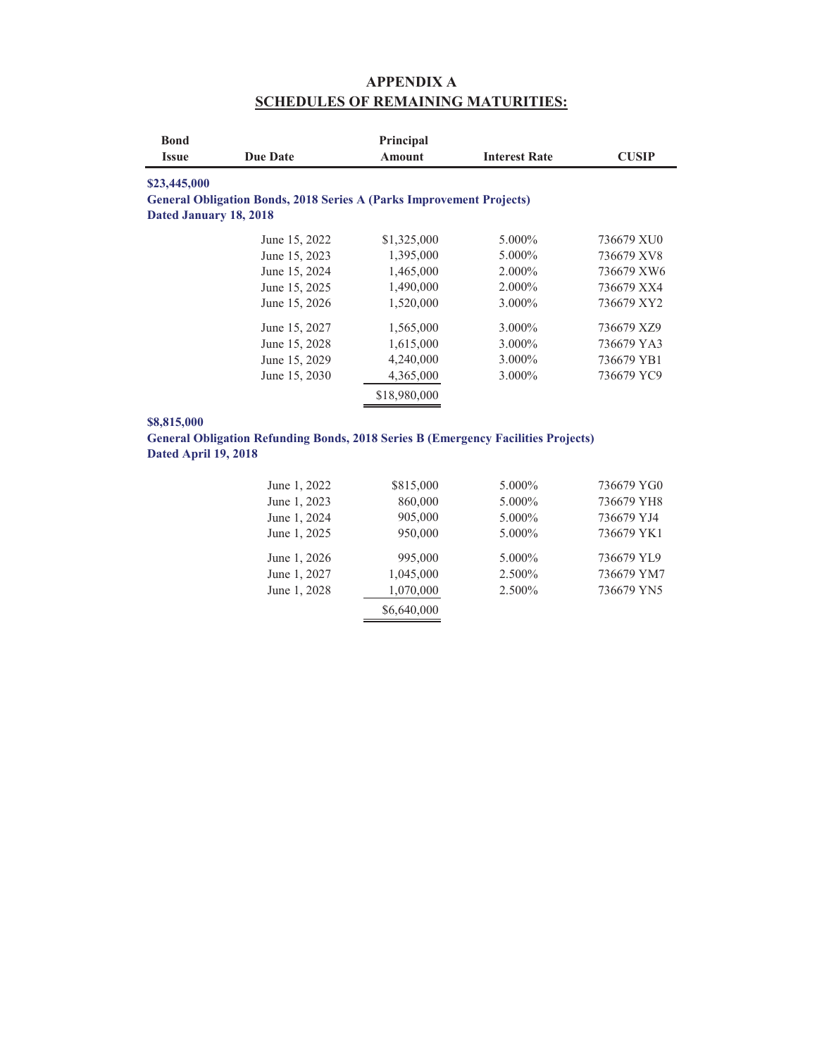# APPENDIX A
## SCHEDULES OF REMAINING MATURITIES:

| Bond Issue | Due Date | Principal Amount | Interest Rate | CUSIP |
|---|---|---|---|---|
| **$23,445,000** | | | | |
| **General Obligation Bonds, 2018 Series A (Parks Improvement Projects)** | | | | |
| **Dated January 18, 2018** | | | | |
| | June 15, 2022 | $1,325,000 | 5.000% | 736679 XU0 |
| | June 15, 2023 | 1,395,000 | 5.000% | 736679 XV8 |
| | June 15, 2024 | 1,465,000 | 2.000% | 736679 XW6 |
| | June 15, 2025 | 1,490,000 | 2.000% | 736679 XX4 |
| | June 15, 2026 | 1,520,000 | 3.000% | 736679 XY2 |
| | June 15, 2027 | 1,565,000 | 3.000% | 736679 XZ9 |
| | June 15, 2028 | 1,615,000 | 3.000% | 736679 YA3 |
| | June 15, 2029 | 4,240,000 | 3.000% | 736679 YB1 |
| | June 15, 2030 | 4,365,000 | 3.000% | 736679 YC9 |
| | | $18,980,000 | | |
| **$8,815,000** | | | | |
| **General Obligation Refunding Bonds, 2018 Series B (Emergency Facilities Projects)** | | | | |
| **Dated April 19, 2018** | | | | |
| | June 1, 2022 | $815,000 | 5.000% | 736679 YG0 |
| | June 1, 2023 | 860,000 | 5.000% | 736679 YH8 |
| | June 1, 2024 | 905,000 | 5.000% | 736679 YJ4 |
| | June 1, 2025 | 950,000 | 5.000% | 736679 YK1 |
| | June 1, 2026 | 995,000 | 5.000% | 736679 YL9 |
| | June 1, 2027 | 1,045,000 | 2.500% | 736679 YM7 |
| | June 1, 2028 | 1,070,000 | 2.500% | 736679 YN5 |
| | | $6,640,000 | | |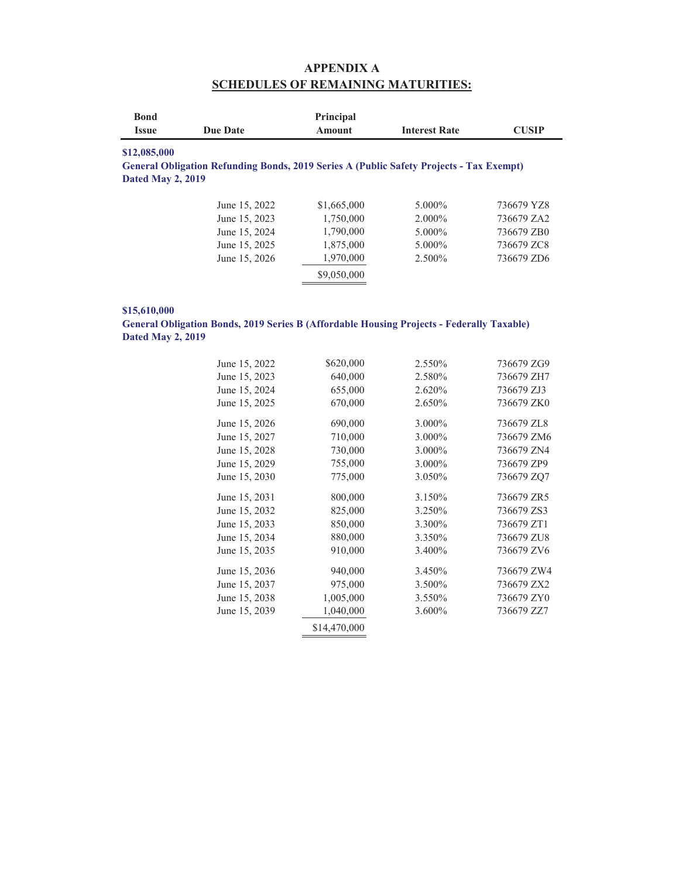# APPENDIX A
## SCHEDULES OF REMAINING MATURITIES:

| Bond Issue | Due Date | Principal Amount | Interest Rate | CUSIP |
|---|---|---|---|---|
| **$12,085,000** | | | | |
| **General Obligation Refunding Bonds, 2019 Series A (Public Safety Projects - Tax Exempt)** | | | | |
| **Dated May 2, 2019** | | | | |
| | June 15, 2022 | $1,665,000 | 5.000% | 736679 YZ8 |
| | June 15, 2023 | 1,750,000 | 2.000% | 736679 ZA2 |
| | June 15, 2024 | 1,790,000 | 5.000% | 736679 ZB0 |
| | June 15, 2025 | 1,875,000 | 5.000% | 736679 ZC8 |
| | June 15, 2026 | 1,970,000 | 2.500% | 736679 ZD6 |
| | | $9,050,000 | | |
| **$15,610,000** | | | | |
| **General Obligation Bonds, 2019 Series B (Affordable Housing Projects - Federally Taxable)** | | | | |
| **Dated May 2, 2019** | | | | |
| | June 15, 2022 | $620,000 | 2.550% | 736679 ZG9 |
| | June 15, 2023 | 640,000 | 2.580% | 736679 ZH7 |
| | June 15, 2024 | 655,000 | 2.620% | 736679 ZJ3 |
| | June 15, 2025 | 670,000 | 2.650% | 736679 ZK0 |
| | June 15, 2026 | 690,000 | 3.000% | 736679 ZL8 |
| | June 15, 2027 | 710,000 | 3.000% | 736679 ZM6 |
| | June 15, 2028 | 730,000 | 3.000% | 736679 ZN4 |
| | June 15, 2029 | 755,000 | 3.000% | 736679 ZP9 |
| | June 15, 2030 | 775,000 | 3.050% | 736679 ZQ7 |
| | June 15, 2031 | 800,000 | 3.150% | 736679 ZR5 |
| | June 15, 2032 | 825,000 | 3.250% | 736679 ZS3 |
| | June 15, 2033 | 850,000 | 3.300% | 736679 ZT1 |
| | June 15, 2034 | 880,000 | 3.350% | 736679 ZU8 |
| | June 15, 2035 | 910,000 | 3.400% | 736679 ZV6 |
| | June 15, 2036 | 940,000 | 3.450% | 736679 ZW4 |
| | June 15, 2037 | 975,000 | 3.500% | 736679 ZX2 |
| | June 15, 2038 | 1,005,000 | 3.550% | 736679 ZY0 |
| | June 15, 2039 | 1,040,000 | 3.600% | 736679 ZZ7 |
| | | $14,470,000 | | |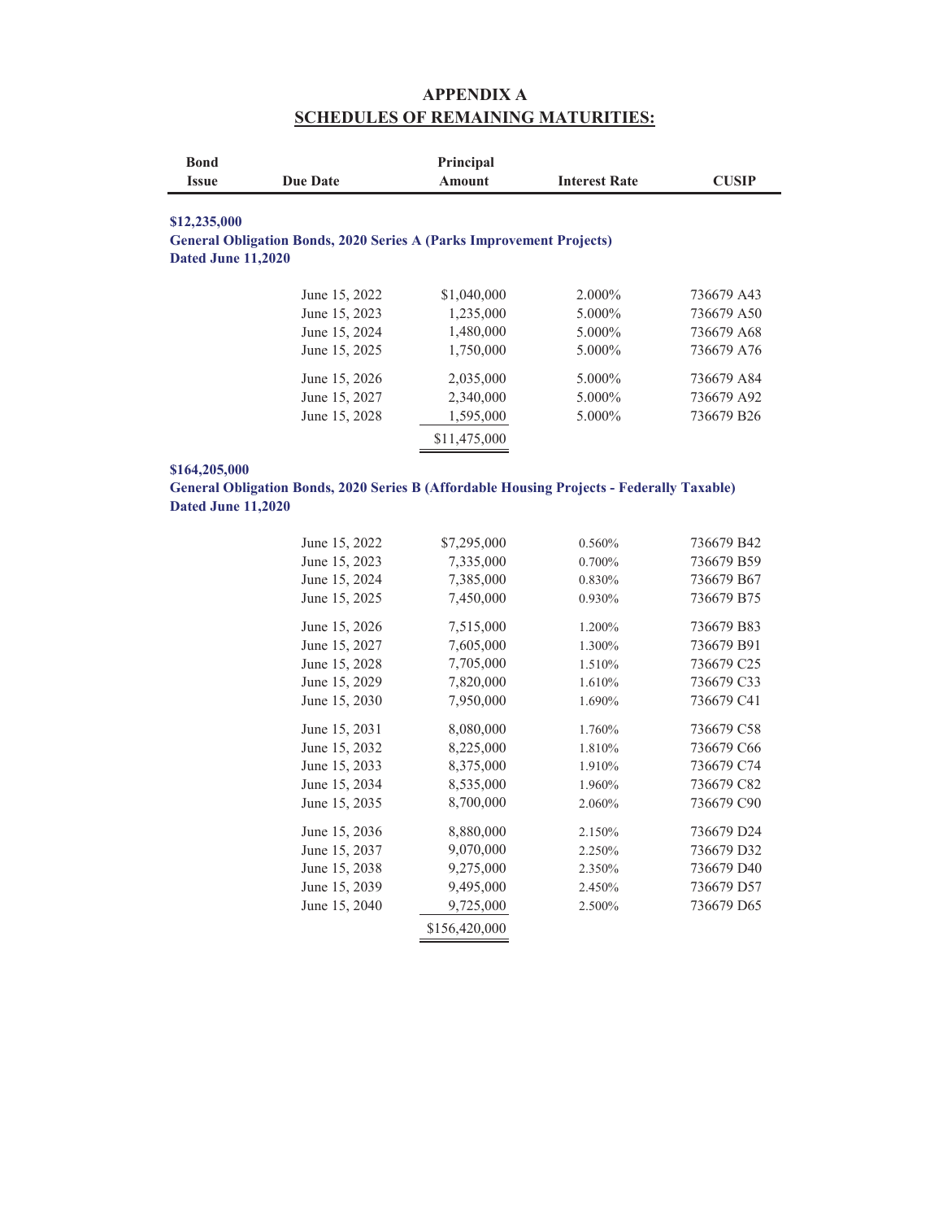# APPENDIX A

## SCHEDULES OF REMAINING MATURITIES:

| Bond Issue | Due Date | Principal Amount | Interest Rate | CUSIP |
|---|---|---|---|---|
| **$12,235,000** | | | | |
| **General Obligation Bonds, 2020 Series A (Parks Improvement Projects)** | | | | |
| **Dated June 11,2020** | | | | |
| | June 15, 2022 | $1,040,000 | 2.000% | 736679 A43 |
| | June 15, 2023 | 1,235,000 | 5.000% | 736679 A50 |
| | June 15, 2024 | 1,480,000 | 5.000% | 736679 A68 |
| | June 15, 2025 | 1,750,000 | 5.000% | 736679 A76 |
| | June 15, 2026 | 2,035,000 | 5.000% | 736679 A84 |
| | June 15, 2027 | 2,340,000 | 5.000% | 736679 A92 |
| | June 15, 2028 | 1,595,000 | 5.000% | 736679 B26 |
| | | $11,475,000 | | |
| **$164,205,000** | | | | |
| **General Obligation Bonds, 2020 Series B (Affordable Housing Projects - Federally Taxable)** | | | | |
| **Dated June 11,2020** | | | | |
| | June 15, 2022 | $7,295,000 | 0.560% | 736679 B42 |
| | June 15, 2023 | 7,335,000 | 0.700% | 736679 B59 |
| | June 15, 2024 | 7,385,000 | 0.830% | 736679 B67 |
| | June 15, 2025 | 7,450,000 | 0.930% | 736679 B75 |
| | June 15, 2026 | 7,515,000 | 1.200% | 736679 B83 |
| | June 15, 2027 | 7,605,000 | 1.300% | 736679 B91 |
| | June 15, 2028 | 7,705,000 | 1.510% | 736679 C25 |
| | June 15, 2029 | 7,820,000 | 1.610% | 736679 C33 |
| | June 15, 2030 | 7,950,000 | 1.690% | 736679 C41 |
| | June 15, 2031 | 8,080,000 | 1.760% | 736679 C58 |
| | June 15, 2032 | 8,225,000 | 1.810% | 736679 C66 |
| | June 15, 2033 | 8,375,000 | 1.910% | 736679 C74 |
| | June 15, 2034 | 8,535,000 | 1.960% | 736679 C82 |
| | June 15, 2035 | 8,700,000 | 2.060% | 736679 C90 |
| | June 15, 2036 | 8,880,000 | 2.150% | 736679 D24 |
| | June 15, 2037 | 9,070,000 | 2.250% | 736679 D32 |
| | June 15, 2038 | 9,275,000 | 2.350% | 736679 D40 |
| | June 15, 2039 | 9,495,000 | 2.450% | 736679 D57 |
| | June 15, 2040 | 9,725,000 | 2.500% | 736679 D65 |
| | | $156,420,000 | | |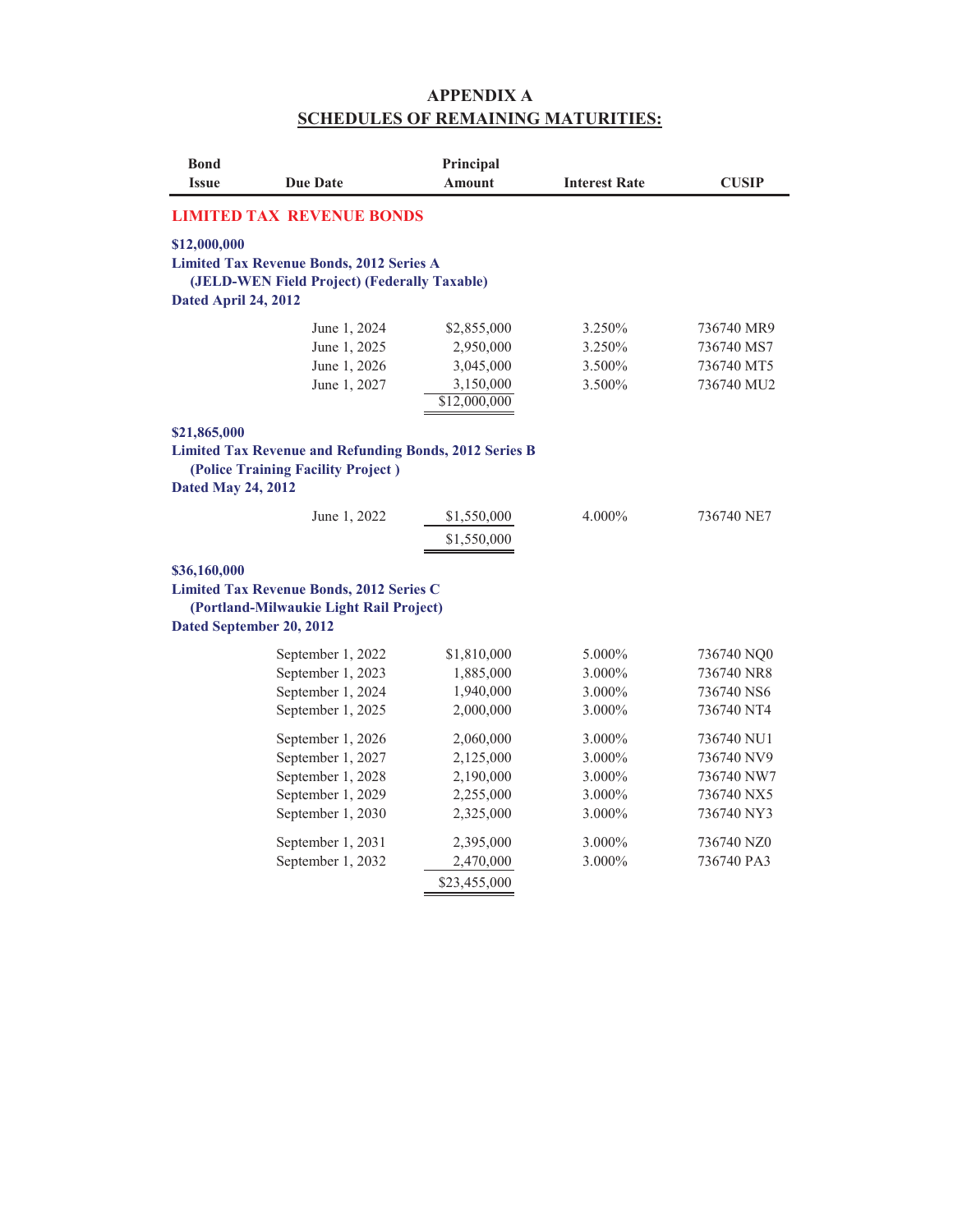# APPENDIX A

## SCHEDULES OF REMAINING MATURITIES:

| Bond Issue | Due Date | Principal Amount | Interest Rate | CUSIP |
|---|---|---|---|---|
| **LIMITED TAX REVENUE BONDS** | | | | |
| **$12,000,000 Limited Tax Revenue Bonds, 2012 Series A (JELD-WEN Field Project) (Federally Taxable) Dated April 24, 2012** | | | | |
| | June 1, 2024 | $2,855,000 | 3.250% | 736740 MR9 |
| | June 1, 2025 | 2,950,000 | 3.250% | 736740 MS7 |
| | June 1, 2026 | 3,045,000 | 3.500% | 736740 MT5 |
| | June 1, 2027 | 3,150,000 | 3.500% | 736740 MU2 |
| | | $12,000,000 | | |
| **$21,865,000 Limited Tax Revenue and Refunding Bonds, 2012 Series B (Police Training Facility Project ) Dated May 24, 2012** | | | | |
| | June 1, 2022 | $1,550,000 | 4.000% | 736740 NE7 |
| | | $1,550,000 | | |
| **$36,160,000 Limited Tax Revenue Bonds, 2012 Series C (Portland-Milwaukie Light Rail Project) Dated September 20, 2012** | | | | |
| | September 1, 2022 | $1,810,000 | 5.000% | 736740 NQ0 |
| | September 1, 2023 | 1,885,000 | 3.000% | 736740 NR8 |
| | September 1, 2024 | 1,940,000 | 3.000% | 736740 NS6 |
| | September 1, 2025 | 2,000,000 | 3.000% | 736740 NT4 |
| | September 1, 2026 | 2,060,000 | 3.000% | 736740 NU1 |
| | September 1, 2027 | 2,125,000 | 3.000% | 736740 NV9 |
| | September 1, 2028 | 2,190,000 | 3.000% | 736740 NW7 |
| | September 1, 2029 | 2,255,000 | 3.000% | 736740 NX5 |
| | September 1, 2030 | 2,325,000 | 3.000% | 736740 NY3 |
| | September 1, 2031 | 2,395,000 | 3.000% | 736740 NZ0 |
| | September 1, 2032 | 2,470,000 | 3.000% | 736740 PA3 |
| | | $23,455,000 | | |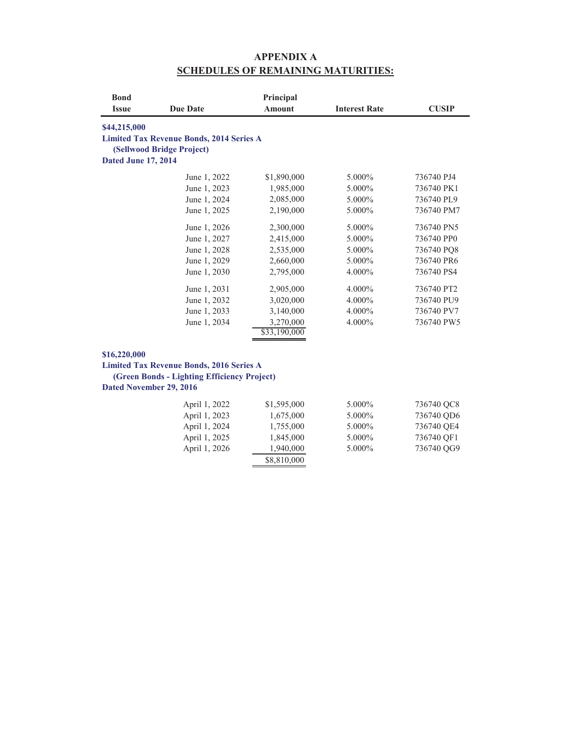# APPENDIX A
## SCHEDULES OF REMAINING MATURITIES:

| Bond Issue | Due Date | Principal Amount | Interest Rate | CUSIP |
|---|---|---|---|---|
| **$44,215,000** | | | | |
| **Limited Tax Revenue Bonds, 2014 Series A** | | | | |
| **(Sellwood Bridge Project)** | | | | |
| **Dated June 17, 2014** | | | | |
| | June 1, 2022 | $1,890,000 | 5.000% | 736740 PJ4 |
| | June 1, 2023 | 1,985,000 | 5.000% | 736740 PK1 |
| | June 1, 2024 | 2,085,000 | 5.000% | 736740 PL9 |
| | June 1, 2025 | 2,190,000 | 5.000% | 736740 PM7 |
| | June 1, 2026 | 2,300,000 | 5.000% | 736740 PN5 |
| | June 1, 2027 | 2,415,000 | 5.000% | 736740 PP0 |
| | June 1, 2028 | 2,535,000 | 5.000% | 736740 PQ8 |
| | June 1, 2029 | 2,660,000 | 5.000% | 736740 PR6 |
| | June 1, 2030 | 2,795,000 | 4.000% | 736740 PS4 |
| | June 1, 2031 | 2,905,000 | 4.000% | 736740 PT2 |
| | June 1, 2032 | 3,020,000 | 4.000% | 736740 PU9 |
| | June 1, 2033 | 3,140,000 | 4.000% | 736740 PV7 |
| | June 1, 2034 | 3,270,000 | 4.000% | 736740 PW5 |
| | | $33,190,000 | | |
| **$16,220,000** | | | | |
| **Limited Tax Revenue Bonds, 2016 Series A** | | | | |
| **(Green Bonds - Lighting Efficiency Project)** | | | | |
| **Dated November 29, 2016** | | | | |
| | April 1, 2022 | $1,595,000 | 5.000% | 736740 QC8 |
| | April 1, 2023 | 1,675,000 | 5.000% | 736740 QD6 |
| | April 1, 2024 | 1,755,000 | 5.000% | 736740 QE4 |
| | April 1, 2025 | 1,845,000 | 5.000% | 736740 QF1 |
| | April 1, 2026 | 1,940,000 | 5.000% | 736740 QG9 |
| | | $8,810,000 | | |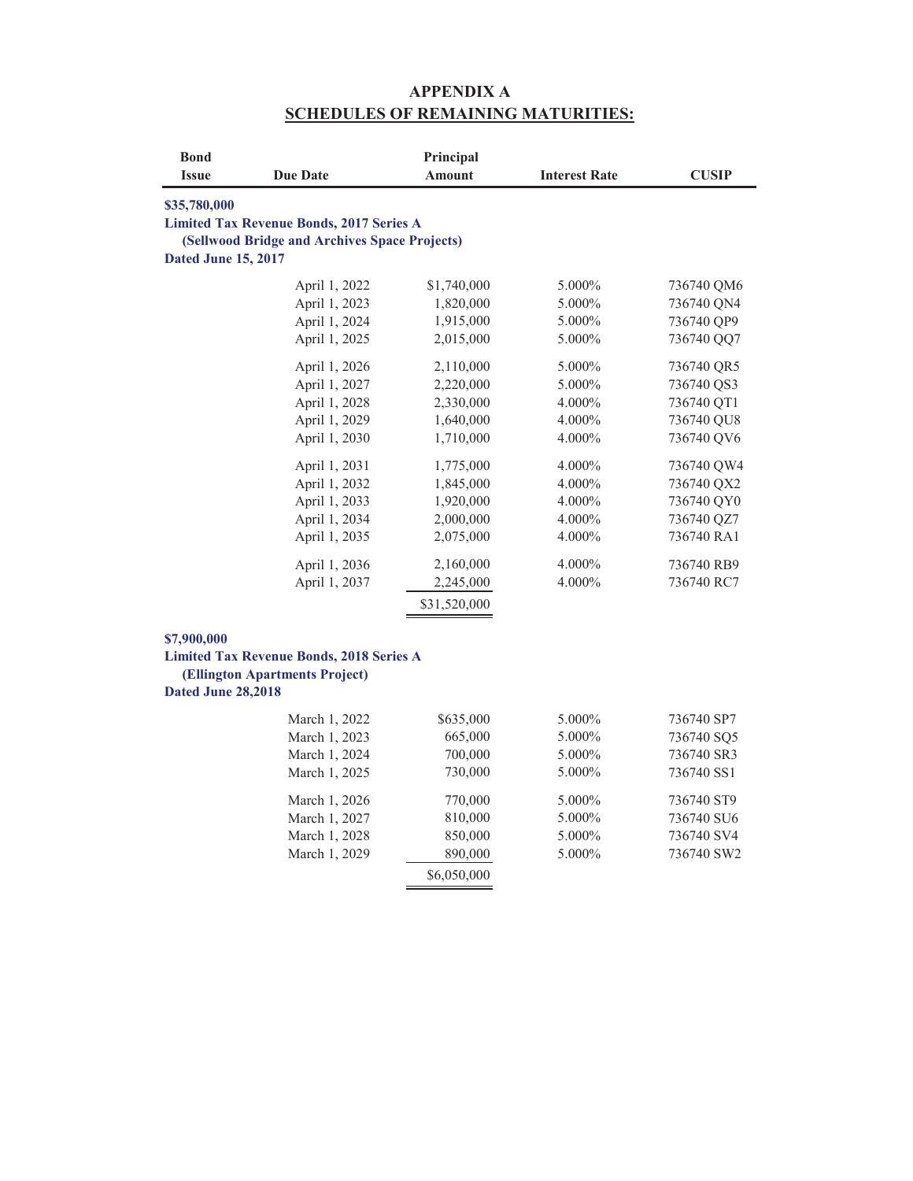# APPENDIX A
## SCHEDULES OF REMAINING MATURITIES:

| Bond Issue | Due Date | Principal Amount | Interest Rate | CUSIP |
|---|---|---|---|---|
| **$35,780,000**<br>**Limited Tax Revenue Bonds, 2017 Series A**<br>**(Sellwood Bridge and Archives Space Projects)**<br>**Dated June 15, 2017** | | | | |
| | April 1, 2022 | $1,740,000 | 5.000% | 736740 QM6 |
| | April 1, 2023 | 1,820,000 | 5.000% | 736740 QN4 |
| | April 1, 2024 | 1,915,000 | 5.000% | 736740 QP9 |
| | April 1, 2025 | 2,015,000 | 5.000% | 736740 QQ7 |
| | April 1, 2026 | 2,110,000 | 5.000% | 736740 QR5 |
| | April 1, 2027 | 2,220,000 | 5.000% | 736740 QS3 |
| | April 1, 2028 | 2,330,000 | 4.000% | 736740 QT1 |
| | April 1, 2029 | 1,640,000 | 4.000% | 736740 QU8 |
| | April 1, 2030 | 1,710,000 | 4.000% | 736740 QV6 |
| | April 1, 2031 | 1,775,000 | 4.000% | 736740 QW4 |
| | April 1, 2032 | 1,845,000 | 4.000% | 736740 QX2 |
| | April 1, 2033 | 1,920,000 | 4.000% | 736740 QY0 |
| | April 1, 2034 | 2,000,000 | 4.000% | 736740 QZ7 |
| | April 1, 2035 | 2,075,000 | 4.000% | 736740 RA1 |
| | April 1, 2036 | 2,160,000 | 4.000% | 736740 RB9 |
| | April 1, 2037 | 2,245,000 | 4.000% | 736740 RC7 |
| | | $31,520,000 | | |
| **$7,900,000**<br>**Limited Tax Revenue Bonds, 2018 Series A**<br>**(Ellington Apartments Project)**<br>**Dated June 28,2018** | | | | |
| | March 1, 2022 | $635,000 | 5.000% | 736740 SP7 |
| | March 1, 2023 | 665,000 | 5.000% | 736740 SQ5 |
| | March 1, 2024 | 700,000 | 5.000% | 736740 SR3 |
| | March 1, 2025 | 730,000 | 5.000% | 736740 SS1 |
| | March 1, 2026 | 770,000 | 5.000% | 736740 ST9 |
| | March 1, 2027 | 810,000 | 5.000% | 736740 SU6 |
| | March 1, 2028 | 850,000 | 5.000% | 736740 SV4 |
| | March 1, 2029 | 890,000 | 5.000% | 736740 SW2 |
| | | $6,050,000 | | |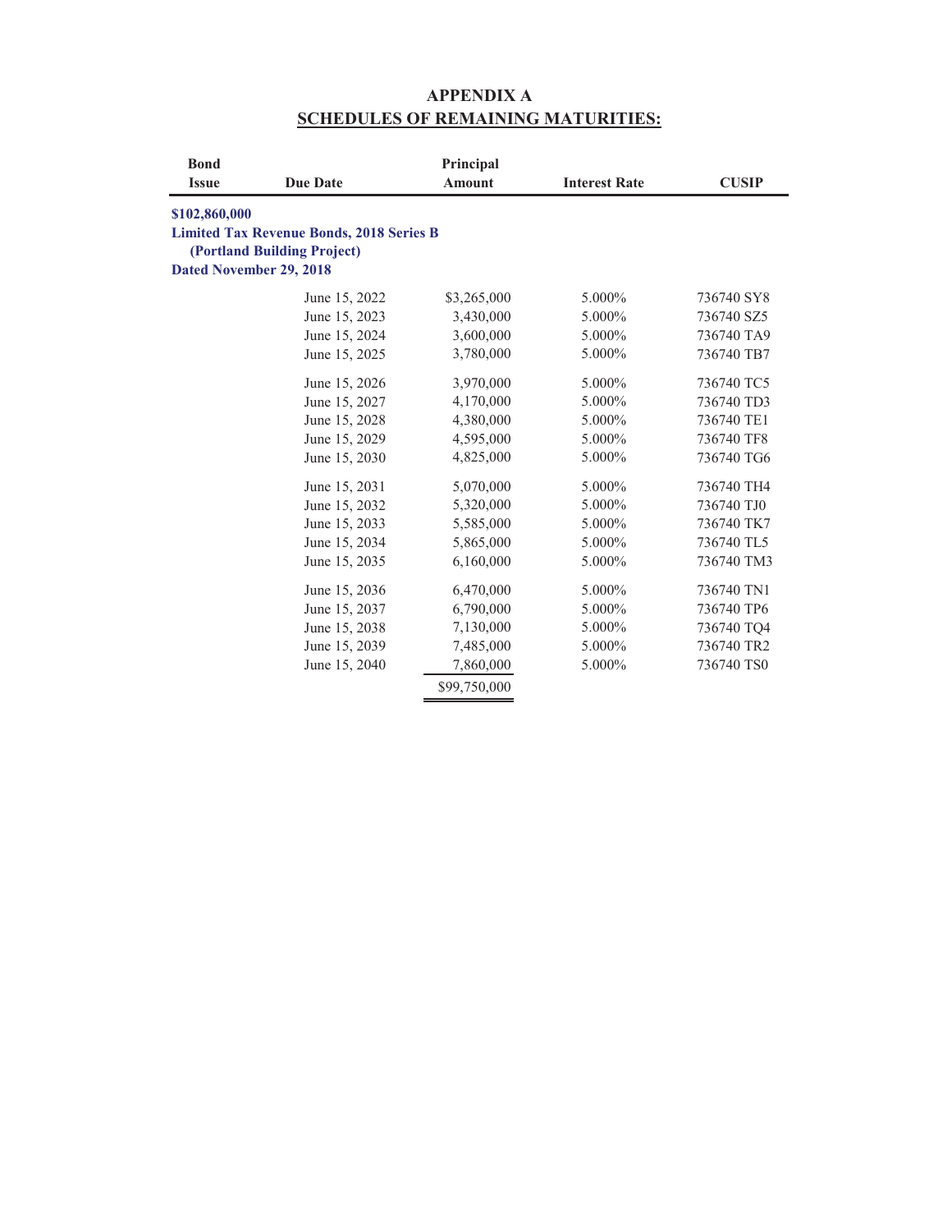# APPENDIX A
## SCHEDULES OF REMAINING MATURITIES:

| Bond Issue | Due Date | Principal Amount | Interest Rate | CUSIP |
|---|---|---|---|---|
| **$102,860,000** | | | | |
| **Limited Tax Revenue Bonds, 2018 Series B** | | | | |
| **(Portland Building Project)** | | | | |
| **Dated November 29, 2018** | | | | |
| | June 15, 2022 | $3,265,000 | 5.000% | 736740 SY8 |
| | June 15, 2023 | 3,430,000 | 5.000% | 736740 SZ5 |
| | June 15, 2024 | 3,600,000 | 5.000% | 736740 TA9 |
| | June 15, 2025 | 3,780,000 | 5.000% | 736740 TB7 |
| | June 15, 2026 | 3,970,000 | 5.000% | 736740 TC5 |
| | June 15, 2027 | 4,170,000 | 5.000% | 736740 TD3 |
| | June 15, 2028 | 4,380,000 | 5.000% | 736740 TE1 |
| | June 15, 2029 | 4,595,000 | 5.000% | 736740 TF8 |
| | June 15, 2030 | 4,825,000 | 5.000% | 736740 TG6 |
| | June 15, 2031 | 5,070,000 | 5.000% | 736740 TH4 |
| | June 15, 2032 | 5,320,000 | 5.000% | 736740 TJ0 |
| | June 15, 2033 | 5,585,000 | 5.000% | 736740 TK7 |
| | June 15, 2034 | 5,865,000 | 5.000% | 736740 TL5 |
| | June 15, 2035 | 6,160,000 | 5.000% | 736740 TM3 |
| | June 15, 2036 | 6,470,000 | 5.000% | 736740 TN1 |
| | June 15, 2037 | 6,790,000 | 5.000% | 736740 TP6 |
| | June 15, 2038 | 7,130,000 | 5.000% | 736740 TQ4 |
| | June 15, 2039 | 7,485,000 | 5.000% | 736740 TR2 |
| | June 15, 2040 | 7,860,000 | 5.000% | 736740 TS0 |
| | | $99,750,000 | | |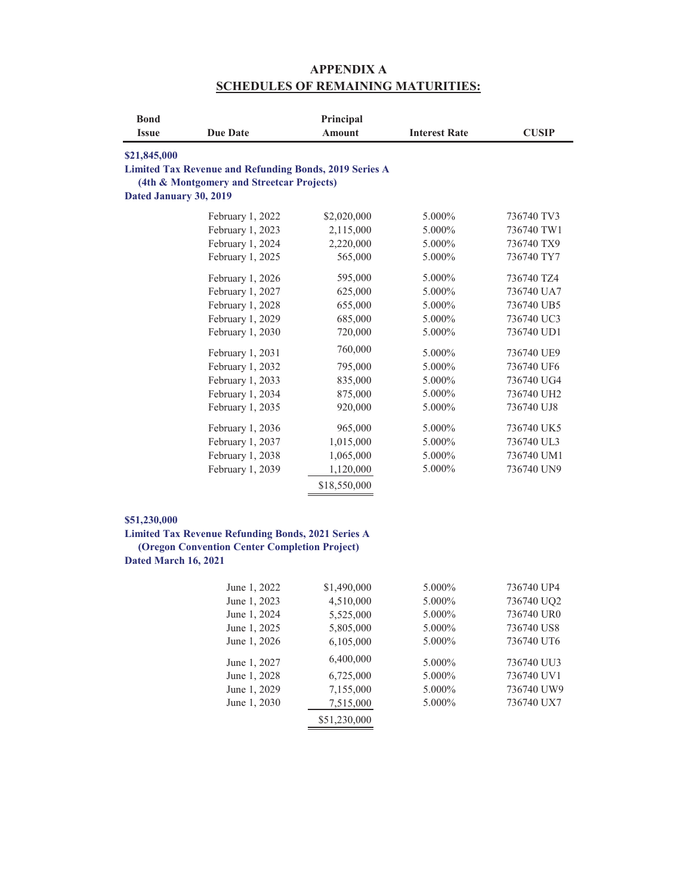# APPENDIX A
## SCHEDULES OF REMAINING MATURITIES:

| Bond Issue | Due Date | Principal Amount | Interest Rate | CUSIP |
|---|---|---|---|---|
| **$21,845,000** | | | | |
| **Limited Tax Revenue and Refunding Bonds, 2019 Series A (4th & Montgomery and Streetcar Projects)** | | | | |
| **Dated January 30, 2019** | | | | |
| | February 1, 2022 | $2,020,000 | 5.000% | 736740 TV3 |
| | February 1, 2023 | 2,115,000 | 5.000% | 736740 TW1 |
| | February 1, 2024 | 2,220,000 | 5.000% | 736740 TX9 |
| | February 1, 2025 | 565,000 | 5.000% | 736740 TY7 |
| | February 1, 2026 | 595,000 | 5.000% | 736740 TZ4 |
| | February 1, 2027 | 625,000 | 5.000% | 736740 UA7 |
| | February 1, 2028 | 655,000 | 5.000% | 736740 UB5 |
| | February 1, 2029 | 685,000 | 5.000% | 736740 UC3 |
| | February 1, 2030 | 720,000 | 5.000% | 736740 UD1 |
| | February 1, 2031 | 760,000 | 5.000% | 736740 UE9 |
| | February 1, 2032 | 795,000 | 5.000% | 736740 UF6 |
| | February 1, 2033 | 835,000 | 5.000% | 736740 UG4 |
| | February 1, 2034 | 875,000 | 5.000% | 736740 UH2 |
| | February 1, 2035 | 920,000 | 5.000% | 736740 UJ8 |
| | February 1, 2036 | 965,000 | 5.000% | 736740 UK5 |
| | February 1, 2037 | 1,015,000 | 5.000% | 736740 UL3 |
| | February 1, 2038 | 1,065,000 | 5.000% | 736740 UM1 |
| | February 1, 2039 | 1,120,000 | 5.000% | 736740 UN9 |
| | | $18,550,000 | | |
| **$51,230,000** | | | | |
| **Limited Tax Revenue Refunding Bonds, 2021 Series A (Oregon Convention Center Completion Project)** | | | | |
| **Dated March 16, 2021** | | | | |
| | June 1, 2022 | $1,490,000 | 5.000% | 736740 UP4 |
| | June 1, 2023 | 4,510,000 | 5.000% | 736740 UQ2 |
| | June 1, 2024 | 5,525,000 | 5.000% | 736740 UR0 |
| | June 1, 2025 | 5,805,000 | 5.000% | 736740 US8 |
| | June 1, 2026 | 6,105,000 | 5.000% | 736740 UT6 |
| | June 1, 2027 | 6,400,000 | 5.000% | 736740 UU3 |
| | June 1, 2028 | 6,725,000 | 5.000% | 736740 UV1 |
| | June 1, 2029 | 7,155,000 | 5.000% | 736740 UW9 |
| | June 1, 2030 | 7,515,000 | 5.000% | 736740 UX7 |
| | | $51,230,000 | | |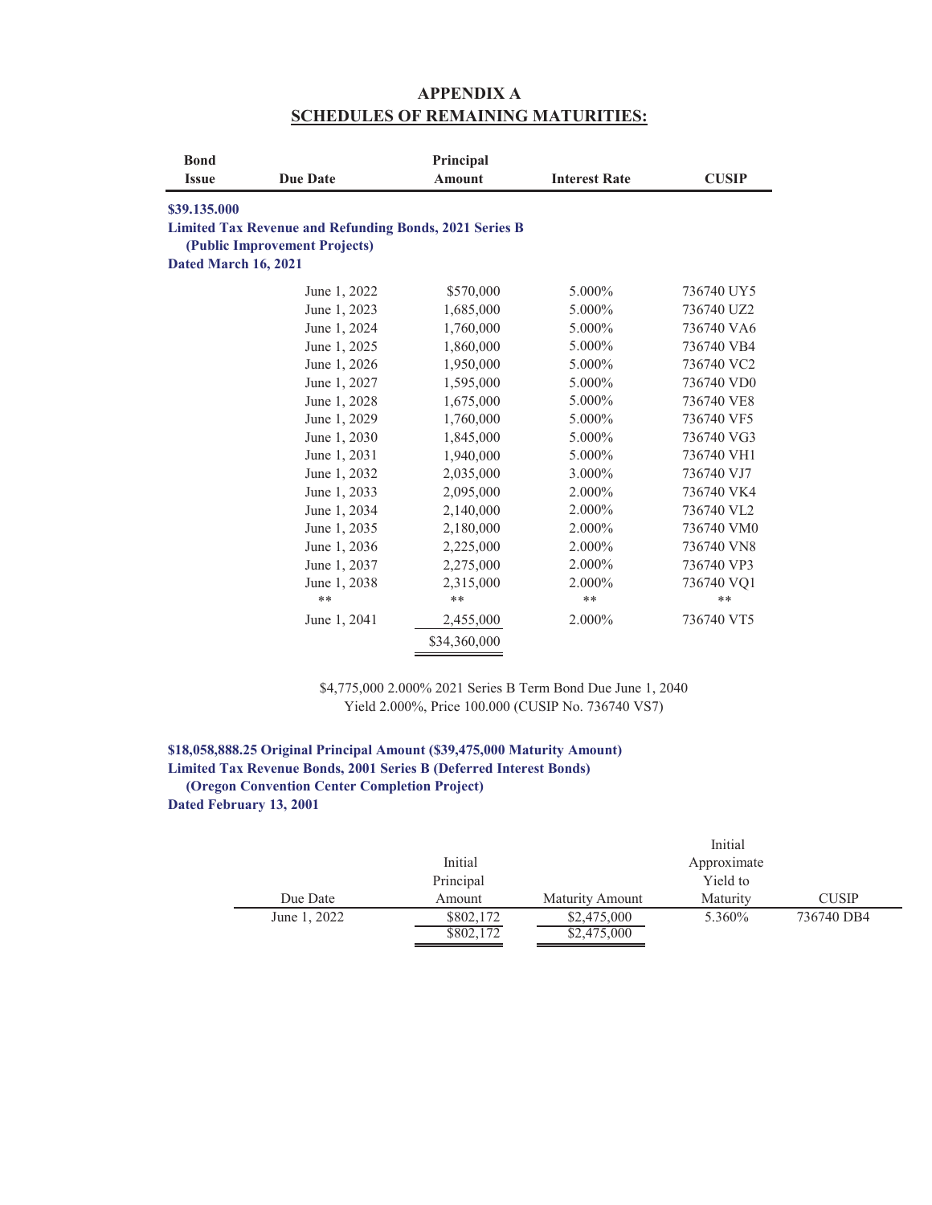# APPENDIX A
## SCHEDULES OF REMAINING MATURITIES:

| Bond Issue | Due Date | Principal Amount | Interest Rate | CUSIP |
|---|---|---|---|---|
| **$39.135.000** | | | | |
| **Limited Tax Revenue and Refunding Bonds, 2021 Series B (Public Improvement Projects)** | | | | |
| **Dated March 16, 2021** | | | | |
| | June 1, 2022 | $570,000 | 5.000% | 736740 UY5 |
| | June 1, 2023 | 1,685,000 | 5.000% | 736740 UZ2 |
| | June 1, 2024 | 1,760,000 | 5.000% | 736740 VA6 |
| | June 1, 2025 | 1,860,000 | 5.000% | 736740 VB4 |
| | June 1, 2026 | 1,950,000 | 5.000% | 736740 VC2 |
| | June 1, 2027 | 1,595,000 | 5.000% | 736740 VD0 |
| | June 1, 2028 | 1,675,000 | 5.000% | 736740 VE8 |
| | June 1, 2029 | 1,760,000 | 5.000% | 736740 VF5 |
| | June 1, 2030 | 1,845,000 | 5.000% | 736740 VG3 |
| | June 1, 2031 | 1,940,000 | 5.000% | 736740 VH1 |
| | June 1, 2032 | 2,035,000 | 3.000% | 736740 VJ7 |
| | June 1, 2033 | 2,095,000 | 2.000% | 736740 VK4 |
| | June 1, 2034 | 2,140,000 | 2.000% | 736740 VL2 |
| | June 1, 2035 | 2,180,000 | 2.000% | 736740 VM0 |
| | June 1, 2036 | 2,225,000 | 2.000% | 736740 VN8 |
| | June 1, 2037 | 2,275,000 | 2.000% | 736740 VP3 |
| | June 1, 2038 | 2,315,000 | 2.000% | 736740 VQ1 |
| | ** | ** | ** | ** |
| | June 1, 2041 | 2,455,000 | 2.000% | 736740 VT5 |
| | | $34,360,000 | | |

$4,775,000 2.000% 2021 Series B Term Bond Due June 1, 2040
Yield 2.000%, Price 100.000 (CUSIP No. 736740 VS7)

**$18,058,888.25 Original Principal Amount ($39,475,000 Maturity Amount)**
**Limited Tax Revenue Bonds, 2001 Series B (Deferred Interest Bonds)**
**(Oregon Convention Center Completion Project)**
**Dated February 13, 2001**

| Due Date | Initial Principal Amount | Maturity Amount | Initial Approximate Yield to Maturity | CUSIP |
|---|---|---|---|---|
| June 1, 2022 | $802,172 | $2,475,000 | 5.360% | 736740 DB4 |
| | $802,172 | $2,475,000 | | |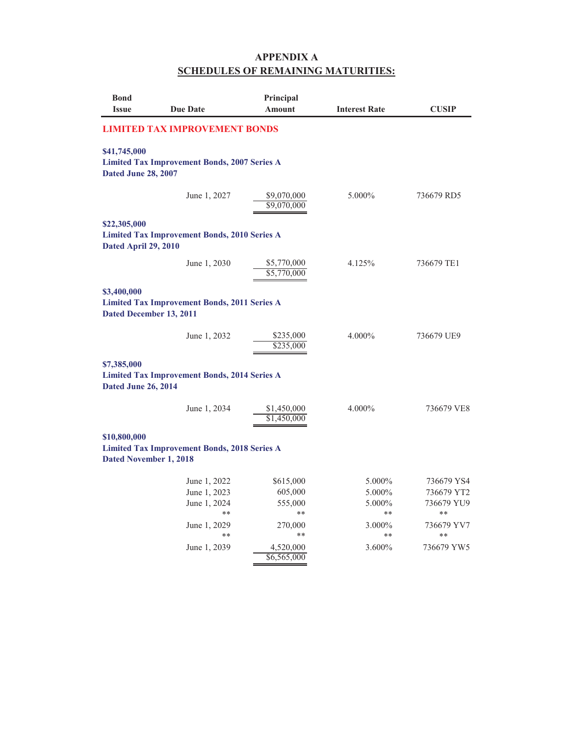# APPENDIX A
## SCHEDULES OF REMAINING MATURITIES:

| Bond Issue | Due Date | Principal Amount | Interest Rate | CUSIP |
|---|---|---|---|---|
| **LIMITED TAX IMPROVEMENT BONDS** | | | | |
| **$41,745,000 Limited Tax Improvement Bonds, 2007 Series A Dated June 28, 2007** | | | | |
| | June 1, 2027 | $9,070,000 | 5.000% | 736679 RD5 |
| | | $9,070,000 | | |
| **$22,305,000 Limited Tax Improvement Bonds, 2010 Series A Dated April 29, 2010** | | | | |
| | June 1, 2030 | $5,770,000 | 4.125% | 736679 TE1 |
| | | $5,770,000 | | |
| **$3,400,000 Limited Tax Improvement Bonds, 2011 Series A Dated December 13, 2011** | | | | |
| | June 1, 2032 | $235,000 | 4.000% | 736679 UE9 |
| | | $235,000 | | |
| **$7,385,000 Limited Tax Improvement Bonds, 2014 Series A Dated June 26, 2014** | | | | |
| | June 1, 2034 | $1,450,000 | 4.000% | 736679 VE8 |
| | | $1,450,000 | | |
| **$10,800,000 Limited Tax Improvement Bonds, 2018 Series A Dated November 1, 2018** | | | | |
| | June 1, 2022 | $615,000 | 5.000% | 736679 YS4 |
| | June 1, 2023 | 605,000 | 5.000% | 736679 YT2 |
| | June 1, 2024 | 555,000 | 5.000% | 736679 YU9 |
| | ** | ** | ** | ** |
| | June 1, 2029 | 270,000 | 3.000% | 736679 YV7 |
| | ** | ** | ** | ** |
| | June 1, 2039 | 4,520,000 | 3.600% | 736679 YW5 |
| | | $6,565,000 | | |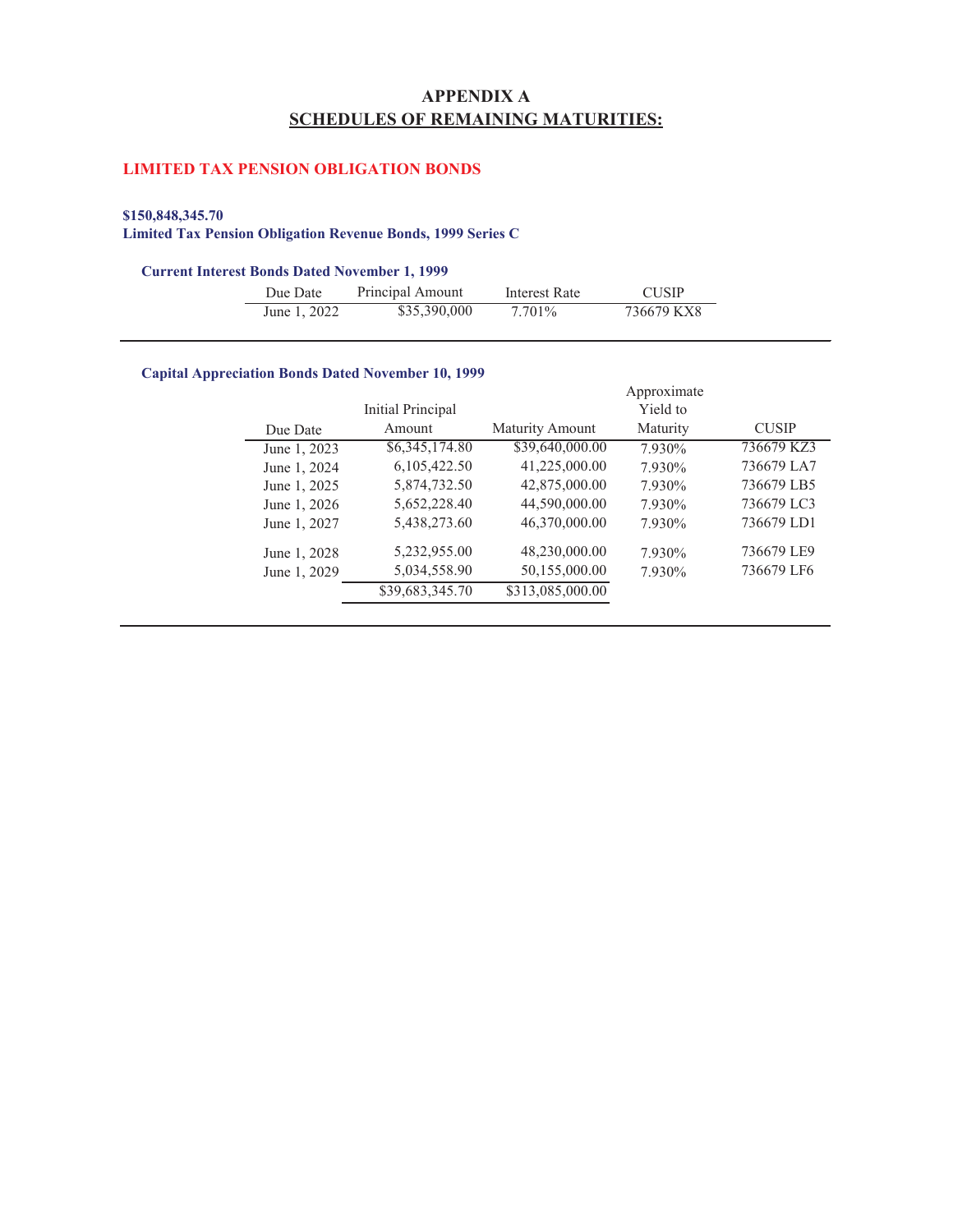# APPENDIX A
## SCHEDULES OF REMAINING MATURITIES:

### LIMITED TAX PENSION OBLIGATION BONDS

**$150,848,345.70**
**Limited Tax Pension Obligation Revenue Bonds, 1999 Series C**

**Current Interest Bonds Dated November 1, 1999**

| Due Date | Principal Amount | Interest Rate | CUSIP |
|---|---|---|---|
| June 1, 2022 | $35,390,000 | 7.701% | 736679 KX8 |

**Capital Appreciation Bonds Dated November 10, 1999**

| Due Date | Initial Principal Amount | Maturity Amount | Approximate Yield to Maturity | CUSIP |
|---|---|---|---|---|
| June 1, 2023 | $6,345,174.80 | $39,640,000.00 | 7.930% | 736679 KZ3 |
| June 1, 2024 | 6,105,422.50 | 41,225,000.00 | 7.930% | 736679 LA7 |
| June 1, 2025 | 5,874,732.50 | 42,875,000.00 | 7.930% | 736679 LB5 |
| June 1, 2026 | 5,652,228.40 | 44,590,000.00 | 7.930% | 736679 LC3 |
| June 1, 2027 | 5,438,273.60 | 46,370,000.00 | 7.930% | 736679 LD1 |
| June 1, 2028 | 5,232,955.00 | 48,230,000.00 | 7.930% | 736679 LE9 |
| June 1, 2029 | 5,034,558.90 | 50,155,000.00 | 7.930% | 736679 LF6 |
| | $39,683,345.70 | $313,085,000.00 | | |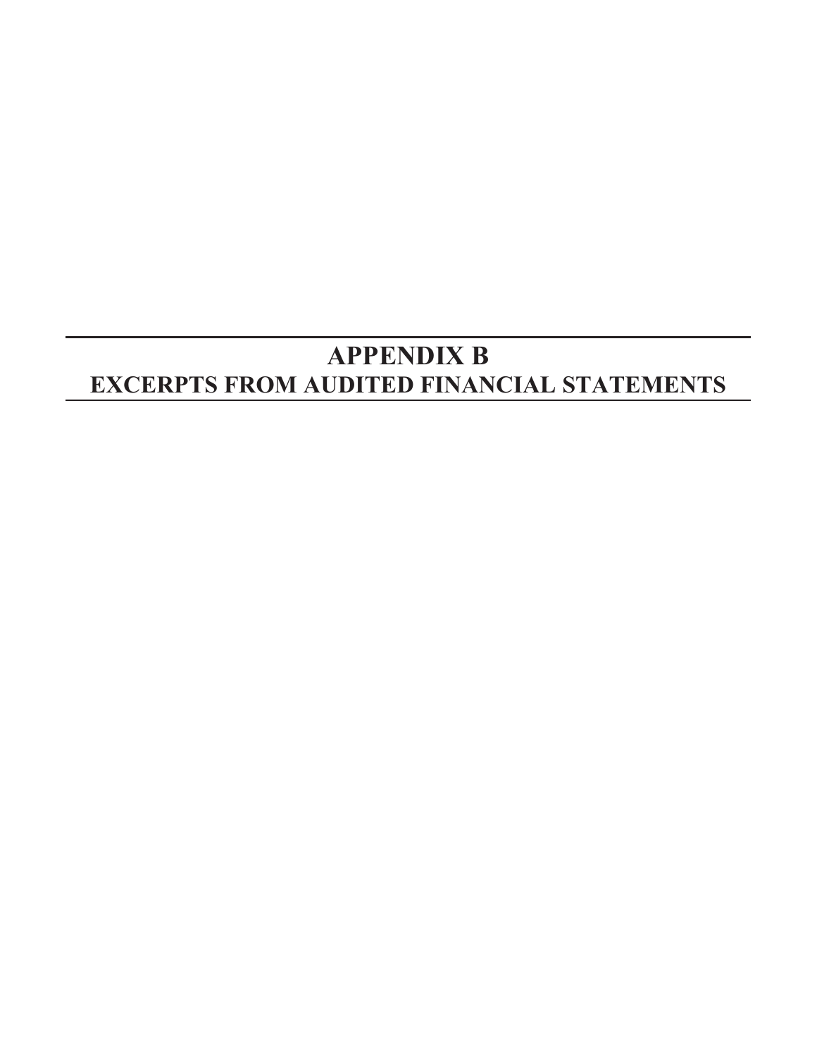# APPENDIX B
## EXCERPTS FROM AUDITED FINANCIAL STATEMENTS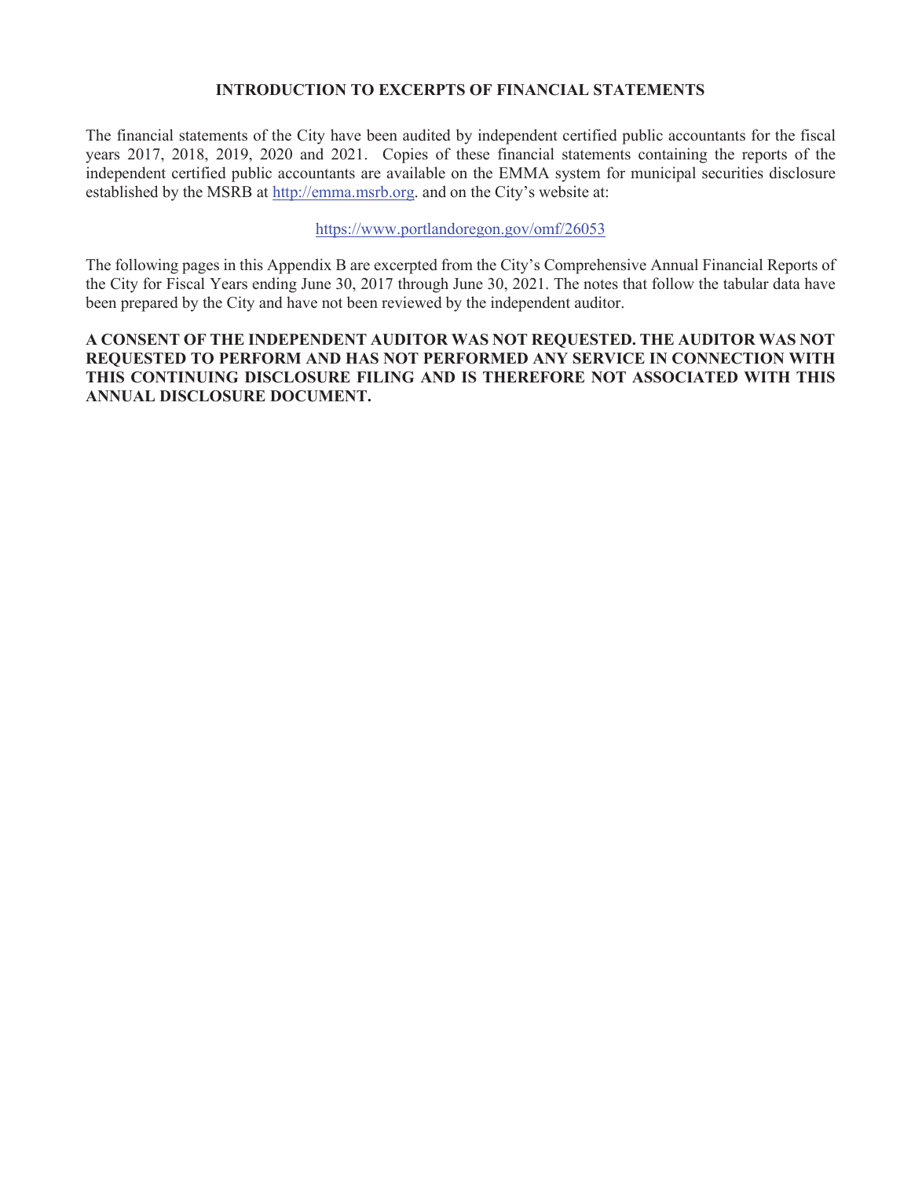# INTRODUCTION TO EXCERPTS OF FINANCIAL STATEMENTS

The financial statements of the City have been audited by independent certified public accountants for the fiscal years 2017, 2018, 2019, 2020 and 2021. Copies of these financial statements containing the reports of the independent certified public accountants are available on the EMMA system for municipal securities disclosure established by the MSRB at http://emma.msrb.org. and on the City's website at:

https://www.portlandoregon.gov/omf/26053

The following pages in this Appendix B are excerpted from the City's Comprehensive Annual Financial Reports of the City for Fiscal Years ending June 30, 2017 through June 30, 2021. The notes that follow the tabular data have been prepared by the City and have not been reviewed by the independent auditor.

**A CONSENT OF THE INDEPENDENT AUDITOR WAS NOT REQUESTED. THE AUDITOR WAS NOT REQUESTED TO PERFORM AND HAS NOT PERFORMED ANY SERVICE IN CONNECTION WITH THIS CONTINUING DISCLOSURE FILING AND IS THEREFORE NOT ASSOCIATED WITH THIS ANNUAL DISCLOSURE DOCUMENT.**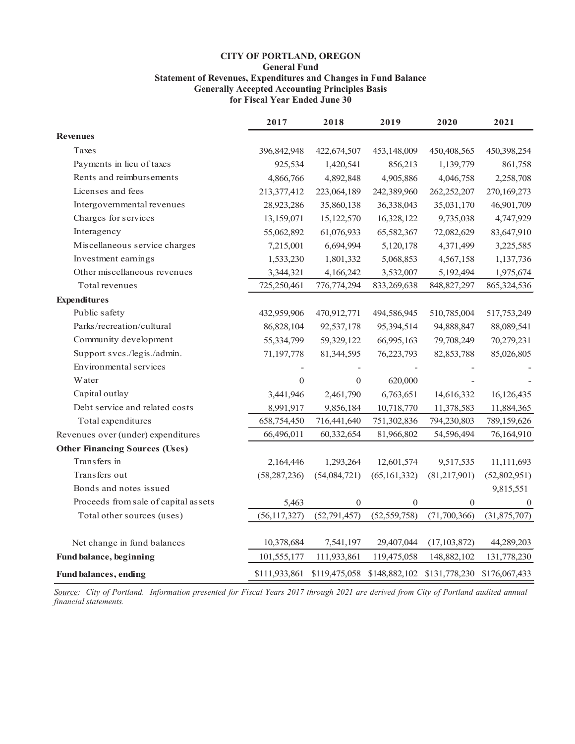**CITY OF PORTLAND, OREGON**
**General Fund**
**Statement of Revenues, Expenditures and Changes in Fund Balance**
**Generally Accepted Accounting Principles Basis**
**for Fiscal Year Ended June 30**

| | 2017 | 2018 | 2019 | 2020 | 2021 |
|---|---|---|---|---|---|
| **Revenues** | | | | | |
| Taxes | 396,842,948 | 422,674,507 | 453,148,009 | 450,408,565 | 450,398,254 |
| Payments in lieu of taxes | 925,534 | 1,420,541 | 856,213 | 1,139,779 | 861,758 |
| Rents and reimbursements | 4,866,766 | 4,892,848 | 4,905,886 | 4,046,758 | 2,258,708 |
| Licenses and fees | 213,377,412 | 223,064,189 | 242,389,960 | 262,252,207 | 270,169,273 |
| Intergovernmental revenues | 28,923,286 | 35,860,138 | 36,338,043 | 35,031,170 | 46,901,709 |
| Charges for services | 13,159,071 | 15,122,570 | 16,328,122 | 9,735,038 | 4,747,929 |
| Interagency | 55,062,892 | 61,076,933 | 65,582,367 | 72,082,629 | 83,647,910 |
| Miscellaneous service charges | 7,215,001 | 6,694,994 | 5,120,178 | 4,371,499 | 3,225,585 |
| Investment earnings | 1,533,230 | 1,801,332 | 5,068,853 | 4,567,158 | 1,137,736 |
| Other miscellaneous revenues | 3,344,321 | 4,166,242 | 3,532,007 | 5,192,494 | 1,975,674 |
| Total revenues | 725,250,461 | 776,774,294 | 833,269,638 | 848,827,297 | 865,324,536 |
| **Expenditures** | | | | | |
| Public safety | 432,959,906 | 470,912,771 | 494,586,945 | 510,785,004 | 517,753,249 |
| Parks/recreation/cultural | 86,828,104 | 92,537,178 | 95,394,514 | 94,888,847 | 88,089,541 |
| Community development | 55,334,799 | 59,329,122 | 66,995,163 | 79,708,249 | 70,279,231 |
| Support svcs./legis./admin. | 71,197,778 | 81,344,595 | 76,223,793 | 82,853,788 | 85,026,805 |
| Environmental services | - | - | - | - | - |
| Water | 0 | 0 | 620,000 | - | - |
| Capital outlay | 3,441,946 | 2,461,790 | 6,763,651 | 14,616,332 | 16,126,435 |
| Debt service and related costs | 8,991,917 | 9,856,184 | 10,718,770 | 11,378,583 | 11,884,365 |
| Total expenditures | 658,754,450 | 716,441,640 | 751,302,836 | 794,230,803 | 789,159,626 |
| Revenues over (under) expenditures | 66,496,011 | 60,332,654 | 81,966,802 | 54,596,494 | 76,164,910 |
| **Other Financing Sources (Uses)** | | | | | |
| Transfers in | 2,164,446 | 1,293,264 | 12,601,574 | 9,517,535 | 11,111,693 |
| Transfers out | (58,287,236) | (54,084,721) | (65,161,332) | (81,217,901) | (52,802,951) |
| Bonds and notes issued | | | | | 9,815,551 |
| Proceeds from sale of capital assets | 5,463 | 0 | 0 | 0 | 0 |
| Total other sources (uses) | (56,117,327) | (52,791,457) | (52,559,758) | (71,700,366) | (31,875,707) |
| Net change in fund balances | 10,378,684 | 7,541,197 | 29,407,044 | (17,103,872) | 44,289,203 |
| **Fund balance, beginning** | 101,555,177 | 111,933,861 | 119,475,058 | 148,882,102 | 131,778,230 |
| **Fund balances, ending** | $111,933,861 | $119,475,058 | $148,882,102 | $131,778,230 | $176,067,433 |

*Source: City of Portland. Information presented for Fiscal Years 2017 through 2021 are derived from City of Portland audited annual financial statements.*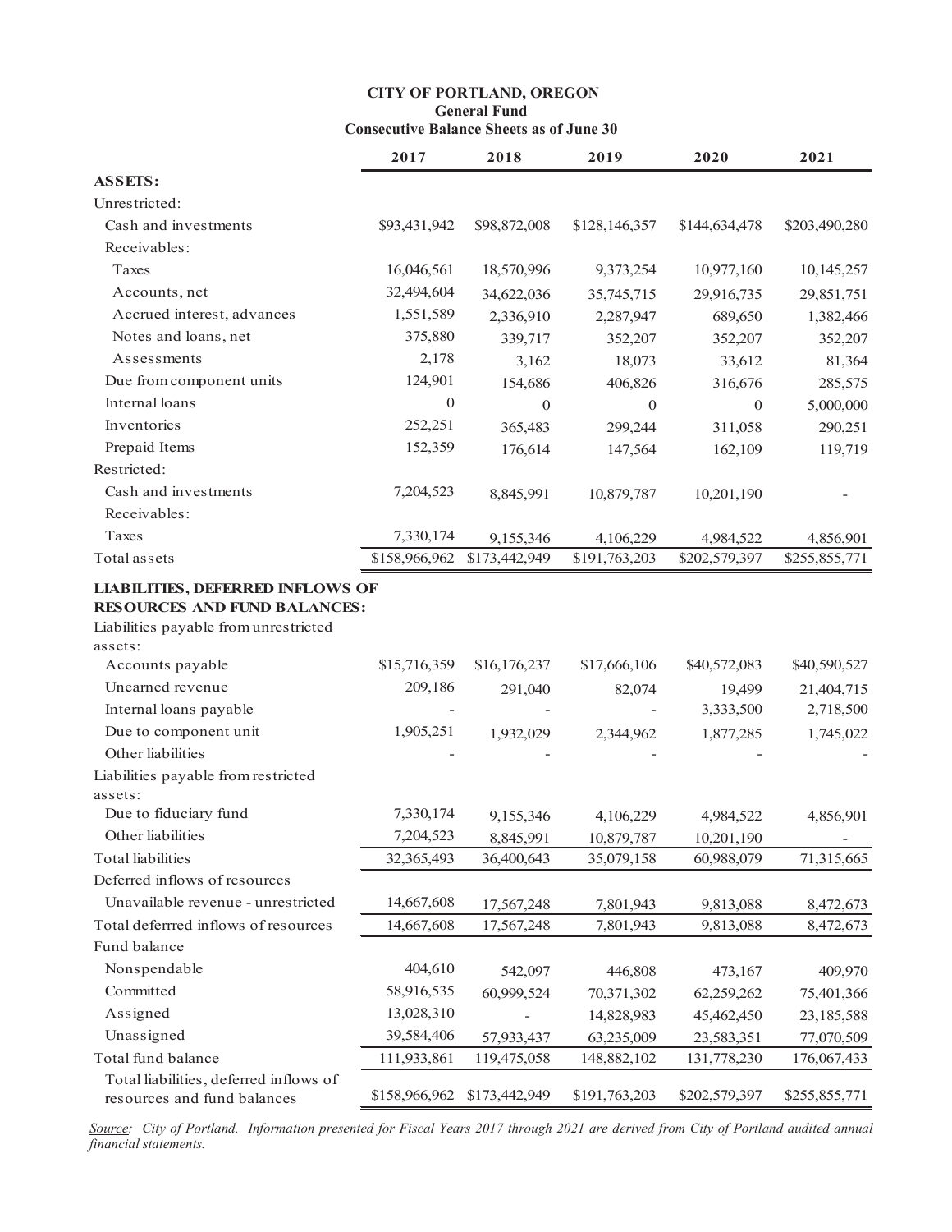**CITY OF PORTLAND, OREGON**
**General Fund**
**Consecutive Balance Sheets as of June 30**

| | 2017 | 2018 | 2019 | 2020 | 2021 |
|---|---|---|---|---|---|
| **ASSETS:** | | | | | |
| Unrestricted: | | | | | |
| Cash and investments | $93,431,942 | $98,872,008 | $128,146,357 | $144,634,478 | $203,490,280 |
| Receivables: | | | | | |
| Taxes | 16,046,561 | 18,570,996 | 9,373,254 | 10,977,160 | 10,145,257 |
| Accounts, net | 32,494,604 | 34,622,036 | 35,745,715 | 29,916,735 | 29,851,751 |
| Accrued interest, advances | 1,551,589 | 2,336,910 | 2,287,947 | 689,650 | 1,382,466 |
| Notes and loans, net | 375,880 | 339,717 | 352,207 | 352,207 | 352,207 |
| Assessments | 2,178 | 3,162 | 18,073 | 33,612 | 81,364 |
| Due from component units | 124,901 | 154,686 | 406,826 | 316,676 | 285,575 |
| Internal loans | 0 | 0 | 0 | 0 | 5,000,000 |
| Inventories | 252,251 | 365,483 | 299,244 | 311,058 | 290,251 |
| Prepaid Items | 152,359 | 176,614 | 147,564 | 162,109 | 119,719 |
| Restricted: | | | | | |
| Cash and investments | 7,204,523 | 8,845,991 | 10,879,787 | 10,201,190 | - |
| Receivables: | | | | | |
| Taxes | 7,330,174 | 9,155,346 | 4,106,229 | 4,984,522 | 4,856,901 |
| Total assets | $158,966,962 | $173,442,949 | $191,763,203 | $202,579,397 | $255,855,771 |
| **LIABILITIES, DEFERRED INFLOWS OF RESOURCES AND FUND BALANCES:** | | | | | |
| Liabilities payable from unrestricted assets: | | | | | |
| Accounts payable | $15,716,359 | $16,176,237 | $17,666,106 | $40,572,083 | $40,590,527 |
| Unearned revenue | 209,186 | 291,040 | 82,074 | 19,499 | 21,404,715 |
| Internal loans payable | - | - | - | 3,333,500 | 2,718,500 |
| Due to component unit | 1,905,251 | 1,932,029 | 2,344,962 | 1,877,285 | 1,745,022 |
| Other liabilities | - | - | - | - | - |
| Liabilities payable from restricted assets: | | | | | |
| Due to fiduciary fund | 7,330,174 | 9,155,346 | 4,106,229 | 4,984,522 | 4,856,901 |
| Other liabilities | 7,204,523 | 8,845,991 | 10,879,787 | 10,201,190 | - |
| Total liabilities | 32,365,493 | 36,400,643 | 35,079,158 | 60,988,079 | 71,315,665 |
| Deferred inflows of resources | | | | | |
| Unavailable revenue - unrestricted | 14,667,608 | 17,567,248 | 7,801,943 | 9,813,088 | 8,472,673 |
| Total deferrred inflows of resources | 14,667,608 | 17,567,248 | 7,801,943 | 9,813,088 | 8,472,673 |
| Fund balance | | | | | |
| Nonspendable | 404,610 | 542,097 | 446,808 | 473,167 | 409,970 |
| Committed | 58,916,535 | 60,999,524 | 70,371,302 | 62,259,262 | 75,401,366 |
| Assigned | 13,028,310 | - | 14,828,983 | 45,462,450 | 23,185,588 |
| Unassigned | 39,584,406 | 57,933,437 | 63,235,009 | 23,583,351 | 77,070,509 |
| Total fund balance | 111,933,861 | 119,475,058 | 148,882,102 | 131,778,230 | 176,067,433 |
| Total liabilities, deferred inflows of resources and fund balances | $158,966,962 | $173,442,949 | $191,763,203 | $202,579,397 | $255,855,771 |

*Source: City of Portland. Information presented for Fiscal Years 2017 through 2021 are derived from City of Portland audited annual financial statements.*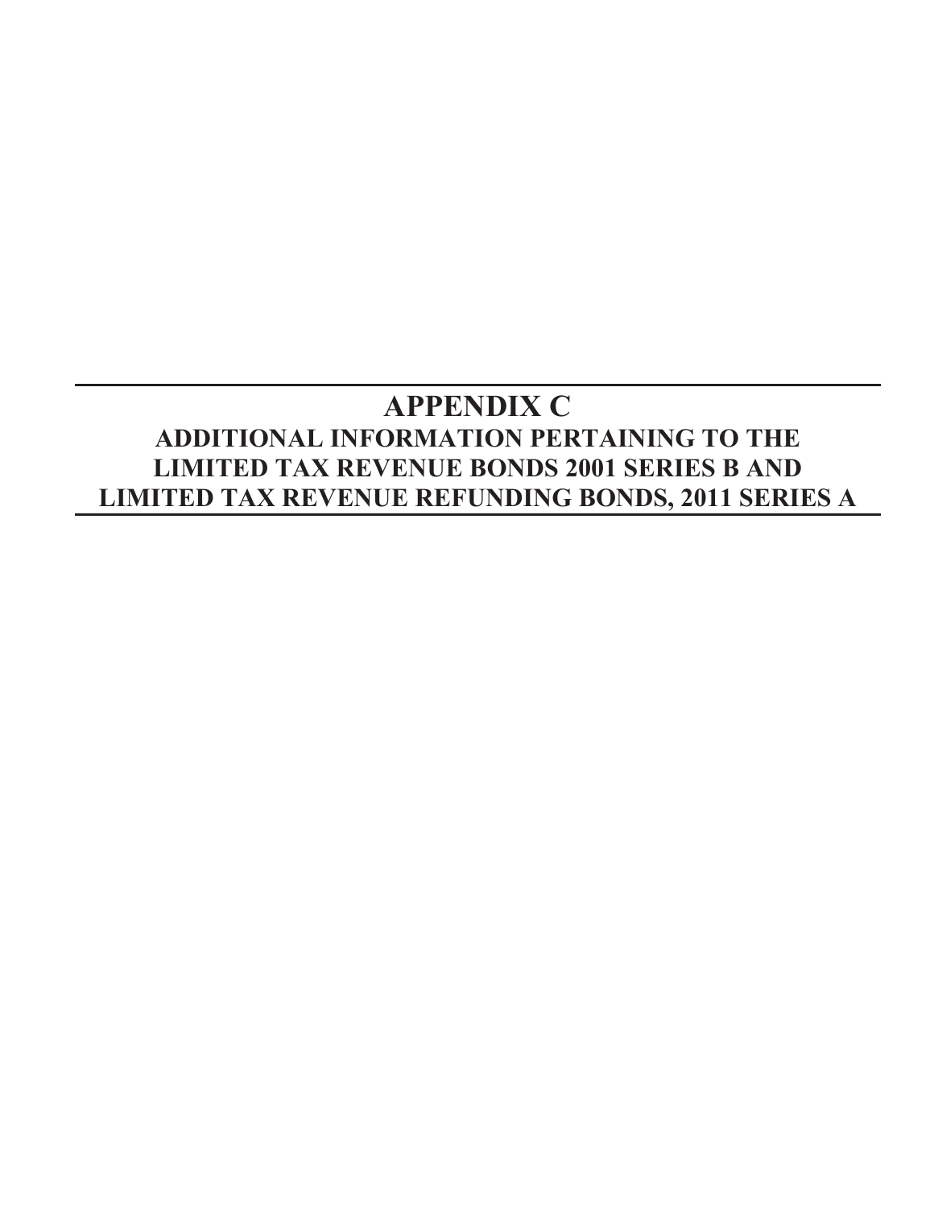# APPENDIX C

## ADDITIONAL INFORMATION PERTAINING TO THE LIMITED TAX REVENUE BONDS 2001 SERIES B AND LIMITED TAX REVENUE REFUNDING BONDS, 2011 SERIES A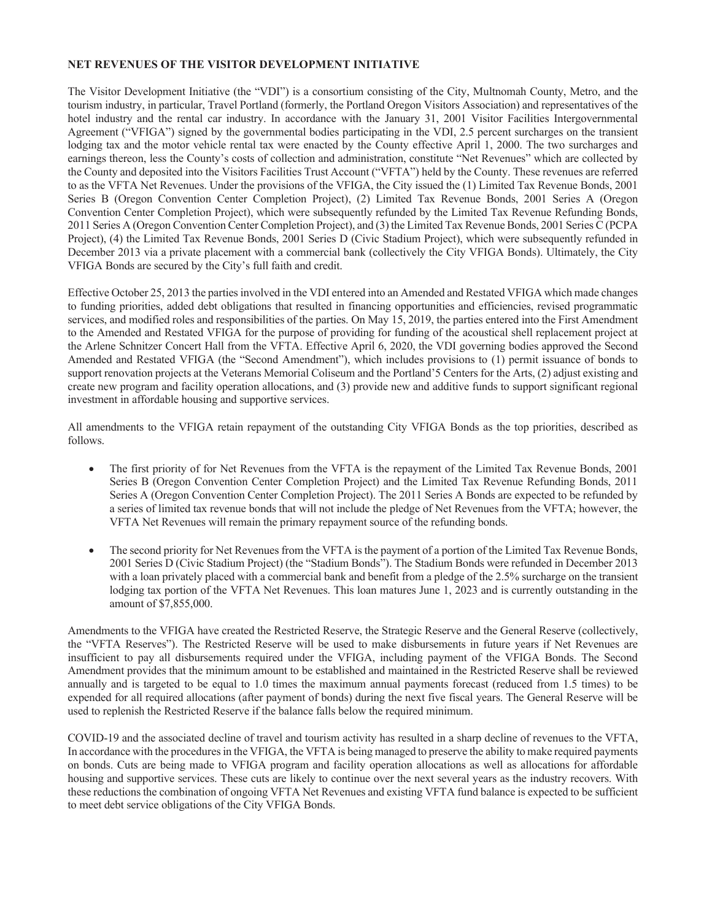## NET REVENUES OF THE VISITOR DEVELOPMENT INITIATIVE

The Visitor Development Initiative (the "VDI") is a consortium consisting of the City, Multnomah County, Metro, and the tourism industry, in particular, Travel Portland (formerly, the Portland Oregon Visitors Association) and representatives of the hotel industry and the rental car industry. In accordance with the January 31, 2001 Visitor Facilities Intergovernmental Agreement ("VFIGA") signed by the governmental bodies participating in the VDI, 2.5 percent surcharges on the transient lodging tax and the motor vehicle rental tax were enacted by the County effective April 1, 2000. The two surcharges and earnings thereon, less the County's costs of collection and administration, constitute "Net Revenues" which are collected by the County and deposited into the Visitors Facilities Trust Account ("VFTA") held by the County. These revenues are referred to as the VFTA Net Revenues. Under the provisions of the VFIGA, the City issued the (1) Limited Tax Revenue Bonds, 2001 Series B (Oregon Convention Center Completion Project), (2) Limited Tax Revenue Bonds, 2001 Series A (Oregon Convention Center Completion Project), which were subsequently refunded by the Limited Tax Revenue Refunding Bonds, 2011 Series A (Oregon Convention Center Completion Project), and (3) the Limited Tax Revenue Bonds, 2001 Series C (PCPA Project), (4) the Limited Tax Revenue Bonds, 2001 Series D (Civic Stadium Project), which were subsequently refunded in December 2013 via a private placement with a commercial bank (collectively the City VFIGA Bonds). Ultimately, the City VFIGA Bonds are secured by the City's full faith and credit.

Effective October 25, 2013 the parties involved in the VDI entered into an Amended and Restated VFIGA which made changes to funding priorities, added debt obligations that resulted in financing opportunities and efficiencies, revised programmatic services, and modified roles and responsibilities of the parties. On May 15, 2019, the parties entered into the First Amendment to the Amended and Restated VFIGA for the purpose of providing for funding of the acoustical shell replacement project at the Arlene Schnitzer Concert Hall from the VFTA. Effective April 6, 2020, the VDI governing bodies approved the Second Amended and Restated VFIGA (the "Second Amendment"), which includes provisions to (1) permit issuance of bonds to support renovation projects at the Veterans Memorial Coliseum and the Portland'5 Centers for the Arts, (2) adjust existing and create new program and facility operation allocations, and (3) provide new and additive funds to support significant regional investment in affordable housing and supportive services.

All amendments to the VFIGA retain repayment of the outstanding City VFIGA Bonds as the top priorities, described as follows.

- The first priority of for Net Revenues from the VFTA is the repayment of the Limited Tax Revenue Bonds, 2001 Series B (Oregon Convention Center Completion Project) and the Limited Tax Revenue Refunding Bonds, 2011 Series A (Oregon Convention Center Completion Project). The 2011 Series A Bonds are expected to be refunded by a series of limited tax revenue bonds that will not include the pledge of Net Revenues from the VFTA; however, the VFTA Net Revenues will remain the primary repayment source of the refunding bonds.

- The second priority for Net Revenues from the VFTA is the payment of a portion of the Limited Tax Revenue Bonds, 2001 Series D (Civic Stadium Project) (the "Stadium Bonds"). The Stadium Bonds were refunded in December 2013 with a loan privately placed with a commercial bank and benefit from a pledge of the 2.5% surcharge on the transient lodging tax portion of the VFTA Net Revenues. This loan matures June 1, 2023 and is currently outstanding in the amount of $7,855,000.

Amendments to the VFIGA have created the Restricted Reserve, the Strategic Reserve and the General Reserve (collectively, the "VFTA Reserves"). The Restricted Reserve will be used to make disbursements in future years if Net Revenues are insufficient to pay all disbursements required under the VFIGA, including payment of the VFIGA Bonds. The Second Amendment provides that the minimum amount to be established and maintained in the Restricted Reserve shall be reviewed annually and is targeted to be equal to 1.0 times the maximum annual payments forecast (reduced from 1.5 times) to be expended for all required allocations (after payment of bonds) during the next five fiscal years. The General Reserve will be used to replenish the Restricted Reserve if the balance falls below the required minimum.

COVID-19 and the associated decline of travel and tourism activity has resulted in a sharp decline of revenues to the VFTA, In accordance with the procedures in the VFIGA, the VFTA is being managed to preserve the ability to make required payments on bonds. Cuts are being made to VFIGA program and facility operation allocations as well as allocations for affordable housing and supportive services. These cuts are likely to continue over the next several years as the industry recovers. With these reductions the combination of ongoing VFTA Net Revenues and existing VFTA fund balance is expected to be sufficient to meet debt service obligations of the City VFIGA Bonds.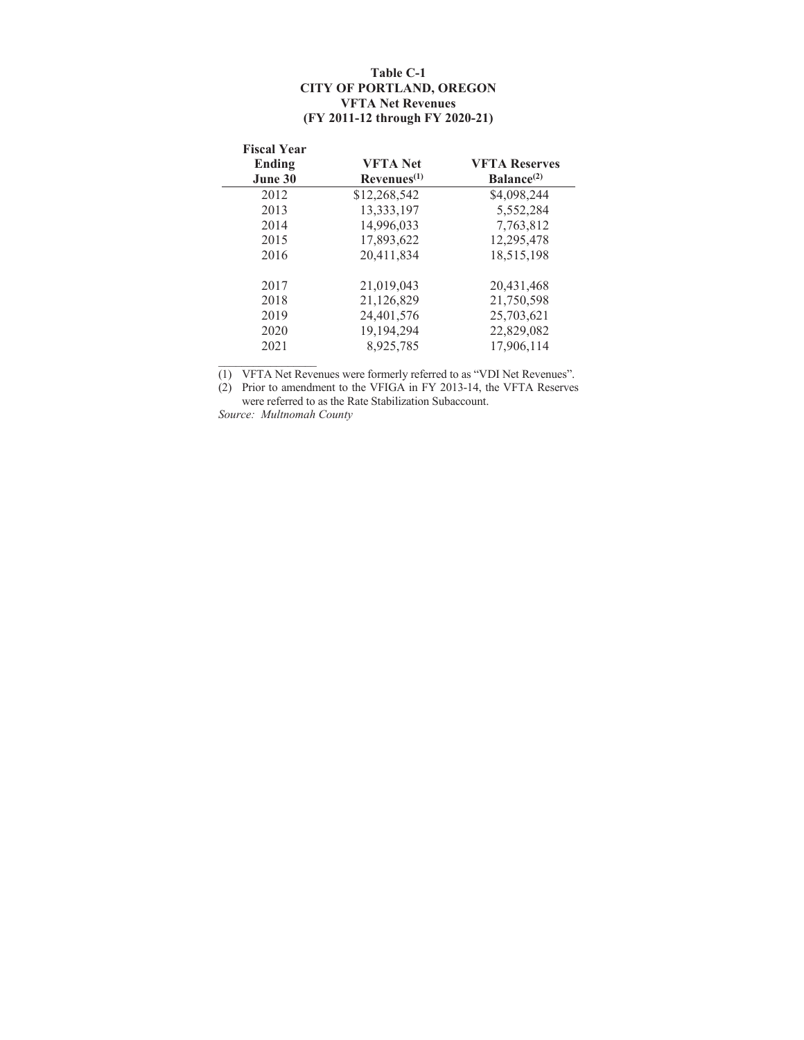**Table C-1**
**CITY OF PORTLAND, OREGON**
**VFTA Net Revenues**
**(FY 2011-12 through FY 2020-21)**

| Fiscal Year Ending June 30 | VFTA Net Revenues[1] | VFTA Reserves Balance[2] |
|---|---|---|
| 2012 | $12,268,542 | $4,098,244 |
| 2013 | 13,333,197 | 5,552,284 |
| 2014 | 14,996,033 | 7,763,812 |
| 2015 | 17,893,622 | 12,295,478 |
| 2016 | 20,411,834 | 18,515,198 |
| 2017 | 21,019,043 | 20,431,468 |
| 2018 | 21,126,829 | 21,750,598 |
| 2019 | 24,401,576 | 25,703,621 |
| 2020 | 19,194,294 | 22,829,082 |
| 2021 | 8,925,785 | 17,906,114 |

(1) VFTA Net Revenues were formerly referred to as "VDI Net Revenues".
(2) Prior to amendment to the VFIGA in FY 2013-14, the VFTA Reserves were referred to as the Rate Stabilization Subaccount.

*Source: Multnomah County*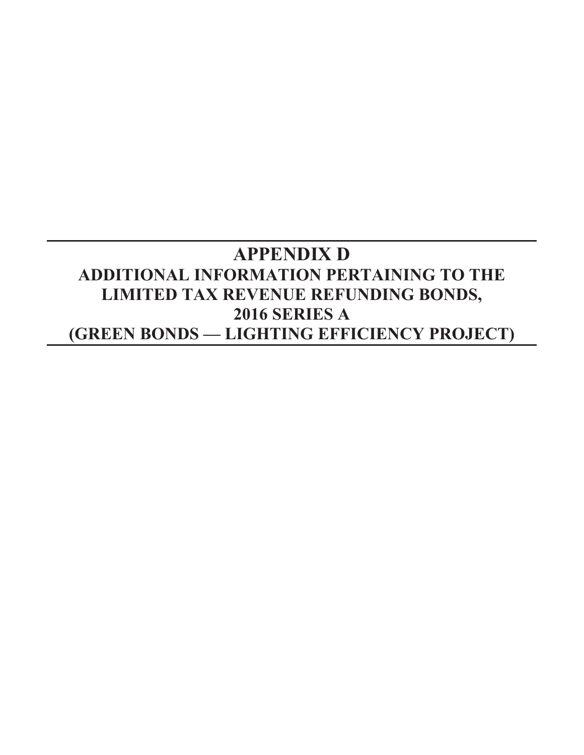# APPENDIX D
## ADDITIONAL INFORMATION PERTAINING TO THE LIMITED TAX REVENUE REFUNDING BONDS, 2016 SERIES A (GREEN BONDS — LIGHTING EFFICIENCY PROJECT)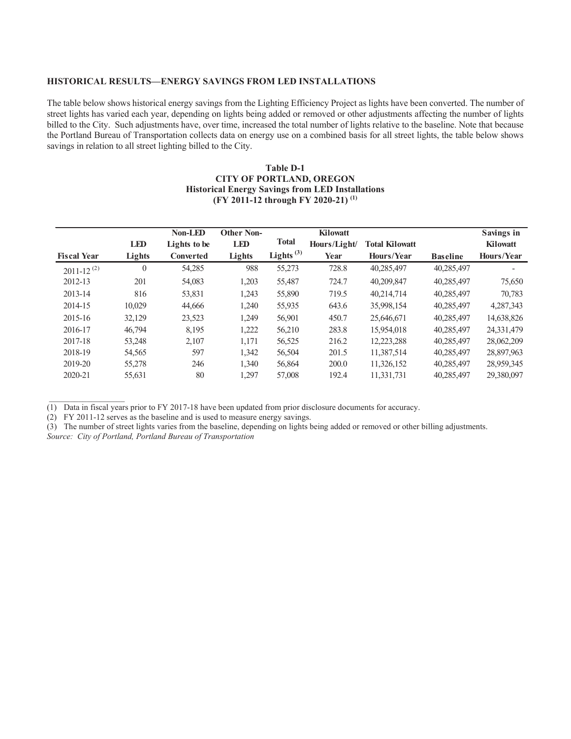**HISTORICAL RESULTS—ENERGY SAVINGS FROM LED INSTALLATIONS**

The table below shows historical energy savings from the Lighting Efficiency Project as lights have been converted. The number of street lights has varied each year, depending on lights being added or removed or other adjustments affecting the number of lights billed to the City. Such adjustments have, over time, increased the total number of lights relative to the baseline. Note that because the Portland Bureau of Transportation collects data on energy use on a combined basis for all street lights, the table below shows savings in relation to all street lighting billed to the City.

**Table D-1**
**CITY OF PORTLAND, OREGON**
**Historical Energy Savings from LED Installations**
**(FY 2011-12 through FY 2020-21) [(1)]**

| Fiscal Year | LED Lights | Non-LED Lights to be Converted | Other Non-LED Lights | Total Lights [(3)] | Kilowatt Hours/Light/Year | Total Kilowatt Hours/Year | Baseline | Savings in Kilowatt Hours/Year |
|---|---|---|---|---|---|---|---|---|
| 2011-12 [(2)] | 0 | 54,285 | 988 | 55,273 | 728.8 | 40,285,497 | 40,285,497 | - |
| 2012-13 | 201 | 54,083 | 1,203 | 55,487 | 724.7 | 40,209,847 | 40,285,497 | 75,650 |
| 2013-14 | 816 | 53,831 | 1,243 | 55,890 | 719.5 | 40,214,714 | 40,285,497 | 70,783 |
| 2014-15 | 10,029 | 44,666 | 1,240 | 55,935 | 643.6 | 35,998,154 | 40,285,497 | 4,287,343 |
| 2015-16 | 32,129 | 23,523 | 1,249 | 56,901 | 450.7 | 25,646,671 | 40,285,497 | 14,638,826 |
| 2016-17 | 46,794 | 8,195 | 1,222 | 56,210 | 283.8 | 15,954,018 | 40,285,497 | 24,331,479 |
| 2017-18 | 53,248 | 2,107 | 1,171 | 56,525 | 216.2 | 12,223,288 | 40,285,497 | 28,062,209 |
| 2018-19 | 54,565 | 597 | 1,342 | 56,504 | 201.5 | 11,387,514 | 40,285,497 | 28,897,963 |
| 2019-20 | 55,278 | 246 | 1,340 | 56,864 | 200.0 | 11,326,152 | 40,285,497 | 28,959,345 |
| 2020-21 | 55,631 | 80 | 1,297 | 57,008 | 192.4 | 11,331,731 | 40,285,497 | 29,380,097 |

(1) Data in fiscal years prior to FY 2017-18 have been updated from prior disclosure documents for accuracy.
(2) FY 2011-12 serves as the baseline and is used to measure energy savings.
(3) The number of street lights varies from the baseline, depending on lights being added or removed or other billing adjustments.
*Source: City of Portland, Portland Bureau of Transportation*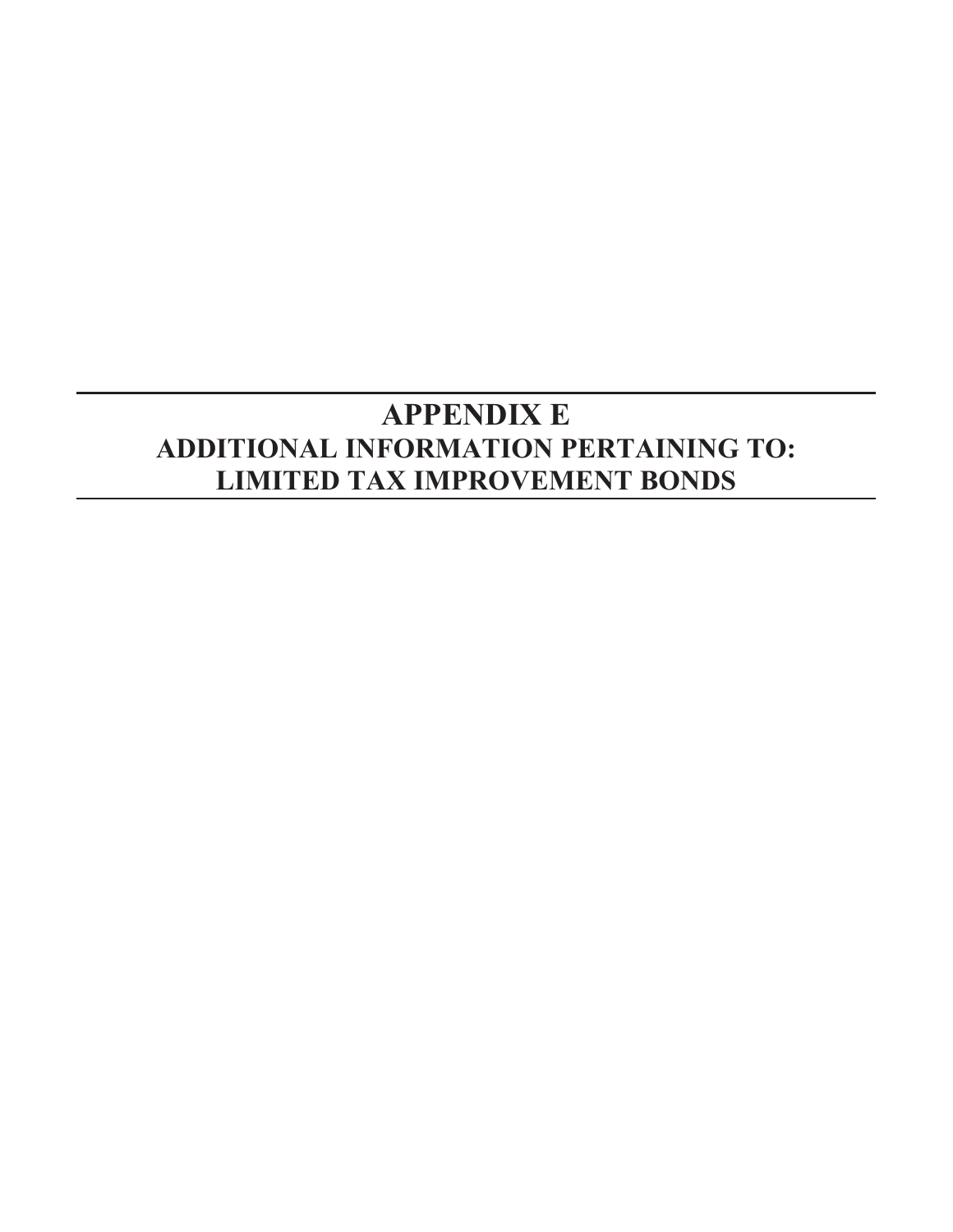# APPENDIX E

## ADDITIONAL INFORMATION PERTAINING TO: LIMITED TAX IMPROVEMENT BONDS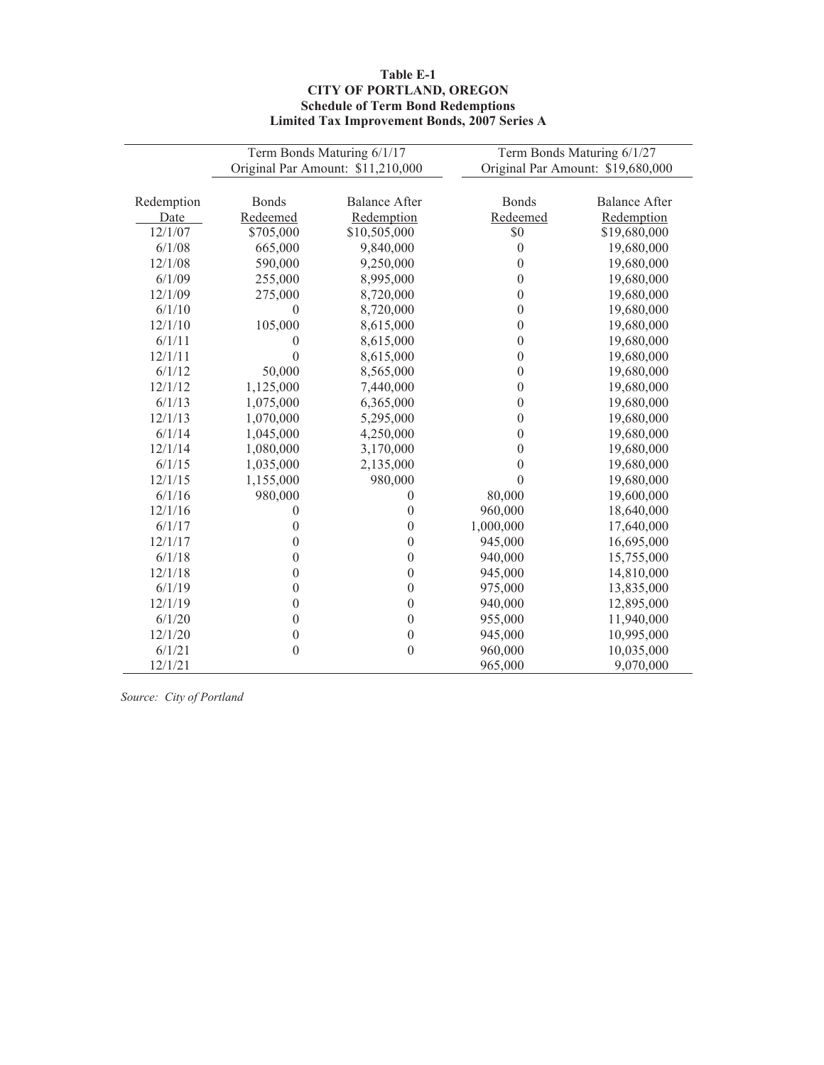**Table E-1**
**CITY OF PORTLAND, OREGON**
**Schedule of Term Bond Redemptions**
**Limited Tax Improvement Bonds, 2007 Series A**

| | Term Bonds Maturing 6/1/17 Original Par Amount: $11,210,000 | | Term Bonds Maturing 6/1/27 Original Par Amount: $19,680,000 | |
|---|---|---|---|---|
| Redemption Date | Bonds Redeemed | Balance After Redemption | Bonds Redeemed | Balance After Redemption |
| 12/1/07 | $705,000 | $10,505,000 | $0 | $19,680,000 |
| 6/1/08 | 665,000 | 9,840,000 | 0 | 19,680,000 |
| 12/1/08 | 590,000 | 9,250,000 | 0 | 19,680,000 |
| 6/1/09 | 255,000 | 8,995,000 | 0 | 19,680,000 |
| 12/1/09 | 275,000 | 8,720,000 | 0 | 19,680,000 |
| 6/1/10 | 0 | 8,720,000 | 0 | 19,680,000 |
| 12/1/10 | 105,000 | 8,615,000 | 0 | 19,680,000 |
| 6/1/11 | 0 | 8,615,000 | 0 | 19,680,000 |
| 12/1/11 | 0 | 8,615,000 | 0 | 19,680,000 |
| 6/1/12 | 50,000 | 8,565,000 | 0 | 19,680,000 |
| 12/1/12 | 1,125,000 | 7,440,000 | 0 | 19,680,000 |
| 6/1/13 | 1,075,000 | 6,365,000 | 0 | 19,680,000 |
| 12/1/13 | 1,070,000 | 5,295,000 | 0 | 19,680,000 |
| 6/1/14 | 1,045,000 | 4,250,000 | 0 | 19,680,000 |
| 12/1/14 | 1,080,000 | 3,170,000 | 0 | 19,680,000 |
| 6/1/15 | 1,035,000 | 2,135,000 | 0 | 19,680,000 |
| 12/1/15 | 1,155,000 | 980,000 | 0 | 19,680,000 |
| 6/1/16 | 980,000 | 0 | 80,000 | 19,600,000 |
| 12/1/16 | 0 | 0 | 960,000 | 18,640,000 |
| 6/1/17 | 0 | 0 | 1,000,000 | 17,640,000 |
| 12/1/17 | 0 | 0 | 945,000 | 16,695,000 |
| 6/1/18 | 0 | 0 | 940,000 | 15,755,000 |
| 12/1/18 | 0 | 0 | 945,000 | 14,810,000 |
| 6/1/19 | 0 | 0 | 975,000 | 13,835,000 |
| 12/1/19 | 0 | 0 | 940,000 | 12,895,000 |
| 6/1/20 | 0 | 0 | 955,000 | 11,940,000 |
| 12/1/20 | 0 | 0 | 945,000 | 10,995,000 |
| 6/1/21 | 0 | 0 | 960,000 | 10,035,000 |
| 12/1/21 | | | 965,000 | 9,070,000 |

*Source: City of Portland*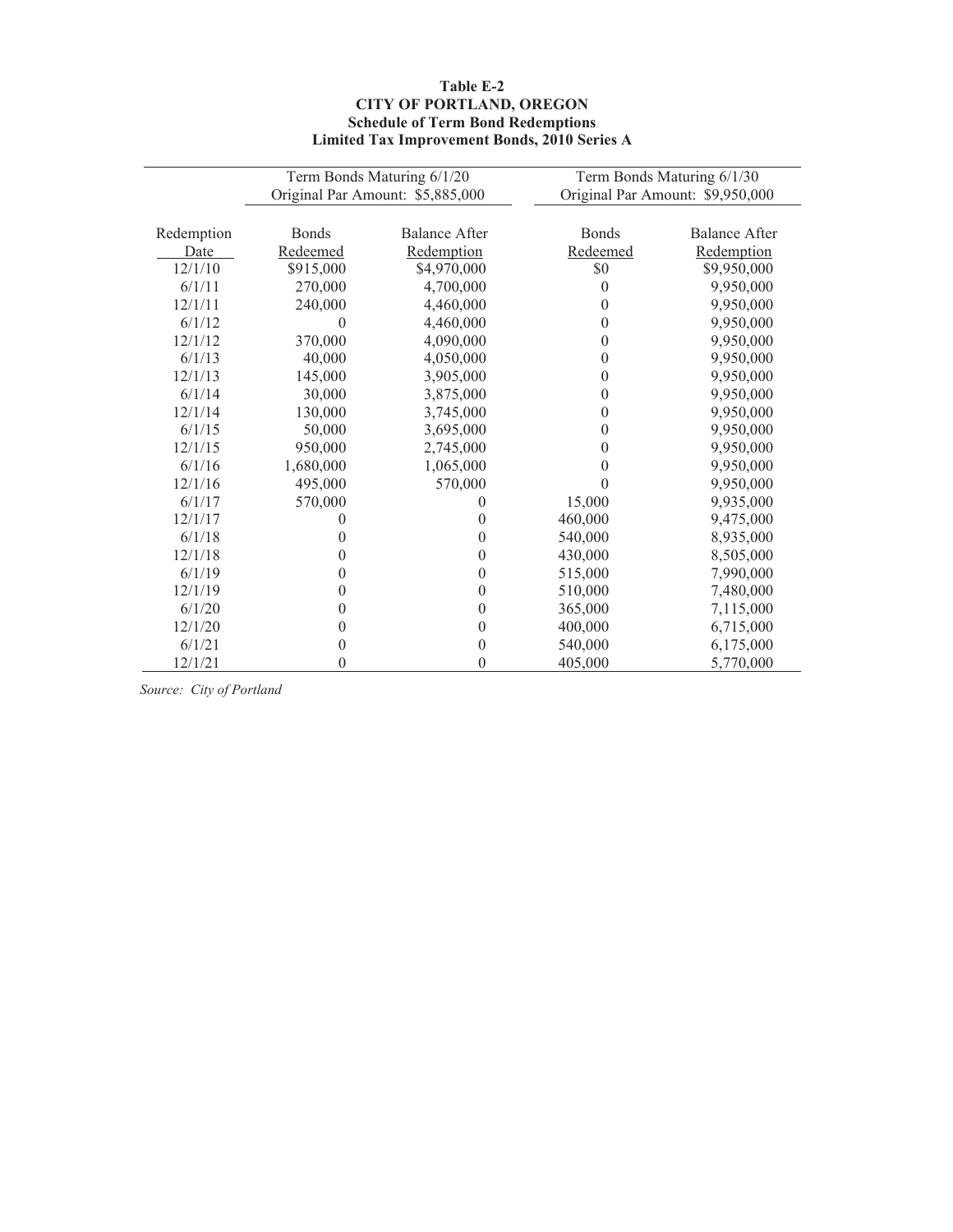**Table E-2**
**CITY OF PORTLAND, OREGON**
**Schedule of Term Bond Redemptions**
**Limited Tax Improvement Bonds, 2010 Series A**

| | Term Bonds Maturing 6/1/20 Original Par Amount: $5,885,000 | | Term Bonds Maturing 6/1/30 Original Par Amount: $9,950,000 | |
|---|---|---|---|---|
| Redemption Date | Bonds Redeemed | Balance After Redemption | Bonds Redeemed | Balance After Redemption |
| 12/1/10 | $915,000 | $4,970,000 | $0 | $9,950,000 |
| 6/1/11 | 270,000 | 4,700,000 | 0 | 9,950,000 |
| 12/1/11 | 240,000 | 4,460,000 | 0 | 9,950,000 |
| 6/1/12 | 0 | 4,460,000 | 0 | 9,950,000 |
| 12/1/12 | 370,000 | 4,090,000 | 0 | 9,950,000 |
| 6/1/13 | 40,000 | 4,050,000 | 0 | 9,950,000 |
| 12/1/13 | 145,000 | 3,905,000 | 0 | 9,950,000 |
| 6/1/14 | 30,000 | 3,875,000 | 0 | 9,950,000 |
| 12/1/14 | 130,000 | 3,745,000 | 0 | 9,950,000 |
| 6/1/15 | 50,000 | 3,695,000 | 0 | 9,950,000 |
| 12/1/15 | 950,000 | 2,745,000 | 0 | 9,950,000 |
| 6/1/16 | 1,680,000 | 1,065,000 | 0 | 9,950,000 |
| 12/1/16 | 495,000 | 570,000 | 0 | 9,950,000 |
| 6/1/17 | 570,000 | 0 | 15,000 | 9,935,000 |
| 12/1/17 | 0 | 0 | 460,000 | 9,475,000 |
| 6/1/18 | 0 | 0 | 540,000 | 8,935,000 |
| 12/1/18 | 0 | 0 | 430,000 | 8,505,000 |
| 6/1/19 | 0 | 0 | 515,000 | 7,990,000 |
| 12/1/19 | 0 | 0 | 510,000 | 7,480,000 |
| 6/1/20 | 0 | 0 | 365,000 | 7,115,000 |
| 12/1/20 | 0 | 0 | 400,000 | 6,715,000 |
| 6/1/21 | 0 | 0 | 540,000 | 6,175,000 |
| 12/1/21 | 0 | 0 | 405,000 | 5,770,000 |

*Source: City of Portland*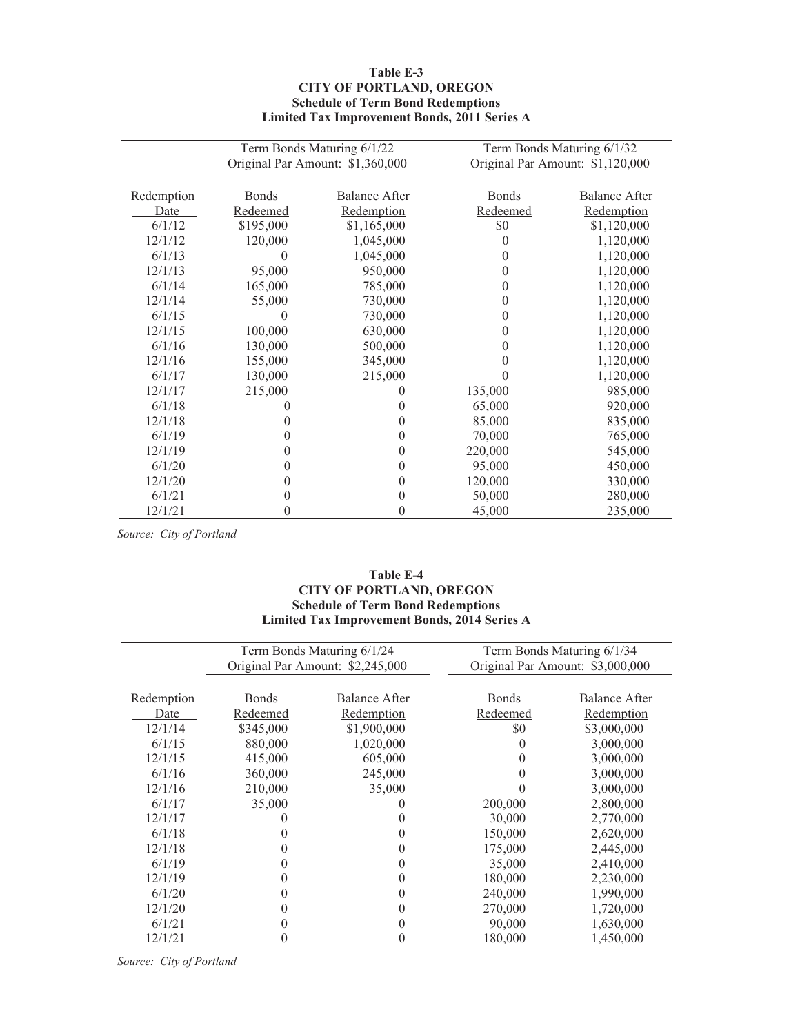**Table E-3**
**CITY OF PORTLAND, OREGON**
**Schedule of Term Bond Redemptions**
**Limited Tax Improvement Bonds, 2011 Series A**

| | Term Bonds Maturing 6/1/22 Original Par Amount: $1,360,000 | | Term Bonds Maturing 6/1/32 Original Par Amount: $1,120,000 | |
|---|---|---|---|---|
| Redemption Date | Bonds Redeemed | Balance After Redemption | Bonds Redeemed | Balance After Redemption |
| 6/1/12 | $195,000 | $1,165,000 | $0 | $1,120,000 |
| 12/1/12 | 120,000 | 1,045,000 | 0 | 1,120,000 |
| 6/1/13 | 0 | 1,045,000 | 0 | 1,120,000 |
| 12/1/13 | 95,000 | 950,000 | 0 | 1,120,000 |
| 6/1/14 | 165,000 | 785,000 | 0 | 1,120,000 |
| 12/1/14 | 55,000 | 730,000 | 0 | 1,120,000 |
| 6/1/15 | 0 | 730,000 | 0 | 1,120,000 |
| 12/1/15 | 100,000 | 630,000 | 0 | 1,120,000 |
| 6/1/16 | 130,000 | 500,000 | 0 | 1,120,000 |
| 12/1/16 | 155,000 | 345,000 | 0 | 1,120,000 |
| 6/1/17 | 130,000 | 215,000 | 0 | 1,120,000 |
| 12/1/17 | 215,000 | 0 | 135,000 | 985,000 |
| 6/1/18 | 0 | 0 | 65,000 | 920,000 |
| 12/1/18 | 0 | 0 | 85,000 | 835,000 |
| 6/1/19 | 0 | 0 | 70,000 | 765,000 |
| 12/1/19 | 0 | 0 | 220,000 | 545,000 |
| 6/1/20 | 0 | 0 | 95,000 | 450,000 |
| 12/1/20 | 0 | 0 | 120,000 | 330,000 |
| 6/1/21 | 0 | 0 | 50,000 | 280,000 |
| 12/1/21 | 0 | 0 | 45,000 | 235,000 |

*Source: City of Portland*

**Table E-4**
**CITY OF PORTLAND, OREGON**
**Schedule of Term Bond Redemptions**
**Limited Tax Improvement Bonds, 2014 Series A**

| | Term Bonds Maturing 6/1/24 Original Par Amount: $2,245,000 | | Term Bonds Maturing 6/1/34 Original Par Amount: $3,000,000 | |
|---|---|---|---|---|
| Redemption Date | Bonds Redeemed | Balance After Redemption | Bonds Redeemed | Balance After Redemption |
| 12/1/14 | $345,000 | $1,900,000 | $0 | $3,000,000 |
| 6/1/15 | 880,000 | 1,020,000 | 0 | 3,000,000 |
| 12/1/15 | 415,000 | 605,000 | 0 | 3,000,000 |
| 6/1/16 | 360,000 | 245,000 | 0 | 3,000,000 |
| 12/1/16 | 210,000 | 35,000 | 0 | 3,000,000 |
| 6/1/17 | 35,000 | 0 | 200,000 | 2,800,000 |
| 12/1/17 | 0 | 0 | 30,000 | 2,770,000 |
| 6/1/18 | 0 | 0 | 150,000 | 2,620,000 |
| 12/1/18 | 0 | 0 | 175,000 | 2,445,000 |
| 6/1/19 | 0 | 0 | 35,000 | 2,410,000 |
| 12/1/19 | 0 | 0 | 180,000 | 2,230,000 |
| 6/1/20 | 0 | 0 | 240,000 | 1,990,000 |
| 12/1/20 | 0 | 0 | 270,000 | 1,720,000 |
| 6/1/21 | 0 | 0 | 90,000 | 1,630,000 |
| 12/1/21 | 0 | 0 | 180,000 | 1,450,000 |

*Source: City of Portland*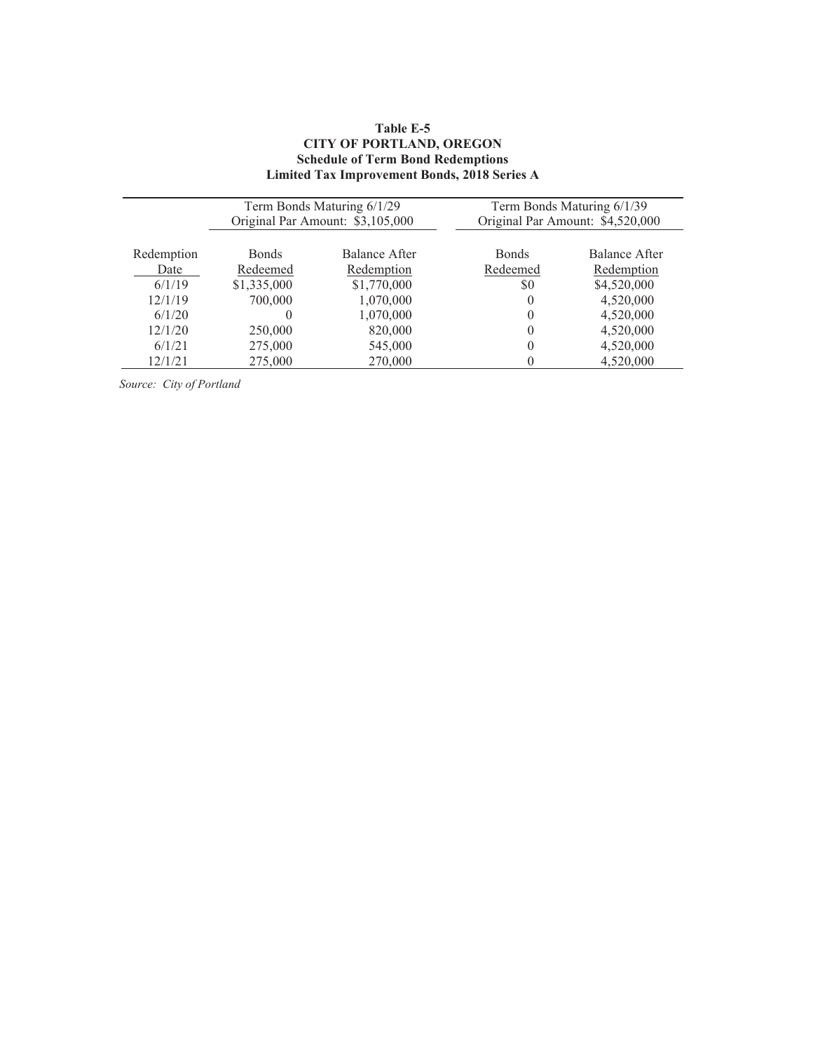**Table E-5**
**CITY OF PORTLAND, OREGON**
**Schedule of Term Bond Redemptions**
**Limited Tax Improvement Bonds, 2018 Series A**

| | Term Bonds Maturing 6/1/29 Original Par Amount: $3,105,000 | | Term Bonds Maturing 6/1/39 Original Par Amount: $4,520,000 | |
|---|---|---|---|---|
| Redemption Date | Bonds Redeemed | Balance After Redemption | Bonds Redeemed | Balance After Redemption |
| 6/1/19 | $1,335,000 | $1,770,000 | $0 | $4,520,000 |
| 12/1/19 | 700,000 | 1,070,000 | 0 | 4,520,000 |
| 6/1/20 | 0 | 1,070,000 | 0 | 4,520,000 |
| 12/1/20 | 250,000 | 820,000 | 0 | 4,520,000 |
| 6/1/21 | 275,000 | 545,000 | 0 | 4,520,000 |
| 12/1/21 | 275,000 | 270,000 | 0 | 4,520,000 |

*Source: City of Portland*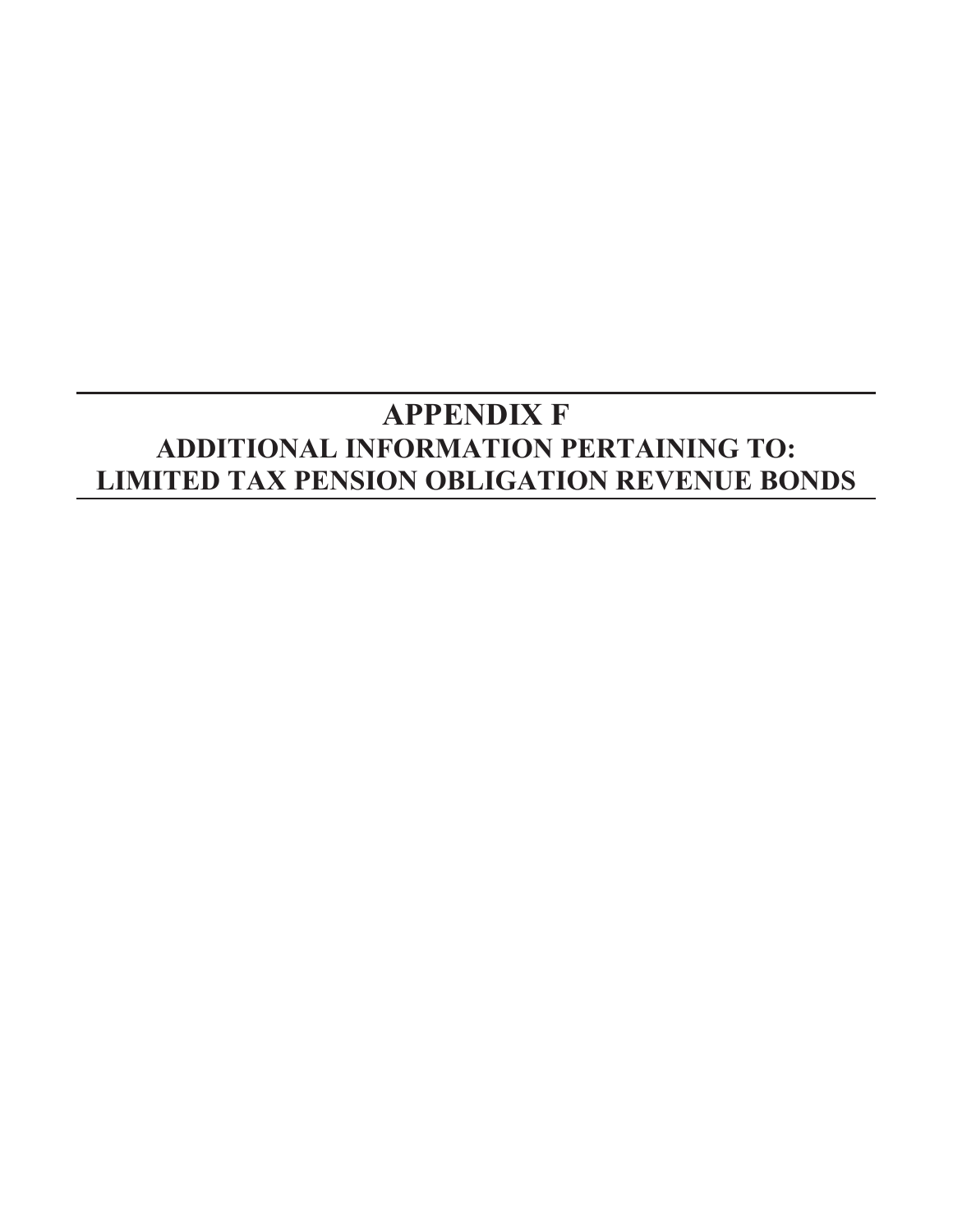# APPENDIX F

## ADDITIONAL INFORMATION PERTAINING TO: LIMITED TAX PENSION OBLIGATION REVENUE BONDS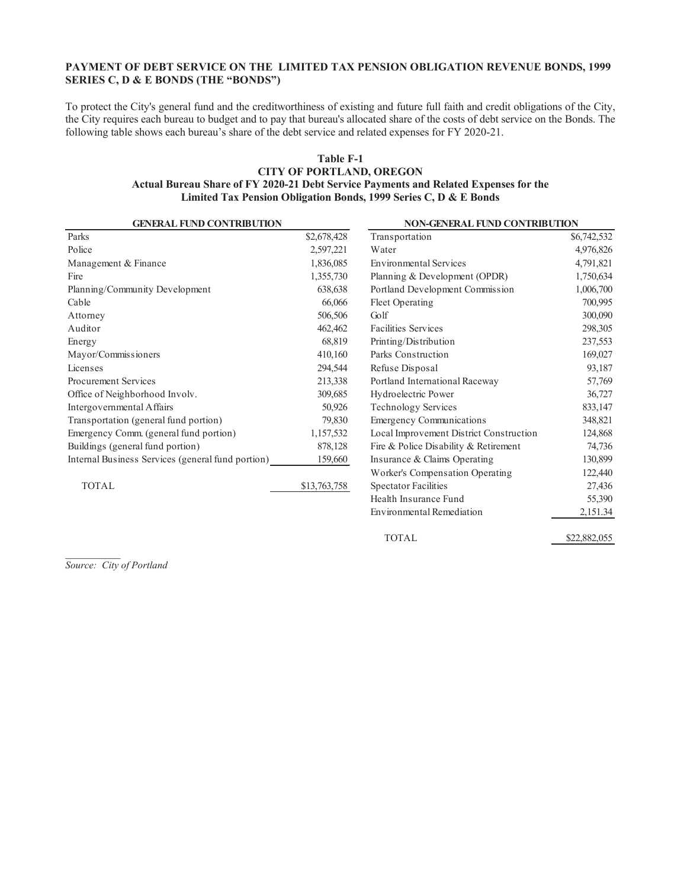**PAYMENT OF DEBT SERVICE ON THE LIMITED TAX PENSION OBLIGATION REVENUE BONDS, 1999 SERIES C, D & E BONDS (THE "BONDS")**

To protect the City's general fund and the creditworthiness of existing and future full faith and credit obligations of the City, the City requires each bureau to budget and to pay that bureau's allocated share of the costs of debt service on the Bonds. The following table shows each bureau's share of the debt service and related expenses for FY 2020-21.

**Table F-1**
**CITY OF PORTLAND, OREGON**
**Actual Bureau Share of FY 2020-21 Debt Service Payments and Related Expenses for the Limited Tax Pension Obligation Bonds, 1999 Series C, D & E Bonds**

| GENERAL FUND CONTRIBUTION | | NON-GENERAL FUND CONTRIBUTION | |
|---|---|---|---|
| Parks | $2,678,428 | Transportation | $6,742,532 |
| Police | 2,597,221 | Water | 4,976,826 |
| Management & Finance | 1,836,085 | Environmental Services | 4,791,821 |
| Fire | 1,355,730 | Planning & Development (OPDR) | 1,750,634 |
| Planning/Community Development | 638,638 | Portland Development Commission | 1,006,700 |
| Cable | 66,066 | Fleet Operating | 700,995 |
| Attorney | 506,506 | Golf | 300,090 |
| Auditor | 462,462 | Facilities Services | 298,305 |
| Energy | 68,819 | Printing/Distribution | 237,553 |
| Mayor/Commissioners | 410,160 | Parks Construction | 169,027 |
| Licenses | 294,544 | Refuse Disposal | 93,187 |
| Procurement Services | 213,338 | Portland International Raceway | 57,769 |
| Office of Neighborhood Involv. | 309,685 | Hydroelectric Power | 36,727 |
| Intergovernmental Affairs | 50,926 | Technology Services | 833,147 |
| Transportation (general fund portion) | 79,830 | Emergency Communications | 348,821 |
| Emergency Comm. (general fund portion) | 1,157,532 | Local Improvement District Construction | 124,868 |
| Buildings (general fund portion) | 878,128 | Fire & Police Disability & Retirement | 74,736 |
| Internal Business Services (general fund portion) | 159,660 | Insurance & Claims Operating | 130,899 |
| | | Worker's Compensation Operating | 122,440 |
| TOTAL | $13,763,758 | Spectator Facilities | 27,436 |
| | | Health Insurance Fund | 55,390 |
| | | Environmental Remediation | 2,151.34 |
| | | TOTAL | $22,882,055 |

*Source: City of Portland*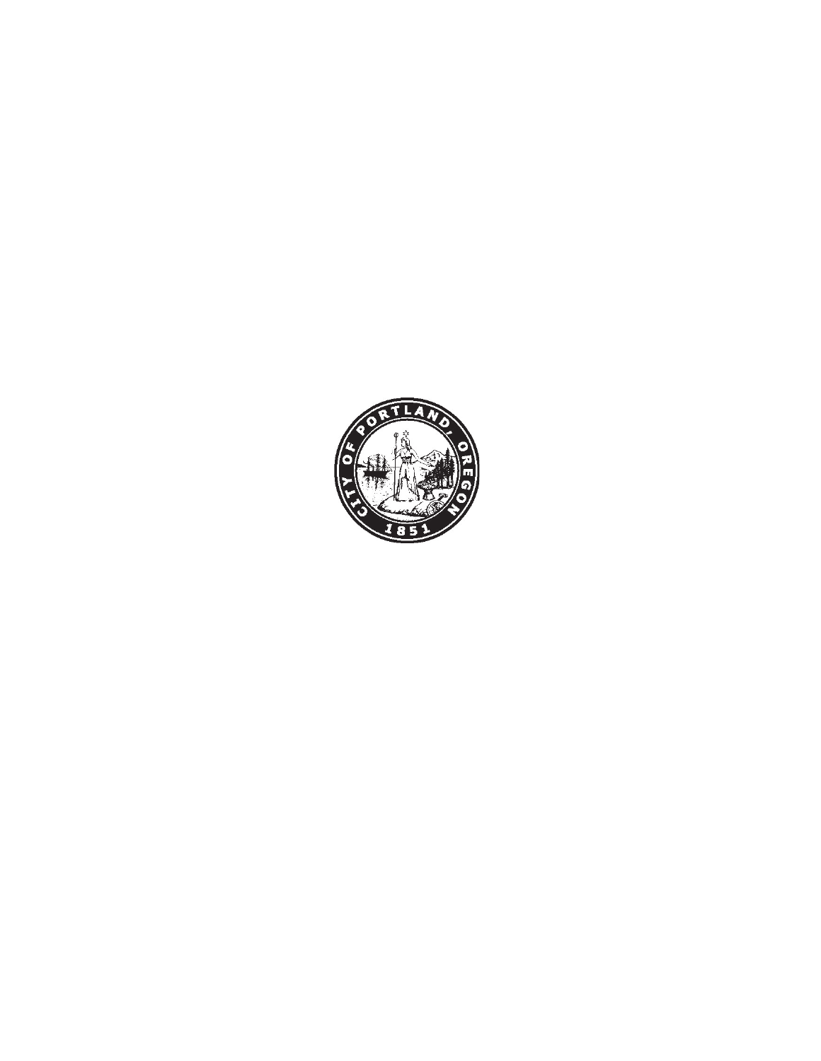CITY OF PORTLAND, OREGON

1851